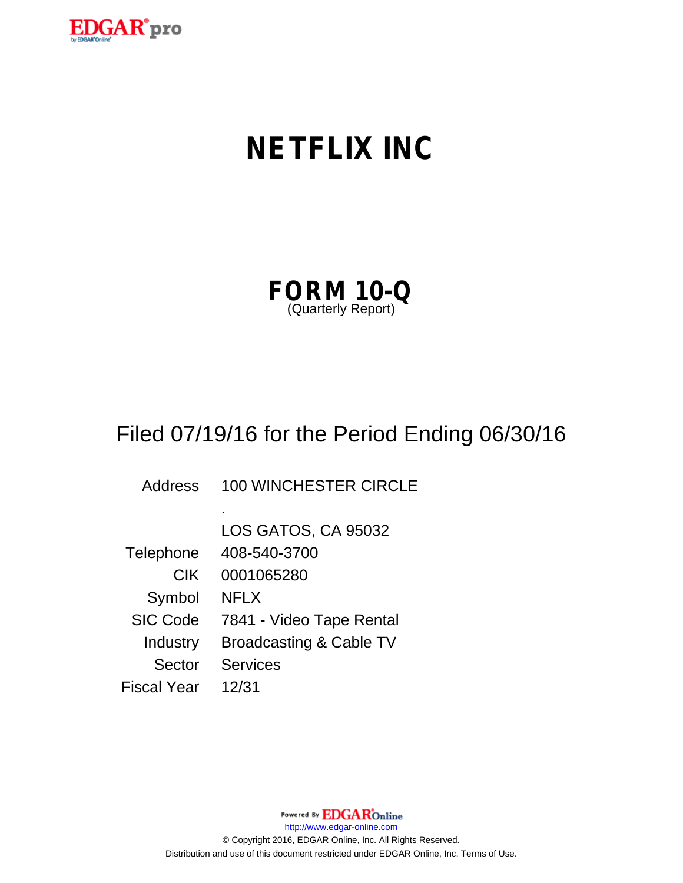# NETFLIX INC

## FORM 10-Q

(Quarterly Report)

Filed 07/19/16 for the Period Ending 06/30/16

| | |
|---|---|
| Address | 100 WINCHESTER CIRCLE |
| | . |
| | LOS GATOS, CA 95032 |
| Telephone | 408-540-3700 |
| CIK | 0001065280 |
| Symbol | NFLX |
| SIC Code | 7841 - Video Tape Rental |
| Industry | Broadcasting & Cable TV |
| Sector | Services |
| Fiscal Year | 12/31 |

Powered By EDGAR Online

http://www.edgar-online.com

© Copyright 2016, EDGAR Online, Inc. All Rights Reserved.

Distribution and use of this document restricted under EDGAR Online, Inc. Terms of Use.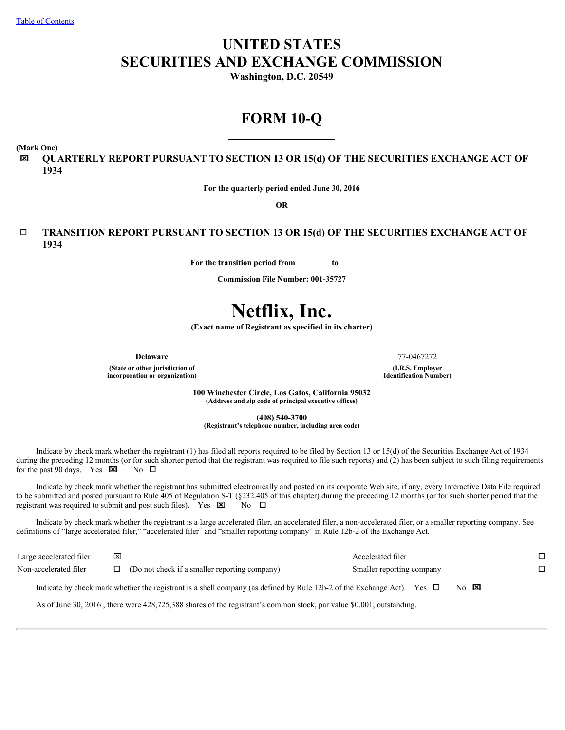# UNITED STATES
# SECURITIES AND EXCHANGE COMMISSION

**Washington, D.C. 20549**

# FORM 10-Q

**(Mark One)**

☒ **QUARTERLY REPORT PURSUANT TO SECTION 13 OR 15(d) OF THE SECURITIES EXCHANGE ACT OF 1934**

**For the quarterly period ended June 30, 2016**

**OR**

☐ **TRANSITION REPORT PURSUANT TO SECTION 13 OR 15(d) OF THE SECURITIES EXCHANGE ACT OF 1934**

**For the transition period from to**

**Commission File Number: 001-35727**

# Netflix, Inc.

**(Exact name of Registrant as specified in its charter)**

| **Delaware** | 77-0467272 |
|---|---|
| **(State or other jurisdiction of incorporation or organization)** | **(I.R.S. Employer Identification Number)** |

**100 Winchester Circle, Los Gatos, California 95032**
**(Address and zip code of principal executive offices)**

**(408) 540-3700**
**(Registrant's telephone number, including area code)**

Indicate by check mark whether the registrant (1) has filed all reports required to be filed by Section 13 or 15(d) of the Securities Exchange Act of 1934 during the preceding 12 months (or for such shorter period that the registrant was required to file such reports) and (2) has been subject to such filing requirements for the past 90 days. Yes ☒ No ☐

Indicate by check mark whether the registrant has submitted electronically and posted on its corporate Web site, if any, every Interactive Data File required to be submitted and posted pursuant to Rule 405 of Regulation S-T (§232.405 of this chapter) during the preceding 12 months (or for such shorter period that the registrant was required to submit and post such files). Yes ☒ No ☐

Indicate by check mark whether the registrant is a large accelerated filer, an accelerated filer, a non-accelerated filer, or a smaller reporting company. See definitions of "large accelerated filer," "accelerated filer" and "smaller reporting company" in Rule 12b-2 of the Exchange Act.

| | | | | |
|---|---|---|---|---|
| Large accelerated filer | ☒ | | Accelerated filer | ☐ |
| Non-accelerated filer | ☐ | (Do not check if a smaller reporting company) | Smaller reporting company | ☐ |

Indicate by check mark whether the registrant is a shell company (as defined by Rule 12b-2 of the Exchange Act). Yes ☐ No ☒

As of June 30, 2016 , there were 428,725,388 shares of the registrant's common stock, par value $0.001, outstanding.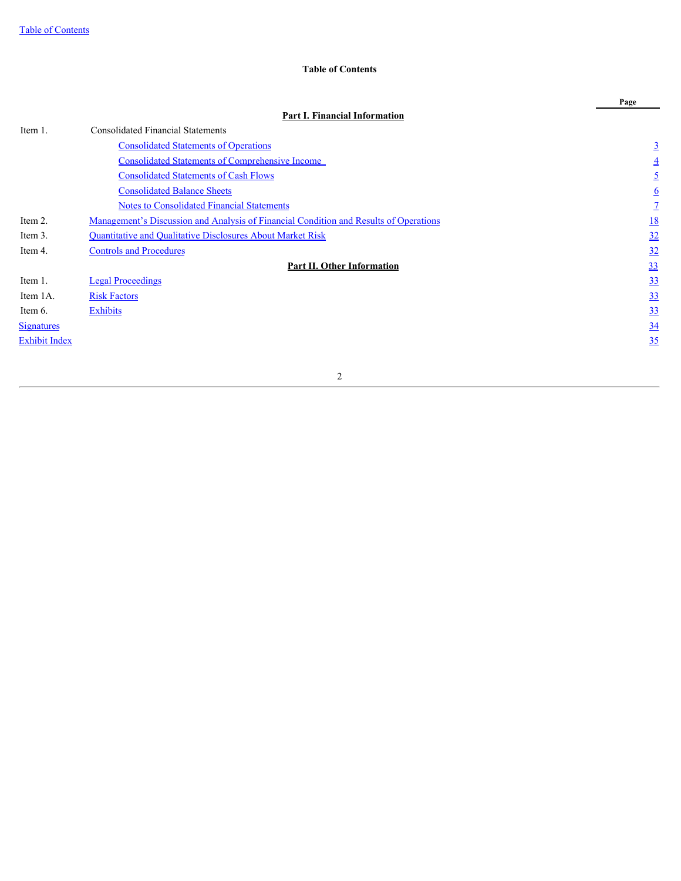## Table of Contents

| | | Page |
|---|---|---|
| | **Part I. Financial Information** | |
| Item 1. | Consolidated Financial Statements | |
| | Consolidated Statements of Operations | 3 |
| | Consolidated Statements of Comprehensive Income | 4 |
| | Consolidated Statements of Cash Flows | 5 |
| | Consolidated Balance Sheets | 6 |
| | Notes to Consolidated Financial Statements | 7 |
| Item 2. | Management's Discussion and Analysis of Financial Condition and Results of Operations | 18 |
| Item 3. | Quantitative and Qualitative Disclosures About Market Risk | 32 |
| Item 4. | Controls and Procedures | 32 |
| | **Part II. Other Information** | 33 |
| Item 1. | Legal Proceedings | 33 |
| Item 1A. | Risk Factors | 33 |
| Item 6. | Exhibits | 33 |
| Signatures | | 34 |
| Exhibit Index | | 35 |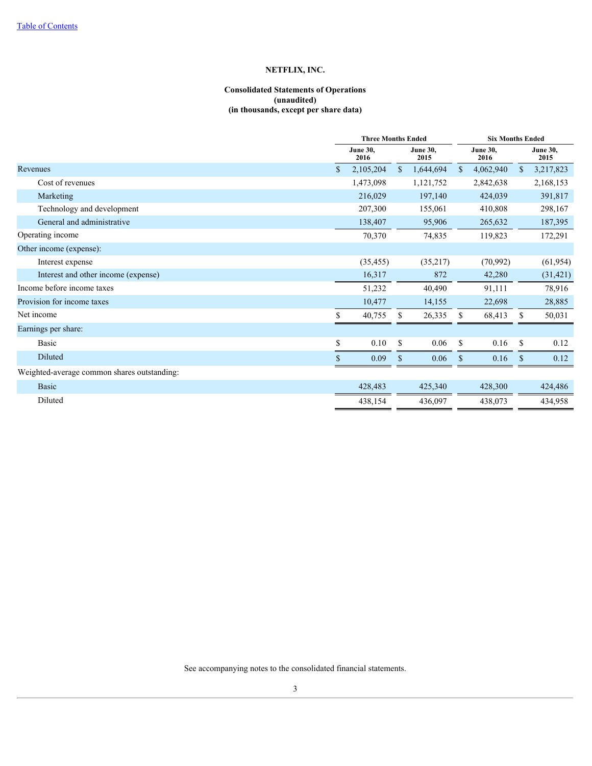[Table of Contents]

# NETFLIX, INC.

## Consolidated Statements of Operations
**(unaudited)**
**(in thousands, except per share data)**

| | Three Months Ended | | Six Months Ended | |
|---|---|---|---|---|
| | June 30, 2016 | June 30, 2015 | June 30, 2016 | June 30, 2015 |
| Revenues | $ 2,105,204 | $ 1,644,694 | $ 4,062,940 | $ 3,217,823 |
| Cost of revenues | 1,473,098 | 1,121,752 | 2,842,638 | 2,168,153 |
| Marketing | 216,029 | 197,140 | 424,039 | 391,817 |
| Technology and development | 207,300 | 155,061 | 410,808 | 298,167 |
| General and administrative | 138,407 | 95,906 | 265,632 | 187,395 |
| Operating income | 70,370 | 74,835 | 119,823 | 172,291 |
| Other income (expense): | | | | |
| Interest expense | (35,455) | (35,217) | (70,992) | (61,954) |
| Interest and other income (expense) | 16,317 | 872 | 42,280 | (31,421) |
| Income before income taxes | 51,232 | 40,490 | 91,111 | 78,916 |
| Provision for income taxes | 10,477 | 14,155 | 22,698 | 28,885 |
| Net income | $ 40,755 | $ 26,335 | $ 68,413 | $ 50,031 |
| Earnings per share: | | | | |
| Basic | $ 0.10 | $ 0.06 | $ 0.16 | $ 0.12 |
| Diluted | $ 0.09 | $ 0.06 | $ 0.16 | $ 0.12 |
| Weighted-average common shares outstanding: | | | | |
| Basic | 428,483 | 425,340 | 428,300 | 424,486 |
| Diluted | 438,154 | 436,097 | 438,073 | 434,958 |

See accompanying notes to the consolidated financial statements.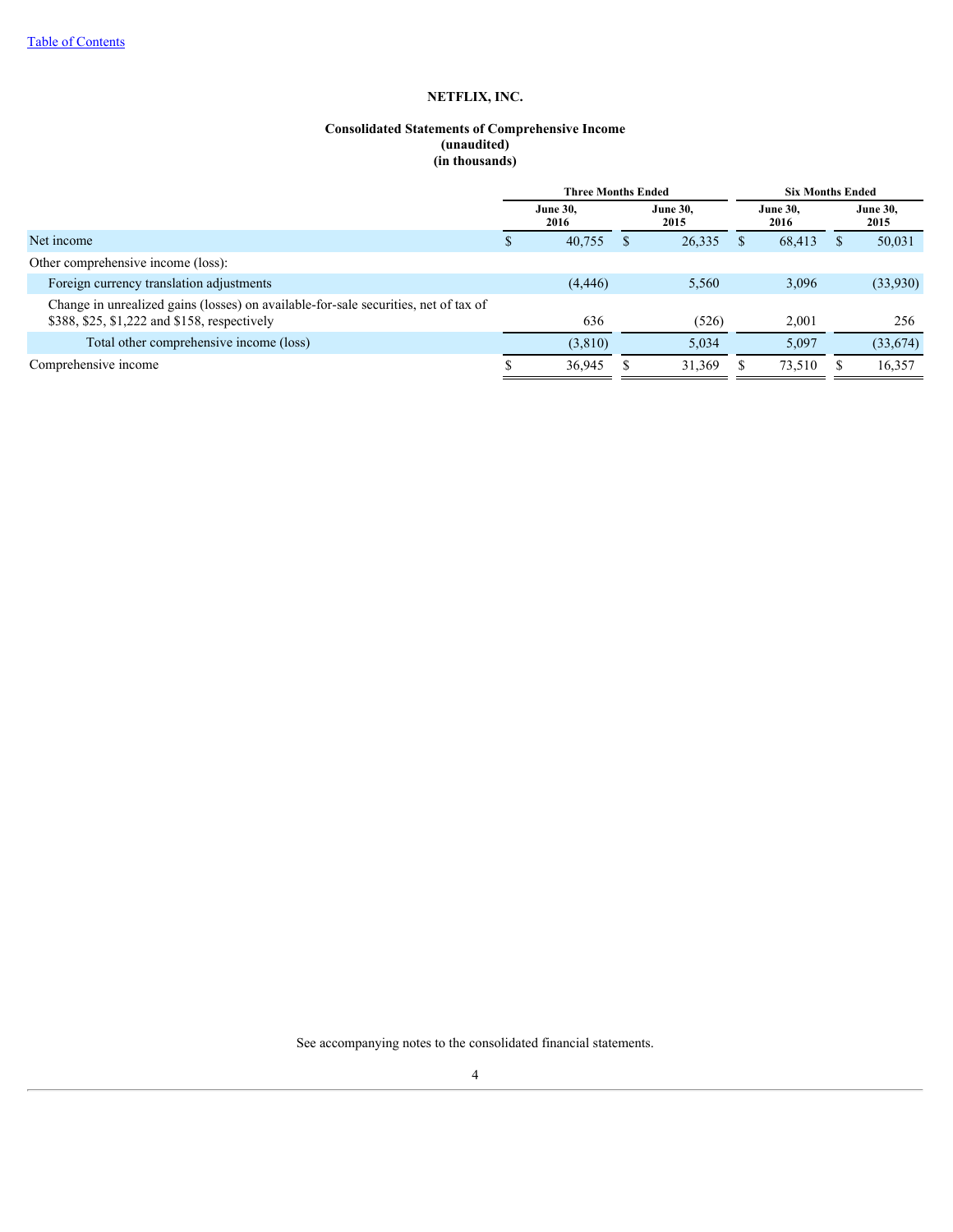[Table of Contents](#)

# NETFLIX, INC.

## Consolidated Statements of Comprehensive Income
**(unaudited)**
**(in thousands)**

| | Three Months Ended | | Six Months Ended | |
|---|---|---|---|---|
| | June 30, 2016 | June 30, 2015 | June 30, 2016 | June 30, 2015 |
| Net income | $ 40,755 | $ 26,335 | $ 68,413 | $ 50,031 |
| Other comprehensive income (loss): | | | | |
| Foreign currency translation adjustments | (4,446) | 5,560 | 3,096 | (33,930) |
| Change in unrealized gains (losses) on available-for-sale securities, net of tax of $388, $25, $1,222 and $158, respectively | 636 | (526) | 2,001 | 256 |
| Total other comprehensive income (loss) | (3,810) | 5,034 | 5,097 | (33,674) |
| Comprehensive income | $ 36,945 | $ 31,369 | $ 73,510 | $ 16,357 |

See accompanying notes to the consolidated financial statements.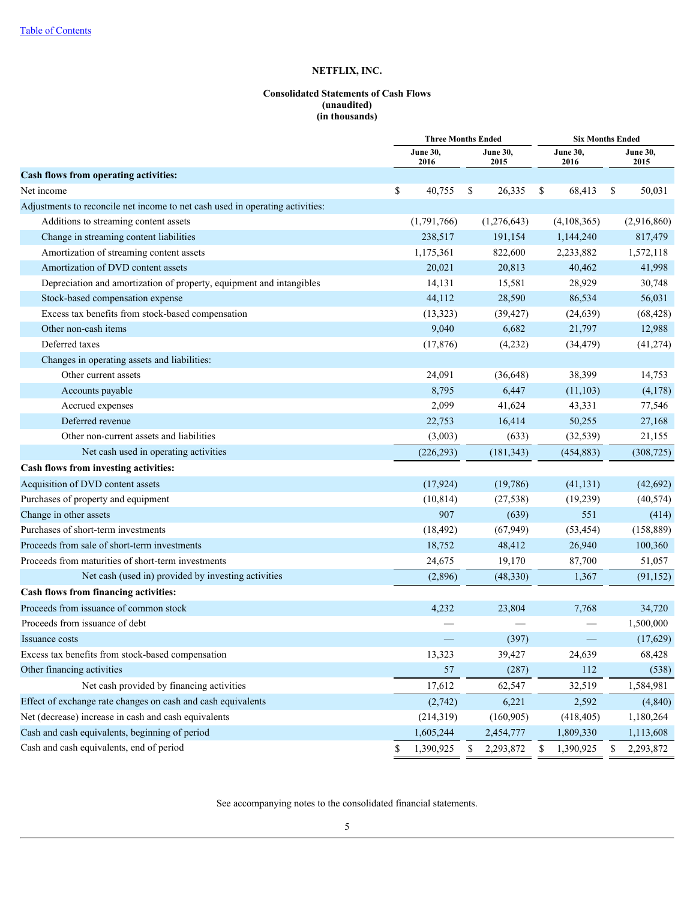[Table of Contents](#)

# NETFLIX, INC.

## Consolidated Statements of Cash Flows
**(unaudited)**
**(in thousands)**

| | Three Months Ended | | Six Months Ended | |
|---|---|---|---|---|
| | June 30, 2016 | June 30, 2015 | June 30, 2016 | June 30, 2015 |
| **Cash flows from operating activities:** | | | | |
| Net income | $ 40,755 | $ 26,335 | $ 68,413 | $ 50,031 |
| Adjustments to reconcile net income to net cash used in operating activities: | | | | |
| Additions to streaming content assets | (1,791,766) | (1,276,643) | (4,108,365) | (2,916,860) |
| Change in streaming content liabilities | 238,517 | 191,154 | 1,144,240 | 817,479 |
| Amortization of streaming content assets | 1,175,361 | 822,600 | 2,233,882 | 1,572,118 |
| Amortization of DVD content assets | 20,021 | 20,813 | 40,462 | 41,998 |
| Depreciation and amortization of property, equipment and intangibles | 14,131 | 15,581 | 28,929 | 30,748 |
| Stock-based compensation expense | 44,112 | 28,590 | 86,534 | 56,031 |
| Excess tax benefits from stock-based compensation | (13,323) | (39,427) | (24,639) | (68,428) |
| Other non-cash items | 9,040 | 6,682 | 21,797 | 12,988 |
| Deferred taxes | (17,876) | (4,232) | (34,479) | (41,274) |
| Changes in operating assets and liabilities: | | | | |
| Other current assets | 24,091 | (36,648) | 38,399 | 14,753 |
| Accounts payable | 8,795 | 6,447 | (11,103) | (4,178) |
| Accrued expenses | 2,099 | 41,624 | 43,331 | 77,546 |
| Deferred revenue | 22,753 | 16,414 | 50,255 | 27,168 |
| Other non-current assets and liabilities | (3,003) | (633) | (32,539) | 21,155 |
| Net cash used in operating activities | (226,293) | (181,343) | (454,883) | (308,725) |
| **Cash flows from investing activities:** | | | | |
| Acquisition of DVD content assets | (17,924) | (19,786) | (41,131) | (42,692) |
| Purchases of property and equipment | (10,814) | (27,538) | (19,239) | (40,574) |
| Change in other assets | 907 | (639) | 551 | (414) |
| Purchases of short-term investments | (18,492) | (67,949) | (53,454) | (158,889) |
| Proceeds from sale of short-term investments | 18,752 | 48,412 | 26,940 | 100,360 |
| Proceeds from maturities of short-term investments | 24,675 | 19,170 | 87,700 | 51,057 |
| Net cash (used in) provided by investing activities | (2,896) | (48,330) | 1,367 | (91,152) |
| **Cash flows from financing activities:** | | | | |
| Proceeds from issuance of common stock | 4,232 | 23,804 | 7,768 | 34,720 |
| Proceeds from issuance of debt | — | — | — | 1,500,000 |
| Issuance costs | — | (397) | — | (17,629) |
| Excess tax benefits from stock-based compensation | 13,323 | 39,427 | 24,639 | 68,428 |
| Other financing activities | 57 | (287) | 112 | (538) |
| Net cash provided by financing activities | 17,612 | 62,547 | 32,519 | 1,584,981 |
| Effect of exchange rate changes on cash and cash equivalents | (2,742) | 6,221 | 2,592 | (4,840) |
| Net (decrease) increase in cash and cash equivalents | (214,319) | (160,905) | (418,405) | 1,180,264 |
| Cash and cash equivalents, beginning of period | 1,605,244 | 2,454,777 | 1,809,330 | 1,113,608 |
| Cash and cash equivalents, end of period | $ 1,390,925 | $ 2,293,872 | $ 1,390,925 | $ 2,293,872 |

See accompanying notes to the consolidated financial statements.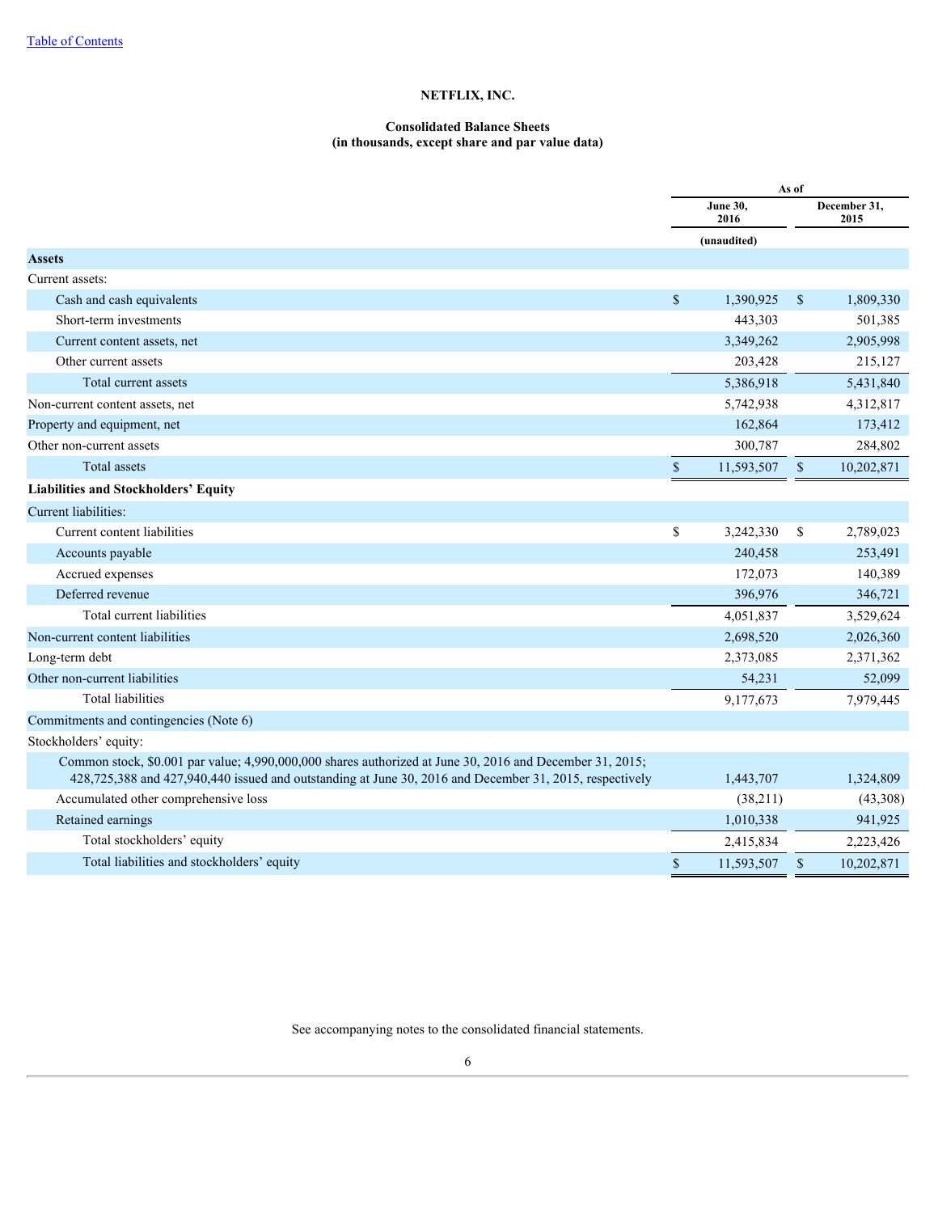[Table of Contents](#)

# NETFLIX, INC.

## Consolidated Balance Sheets
### (in thousands, except share and par value data)

| | As of | |
|---|---|---|
| | June 30, 2016 | December 31, 2015 |
| | (unaudited) | |
| **Assets** | | |
| Current assets: | | |
| Cash and cash equivalents | $ 1,390,925 | $ 1,809,330 |
| Short-term investments | 443,303 | 501,385 |
| Current content assets, net | 3,349,262 | 2,905,998 |
| Other current assets | 203,428 | 215,127 |
| Total current assets | 5,386,918 | 5,431,840 |
| Non-current content assets, net | 5,742,938 | 4,312,817 |
| Property and equipment, net | 162,864 | 173,412 |
| Other non-current assets | 300,787 | 284,802 |
| Total assets | $ 11,593,507 | $ 10,202,871 |
| **Liabilities and Stockholders' Equity** | | |
| Current liabilities: | | |
| Current content liabilities | $ 3,242,330 | $ 2,789,023 |
| Accounts payable | 240,458 | 253,491 |
| Accrued expenses | 172,073 | 140,389 |
| Deferred revenue | 396,976 | 346,721 |
| Total current liabilities | 4,051,837 | 3,529,624 |
| Non-current content liabilities | 2,698,520 | 2,026,360 |
| Long-term debt | 2,373,085 | 2,371,362 |
| Other non-current liabilities | 54,231 | 52,099 |
| Total liabilities | 9,177,673 | 7,979,445 |
| Commitments and contingencies (Note 6) | | |
| Stockholders' equity: | | |
| Common stock, $0.001 par value; 4,990,000,000 shares authorized at June 30, 2016 and December 31, 2015; 428,725,388 and 427,940,440 issued and outstanding at June 30, 2016 and December 31, 2015, respectively | 1,443,707 | 1,324,809 |
| Accumulated other comprehensive loss | (38,211) | (43,308) |
| Retained earnings | 1,010,338 | 941,925 |
| Total stockholders' equity | 2,415,834 | 2,223,426 |
| Total liabilities and stockholders' equity | $ 11,593,507 | $ 10,202,871 |

See accompanying notes to the consolidated financial statements.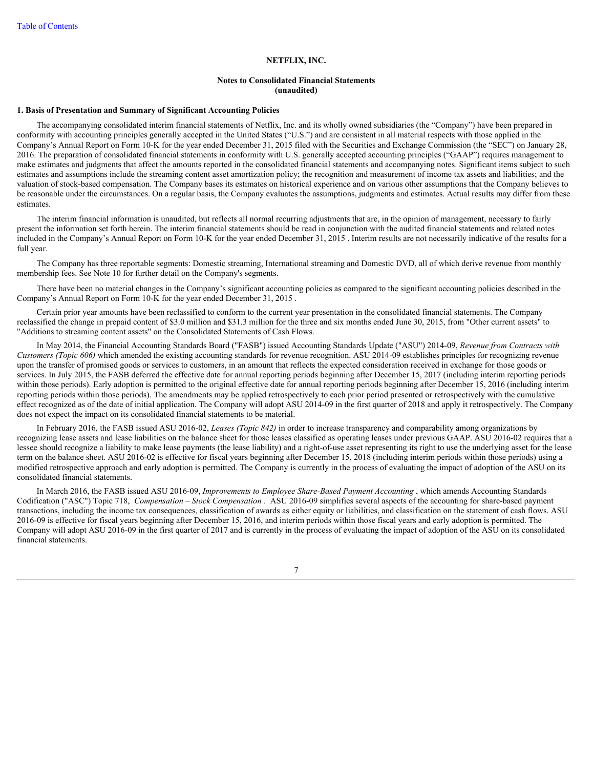**NETFLIX, INC.**

**Notes to Consolidated Financial Statements**
**(unaudited)**

**1. Basis of Presentation and Summary of Significant Accounting Policies**

The accompanying consolidated interim financial statements of Netflix, Inc. and its wholly owned subsidiaries (the "Company") have been prepared in conformity with accounting principles generally accepted in the United States ("U.S.") and are consistent in all material respects with those applied in the Company's Annual Report on Form 10-K for the year ended December 31, 2015 filed with the Securities and Exchange Commission (the "SEC") on January 28, 2016. The preparation of consolidated financial statements in conformity with U.S. generally accepted accounting principles ("GAAP") requires management to make estimates and judgments that affect the amounts reported in the consolidated financial statements and accompanying notes. Significant items subject to such estimates and assumptions include the streaming content asset amortization policy; the recognition and measurement of income tax assets and liabilities; and the valuation of stock-based compensation. The Company bases its estimates on historical experience and on various other assumptions that the Company believes to be reasonable under the circumstances. On a regular basis, the Company evaluates the assumptions, judgments and estimates. Actual results may differ from these estimates.

The interim financial information is unaudited, but reflects all normal recurring adjustments that are, in the opinion of management, necessary to fairly present the information set forth herein. The interim financial statements should be read in conjunction with the audited financial statements and related notes included in the Company's Annual Report on Form 10-K for the year ended December 31, 2015 . Interim results are not necessarily indicative of the results for a full year.

The Company has three reportable segments: Domestic streaming, International streaming and Domestic DVD, all of which derive revenue from monthly membership fees. See Note 10 for further detail on the Company's segments.

There have been no material changes in the Company's significant accounting policies as compared to the significant accounting policies described in the Company's Annual Report on Form 10-K for the year ended December 31, 2015 .

Certain prior year amounts have been reclassified to conform to the current year presentation in the consolidated financial statements. The Company reclassified the change in prepaid content of $3.0 million and $31.3 million for the three and six months ended June 30, 2015, from "Other current assets" to "Additions to streaming content assets" on the Consolidated Statements of Cash Flows.

In May 2014, the Financial Accounting Standards Board ("FASB") issued Accounting Standards Update ("ASU") 2014-09, *Revenue from Contracts with Customers (Topic 606)* which amended the existing accounting standards for revenue recognition. ASU 2014-09 establishes principles for recognizing revenue upon the transfer of promised goods or services to customers, in an amount that reflects the expected consideration received in exchange for those goods or services. In July 2015, the FASB deferred the effective date for annual reporting periods beginning after December 15, 2017 (including interim reporting periods within those periods). Early adoption is permitted to the original effective date for annual reporting periods beginning after December 15, 2016 (including interim reporting periods within those periods). The amendments may be applied retrospectively to each prior period presented or retrospectively with the cumulative effect recognized as of the date of initial application. The Company will adopt ASU 2014-09 in the first quarter of 2018 and apply it retrospectively. The Company does not expect the impact on its consolidated financial statements to be material.

In February 2016, the FASB issued ASU 2016-02, *Leases (Topic 842)* in order to increase transparency and comparability among organizations by recognizing lease assets and lease liabilities on the balance sheet for those leases classified as operating leases under previous GAAP. ASU 2016-02 requires that a lessee should recognize a liability to make lease payments (the lease liability) and a right-of-use asset representing its right to use the underlying asset for the lease term on the balance sheet. ASU 2016-02 is effective for fiscal years beginning after December 15, 2018 (including interim periods within those periods) using a modified retrospective approach and early adoption is permitted. The Company is currently in the process of evaluating the impact of adoption of the ASU on its consolidated financial statements.

In March 2016, the FASB issued ASU 2016-09, *Improvements to Employee Share-Based Payment Accounting* , which amends Accounting Standards Codification ("ASC") Topic 718, *Compensation – Stock Compensation* . ASU 2016-09 simplifies several aspects of the accounting for share-based payment transactions, including the income tax consequences, classification of awards as either equity or liabilities, and classification on the statement of cash flows. ASU 2016-09 is effective for fiscal years beginning after December 15, 2016, and interim periods within those fiscal years and early adoption is permitted. The Company will adopt ASU 2016-09 in the first quarter of 2017 and is currently in the process of evaluating the impact of adoption of the ASU on its consolidated financial statements.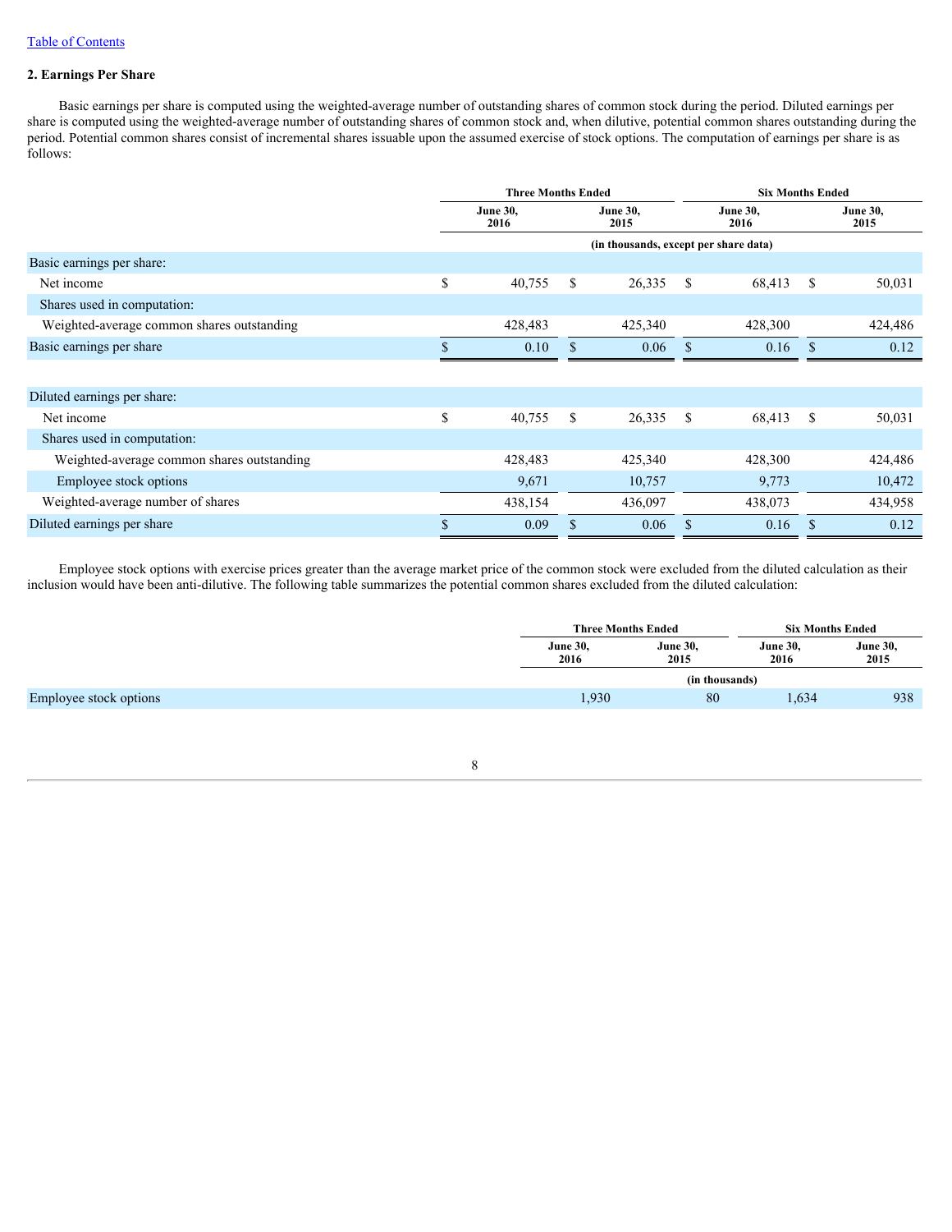## 2. Earnings Per Share

Basic earnings per share is computed using the weighted-average number of outstanding shares of common stock during the period. Diluted earnings per share is computed using the weighted-average number of outstanding shares of common stock and, when dilutive, potential common shares outstanding during the period. Potential common shares consist of incremental shares issuable upon the assumed exercise of stock options. The computation of earnings per share is as follows:

| | Three Months Ended | | Six Months Ended | |
|---|---|---|---|---|
| | June 30, 2016 | June 30, 2015 | June 30, 2016 | June 30, 2015 |
| | (in thousands, except per share data) | | | |
| Basic earnings per share: | | | | |
| Net income | $ 40,755 | $ 26,335 | $ 68,413 | $ 50,031 |
| Shares used in computation: | | | | |
| Weighted-average common shares outstanding | 428,483 | 425,340 | 428,300 | 424,486 |
| Basic earnings per share | $ 0.10 | $ 0.06 | $ 0.16 | $ 0.12 |
| | | | | |
| Diluted earnings per share: | | | | |
| Net income | $ 40,755 | $ 26,335 | $ 68,413 | $ 50,031 |
| Shares used in computation: | | | | |
| Weighted-average common shares outstanding | 428,483 | 425,340 | 428,300 | 424,486 |
| Employee stock options | 9,671 | 10,757 | 9,773 | 10,472 |
| Weighted-average number of shares | 438,154 | 436,097 | 438,073 | 434,958 |
| Diluted earnings per share | $ 0.09 | $ 0.06 | $ 0.16 | $ 0.12 |

Employee stock options with exercise prices greater than the average market price of the common stock were excluded from the diluted calculation as their inclusion would have been anti-dilutive. The following table summarizes the potential common shares excluded from the diluted calculation:

| | Three Months Ended | | Six Months Ended | |
|---|---|---|---|---|
| | June 30, 2016 | June 30, 2015 | June 30, 2016 | June 30, 2015 |
| | (in thousands) | | | |
| Employee stock options | 1,930 | 80 | 1,634 | 938 |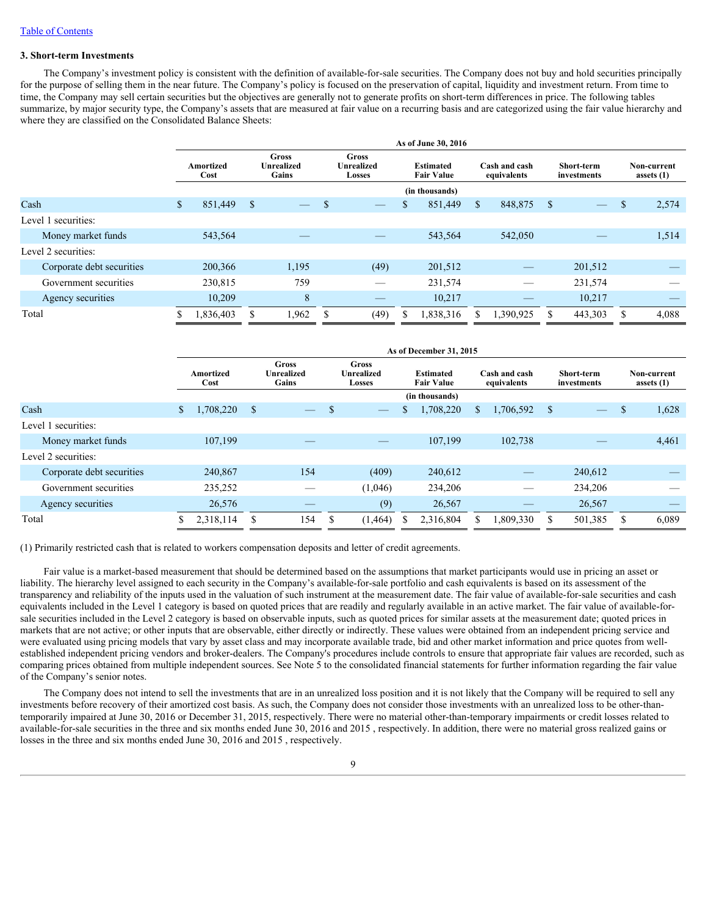[Table of Contents](#)

### 3. Short-term Investments

The Company's investment policy is consistent with the definition of available-for-sale securities. The Company does not buy and hold securities principally for the purpose of selling them in the near future. The Company's policy is focused on the preservation of capital, liquidity and investment return. From time to time, the Company may sell certain securities but the objectives are generally not to generate profits on short-term differences in price. The following tables summarize, by major security type, the Company's assets that are measured at fair value on a recurring basis and are categorized using the fair value hierarchy and where they are classified on the Consolidated Balance Sheets:

| | As of June 30, 2016 | | | | | | |
|---|---|---|---|---|---|---|---|
| | Amortized Cost | Gross Unrealized Gains | Gross Unrealized Losses | Estimated Fair Value | Cash and cash equivalents | Short-term investments | Non-current assets (1) |
| | | | | (in thousands) | | | |
| Cash | $ 851,449 | $ — | $ — | $ 851,449 | $ 848,875 | $ — | $ 2,574 |
| Level 1 securities: | | | | | | | |
| Money market funds | 543,564 | — | — | 543,564 | 542,050 | — | 1,514 |
| Level 2 securities: | | | | | | | |
| Corporate debt securities | 200,366 | 1,195 | (49) | 201,512 | — | 201,512 | — |
| Government securities | 230,815 | 759 | — | 231,574 | — | 231,574 | — |
| Agency securities | 10,209 | 8 | — | 10,217 | — | 10,217 | — |
| Total | $ 1,836,403 | $ 1,962 | $ (49) | $ 1,838,316 | $ 1,390,925 | $ 443,303 | $ 4,088 |

| | As of December 31, 2015 | | | | | | |
|---|---|---|---|---|---|---|---|
| | Amortized Cost | Gross Unrealized Gains | Gross Unrealized Losses | Estimated Fair Value | Cash and cash equivalents | Short-term investments | Non-current assets (1) |
| | | | | (in thousands) | | | |
| Cash | $ 1,708,220 | $ — | $ — | $ 1,708,220 | $ 1,706,592 | $ — | $ 1,628 |
| Level 1 securities: | | | | | | | |
| Money market funds | 107,199 | — | — | 107,199 | 102,738 | — | 4,461 |
| Level 2 securities: | | | | | | | |
| Corporate debt securities | 240,867 | 154 | (409) | 240,612 | — | 240,612 | — |
| Government securities | 235,252 | — | (1,046) | 234,206 | — | 234,206 | — |
| Agency securities | 26,576 | — | (9) | 26,567 | — | 26,567 | — |
| Total | $ 2,318,114 | $ 154 | $ (1,464) | $ 2,316,804 | $ 1,809,330 | $ 501,385 | $ 6,089 |

(1) Primarily restricted cash that is related to workers compensation deposits and letter of credit agreements.

Fair value is a market-based measurement that should be determined based on the assumptions that market participants would use in pricing an asset or liability. The hierarchy level assigned to each security in the Company's available-for-sale portfolio and cash equivalents is based on its assessment of the transparency and reliability of the inputs used in the valuation of such instrument at the measurement date. The fair value of available-for-sale securities and cash equivalents included in the Level 1 category is based on quoted prices that are readily and regularly available in an active market. The fair value of available-for-sale securities included in the Level 2 category is based on observable inputs, such as quoted prices for similar assets at the measurement date; quoted prices in markets that are not active; or other inputs that are observable, either directly or indirectly. These values were obtained from an independent pricing service and were evaluated using pricing models that vary by asset class and may incorporate available trade, bid and other market information and price quotes from well-established independent pricing vendors and broker-dealers. The Company's procedures include controls to ensure that appropriate fair values are recorded, such as comparing prices obtained from multiple independent sources. See Note 5 to the consolidated financial statements for further information regarding the fair value of the Company's senior notes.

The Company does not intend to sell the investments that are in an unrealized loss position and it is not likely that the Company will be required to sell any investments before recovery of their amortized cost basis. As such, the Company does not consider those investments with an unrealized loss to be other-than-temporarily impaired at June 30, 2016 or December 31, 2015, respectively. There were no material other-than-temporary impairments or credit losses related to available-for-sale securities in the three and six months ended June 30, 2016 and 2015 , respectively. In addition, there were no material gross realized gains or losses in the three and six months ended June 30, 2016 and 2015 , respectively.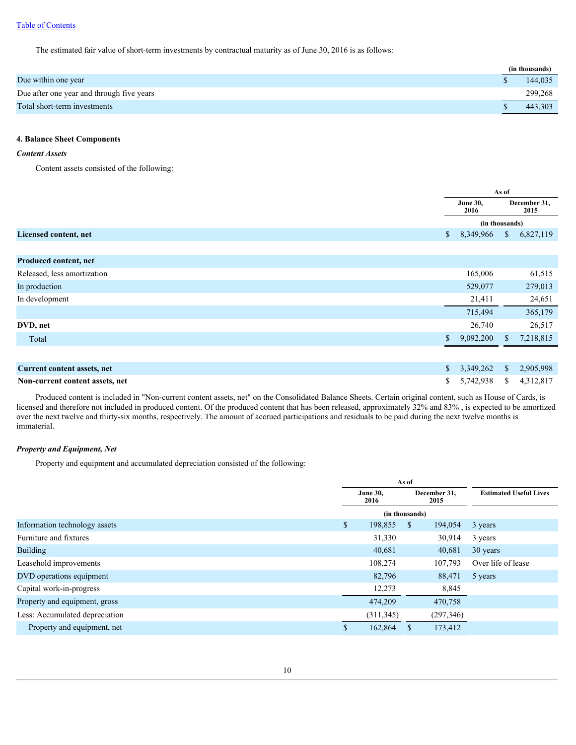The estimated fair value of short-term investments by contractual maturity as of June 30, 2016 is as follows:

| | (in thousands) |
|---|---|
| Due within one year | $ 144,035 |
| Due after one year and through five years | 299,268 |
| Total short-term investments | $ 443,303 |

**4. Balance Sheet Components**

***Content Assets***

Content assets consisted of the following:

| | As of | |
|---|---|---|
| | June 30, 2016 | December 31, 2015 |
| | (in thousands) | |
| **Licensed content, net** | $ 8,349,966 | $ 6,827,119 |
| | | |
| **Produced content, net** | | |
| Released, less amortization | 165,006 | 61,515 |
| In production | 529,077 | 279,013 |
| In development | 21,411 | 24,651 |
| | 715,494 | 365,179 |
| **DVD, net** | 26,740 | 26,517 |
| Total | $ 9,092,200 | $ 7,218,815 |
| | | |
| **Current content assets, net** | $ 3,349,262 | $ 2,905,998 |
| **Non-current content assets, net** | $ 5,742,938 | $ 4,312,817 |

Produced content is included in "Non-current content assets, net" on the Consolidated Balance Sheets. Certain original content, such as House of Cards, is licensed and therefore not included in produced content. Of the produced content that has been released, approximately 32% and 83% , is expected to be amortized over the next twelve and thirty-six months, respectively. The amount of accrued participations and residuals to be paid during the next twelve months is immaterial.

***Property and Equipment, Net***

Property and equipment and accumulated depreciation consisted of the following:

| | As of | | |
|---|---|---|---|
| | June 30, 2016 | December 31, 2015 | Estimated Useful Lives |
| | (in thousands) | | |
| Information technology assets | $ 198,855 | $ 194,054 | 3 years |
| Furniture and fixtures | 31,330 | 30,914 | 3 years |
| Building | 40,681 | 40,681 | 30 years |
| Leasehold improvements | 108,274 | 107,793 | Over life of lease |
| DVD operations equipment | 82,796 | 88,471 | 5 years |
| Capital work-in-progress | 12,273 | 8,845 | |
| Property and equipment, gross | 474,209 | 470,758 | |
| Less: Accumulated depreciation | (311,345) | (297,346) | |
| Property and equipment, net | $ 162,864 | $ 173,412 | |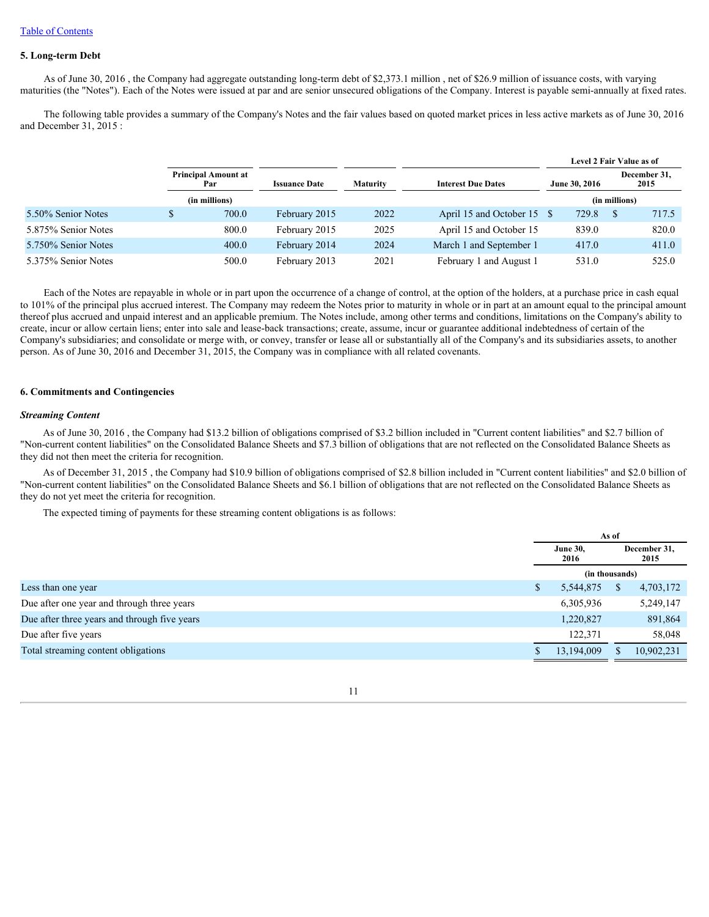[Table of Contents](#)

## 5. Long-term Debt

As of June 30, 2016 , the Company had aggregate outstanding long-term debt of $2,373.1 million , net of $26.9 million of issuance costs, with varying maturities (the "Notes"). Each of the Notes were issued at par and are senior unsecured obligations of the Company. Interest is payable semi-annually at fixed rates.

The following table provides a summary of the Company's Notes and the fair values based on quoted market prices in less active markets as of June 30, 2016 and December 31, 2015 :

| | Principal Amount at Par | Issuance Date | Maturity | Interest Due Dates | Level 2 Fair Value as of June 30, 2016 | Level 2 Fair Value as of December 31, 2015 |
|---|---|---|---|---|---|---|
| | (in millions) | | | | (in millions) | |
| 5.50% Senior Notes | $ 700.0 | February 2015 | 2022 | April 15 and October 15 | $ 729.8 | $ 717.5 |
| 5.875% Senior Notes | 800.0 | February 2015 | 2025 | April 15 and October 15 | 839.0 | 820.0 |
| 5.750% Senior Notes | 400.0 | February 2014 | 2024 | March 1 and September 1 | 417.0 | 411.0 |
| 5.375% Senior Notes | 500.0 | February 2013 | 2021 | February 1 and August 1 | 531.0 | 525.0 |

Each of the Notes are repayable in whole or in part upon the occurrence of a change of control, at the option of the holders, at a purchase price in cash equal to 101% of the principal plus accrued interest. The Company may redeem the Notes prior to maturity in whole or in part at an amount equal to the principal amount thereof plus accrued and unpaid interest and an applicable premium. The Notes include, among other terms and conditions, limitations on the Company's ability to create, incur or allow certain liens; enter into sale and lease-back transactions; create, assume, incur or guarantee additional indebtedness of certain of the Company's subsidiaries; and consolidate or merge with, or convey, transfer or lease all or substantially all of the Company's and its subsidiaries assets, to another person. As of June 30, 2016 and December 31, 2015, the Company was in compliance with all related covenants.

## 6. Commitments and Contingencies

### *Streaming Content*

As of June 30, 2016 , the Company had $13.2 billion of obligations comprised of $3.2 billion included in "Current content liabilities" and $2.7 billion of "Non-current content liabilities" on the Consolidated Balance Sheets and $7.3 billion of obligations that are not reflected on the Consolidated Balance Sheets as they did not then meet the criteria for recognition.

As of December 31, 2015 , the Company had $10.9 billion of obligations comprised of $2.8 billion included in "Current content liabilities" and $2.0 billion of "Non-current content liabilities" on the Consolidated Balance Sheets and $6.1 billion of obligations that are not reflected on the Consolidated Balance Sheets as they do not yet meet the criteria for recognition.

The expected timing of payments for these streaming content obligations is as follows:

| | As of June 30, 2016 | As of December 31, 2015 |
|---|---|---|
| | (in thousands) | |
| Less than one year | $ 5,544,875 | $ 4,703,172 |
| Due after one year and through three years | 6,305,936 | 5,249,147 |
| Due after three years and through five years | 1,220,827 | 891,864 |
| Due after five years | 122,371 | 58,048 |
| Total streaming content obligations | $ 13,194,009 | $ 10,902,231 |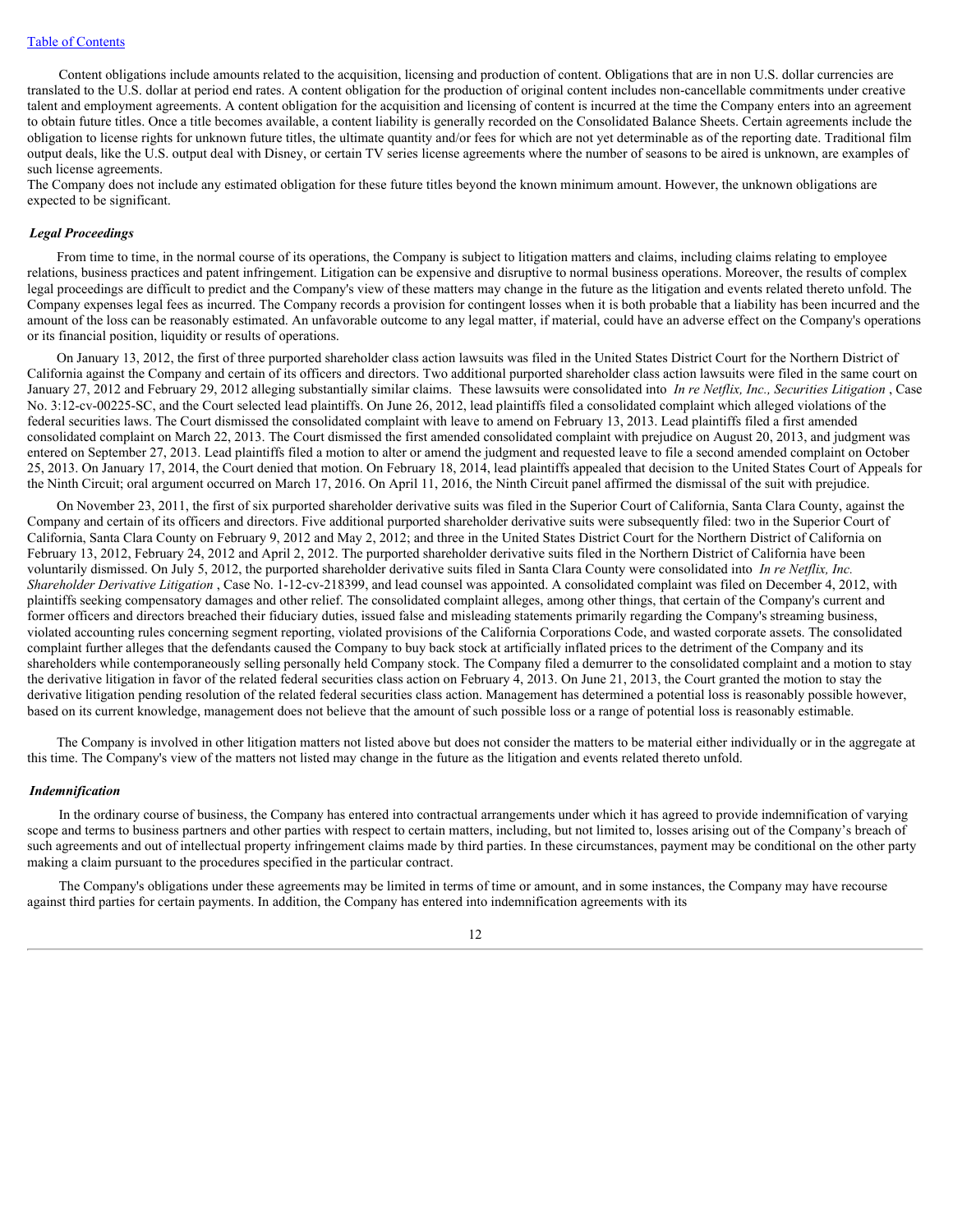Content obligations include amounts related to the acquisition, licensing and production of content. Obligations that are in non U.S. dollar currencies are translated to the U.S. dollar at period end rates. A content obligation for the production of original content includes non-cancellable commitments under creative talent and employment agreements. A content obligation for the acquisition and licensing of content is incurred at the time the Company enters into an agreement to obtain future titles. Once a title becomes available, a content liability is generally recorded on the Consolidated Balance Sheets. Certain agreements include the obligation to license rights for unknown future titles, the ultimate quantity and/or fees for which are not yet determinable as of the reporting date. Traditional film output deals, like the U.S. output deal with Disney, or certain TV series license agreements where the number of seasons to be aired is unknown, are examples of such license agreements.
The Company does not include any estimated obligation for these future titles beyond the known minimum amount. However, the unknown obligations are expected to be significant.

***Legal Proceedings***

From time to time, in the normal course of its operations, the Company is subject to litigation matters and claims, including claims relating to employee relations, business practices and patent infringement. Litigation can be expensive and disruptive to normal business operations. Moreover, the results of complex legal proceedings are difficult to predict and the Company's view of these matters may change in the future as the litigation and events related thereto unfold. The Company expenses legal fees as incurred. The Company records a provision for contingent losses when it is both probable that a liability has been incurred and the amount of the loss can be reasonably estimated. An unfavorable outcome to any legal matter, if material, could have an adverse effect on the Company's operations or its financial position, liquidity or results of operations.

On January 13, 2012, the first of three purported shareholder class action lawsuits was filed in the United States District Court for the Northern District of California against the Company and certain of its officers and directors. Two additional purported shareholder class action lawsuits were filed in the same court on January 27, 2012 and February 29, 2012 alleging substantially similar claims. These lawsuits were consolidated into *In re Netflix, Inc., Securities Litigation* , Case No. 3:12-cv-00225-SC, and the Court selected lead plaintiffs. On June 26, 2012, lead plaintiffs filed a consolidated complaint which alleged violations of the federal securities laws. The Court dismissed the consolidated complaint with leave to amend on February 13, 2013. Lead plaintiffs filed a first amended consolidated complaint on March 22, 2013. The Court dismissed the first amended consolidated complaint with prejudice on August 20, 2013, and judgment was entered on September 27, 2013. Lead plaintiffs filed a motion to alter or amend the judgment and requested leave to file a second amended complaint on October 25, 2013. On January 17, 2014, the Court denied that motion. On February 18, 2014, lead plaintiffs appealed that decision to the United States Court of Appeals for the Ninth Circuit; oral argument occurred on March 17, 2016. On April 11, 2016, the Ninth Circuit panel affirmed the dismissal of the suit with prejudice.

On November 23, 2011, the first of six purported shareholder derivative suits was filed in the Superior Court of California, Santa Clara County, against the Company and certain of its officers and directors. Five additional purported shareholder derivative suits were subsequently filed: two in the Superior Court of California, Santa Clara County on February 9, 2012 and May 2, 2012; and three in the United States District Court for the Northern District of California on February 13, 2012, February 24, 2012 and April 2, 2012. The purported shareholder derivative suits filed in the Northern District of California have been voluntarily dismissed. On July 5, 2012, the purported shareholder derivative suits filed in Santa Clara County were consolidated into *In re Netflix, Inc. Shareholder Derivative Litigation* , Case No. 1-12-cv-218399, and lead counsel was appointed. A consolidated complaint was filed on December 4, 2012, with plaintiffs seeking compensatory damages and other relief. The consolidated complaint alleges, among other things, that certain of the Company's current and former officers and directors breached their fiduciary duties, issued false and misleading statements primarily regarding the Company's streaming business, violated accounting rules concerning segment reporting, violated provisions of the California Corporations Code, and wasted corporate assets. The consolidated complaint further alleges that the defendants caused the Company to buy back stock at artificially inflated prices to the detriment of the Company and its shareholders while contemporaneously selling personally held Company stock. The Company filed a demurrer to the consolidated complaint and a motion to stay the derivative litigation in favor of the related federal securities class action on February 4, 2013. On June 21, 2013, the Court granted the motion to stay the derivative litigation pending resolution of the related federal securities class action. Management has determined a potential loss is reasonably possible however, based on its current knowledge, management does not believe that the amount of such possible loss or a range of potential loss is reasonably estimable.

The Company is involved in other litigation matters not listed above but does not consider the matters to be material either individually or in the aggregate at this time. The Company's view of the matters not listed may change in the future as the litigation and events related thereto unfold.

***Indemnification***

In the ordinary course of business, the Company has entered into contractual arrangements under which it has agreed to provide indemnification of varying scope and terms to business partners and other parties with respect to certain matters, including, but not limited to, losses arising out of the Company's breach of such agreements and out of intellectual property infringement claims made by third parties. In these circumstances, payment may be conditional on the other party making a claim pursuant to the procedures specified in the particular contract.

The Company's obligations under these agreements may be limited in terms of time or amount, and in some instances, the Company may have recourse against third parties for certain payments. In addition, the Company has entered into indemnification agreements with its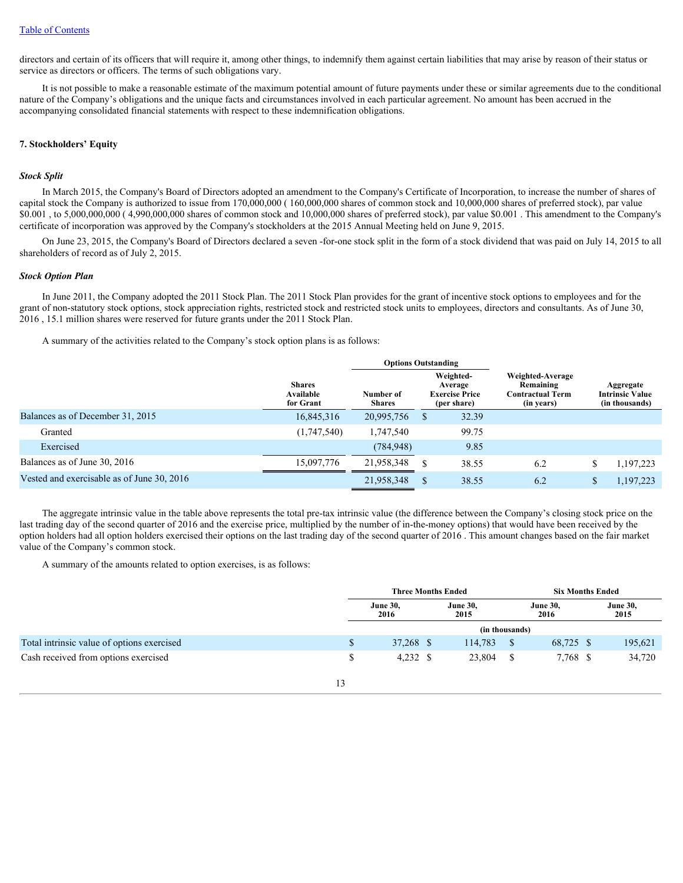directors and certain of its officers that will require it, among other things, to indemnify them against certain liabilities that may arise by reason of their status or service as directors or officers. The terms of such obligations vary.

It is not possible to make a reasonable estimate of the maximum potential amount of future payments under these or similar agreements due to the conditional nature of the Company's obligations and the unique facts and circumstances involved in each particular agreement. No amount has been accrued in the accompanying consolidated financial statements with respect to these indemnification obligations.

## 7. Stockholders' Equity

### *Stock Split*

In March 2015, the Company's Board of Directors adopted an amendment to the Company's Certificate of Incorporation, to increase the number of shares of capital stock the Company is authorized to issue from 170,000,000 ( 160,000,000 shares of common stock and 10,000,000 shares of preferred stock), par value \$0.001 , to 5,000,000,000 ( 4,990,000,000 shares of common stock and 10,000,000 shares of preferred stock), par value \$0.001 . This amendment to the Company's certificate of incorporation was approved by the Company's stockholders at the 2015 Annual Meeting held on June 9, 2015.

On June 23, 2015, the Company's Board of Directors declared a seven -for-one stock split in the form of a stock dividend that was paid on July 14, 2015 to all shareholders of record as of July 2, 2015.

### *Stock Option Plan*

In June 2011, the Company adopted the 2011 Stock Plan. The 2011 Stock Plan provides for the grant of incentive stock options to employees and for the grant of non-statutory stock options, stock appreciation rights, restricted stock and restricted stock units to employees, directors and consultants. As of June 30, 2016 , 15.1 million shares were reserved for future grants under the 2011 Stock Plan.

A summary of the activities related to the Company's stock option plans is as follows:

| | | Options Outstanding | | | |
|---|---|---|---|---|---|
| | Shares Available for Grant | Number of Shares | Weighted-Average Exercise Price (per share) | Weighted-Average Remaining Contractual Term (in years) | Aggregate Intrinsic Value (in thousands) |
| Balances as of December 31, 2015 | 16,845,316 | 20,995,756 | \$ 32.39 | | |
| Granted | (1,747,540) | 1,747,540 | 99.75 | | |
| Exercised | | (784,948) | 9.85 | | |
| Balances as of June 30, 2016 | 15,097,776 | 21,958,348 | \$ 38.55 | 6.2 | \$ 1,197,223 |
| Vested and exercisable as of June 30, 2016 | | 21,958,348 | \$ 38.55 | 6.2 | \$ 1,197,223 |

The aggregate intrinsic value in the table above represents the total pre-tax intrinsic value (the difference between the Company's closing stock price on the last trading day of the second quarter of 2016 and the exercise price, multiplied by the number of in-the-money options) that would have been received by the option holders had all option holders exercised their options on the last trading day of the second quarter of 2016 . This amount changes based on the fair market value of the Company's common stock.

A summary of the amounts related to option exercises, is as follows:

| | Three Months Ended | | Six Months Ended | |
|---|---|---|---|---|
| | June 30, 2016 | June 30, 2015 | June 30, 2016 | June 30, 2015 |
| | (in thousands) | | | |
| Total intrinsic value of options exercised | \$ 37,268 | \$ 114,783 | \$ 68,725 | \$ 195,621 |
| Cash received from options exercised | \$ 4,232 | \$ 23,804 | \$ 7,768 | \$ 34,720 |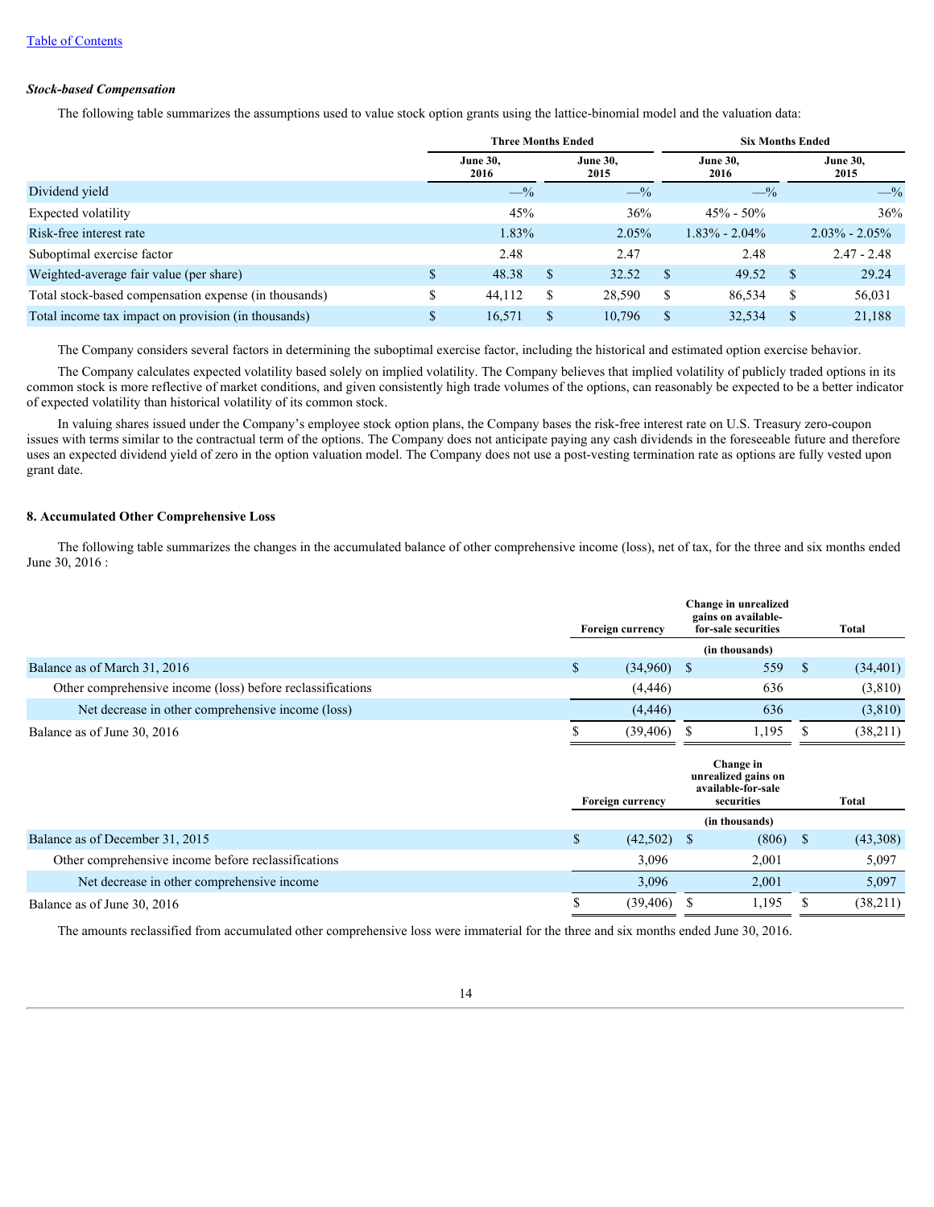### *Stock-based Compensation*

The following table summarizes the assumptions used to value stock option grants using the lattice-binomial model and the valuation data:

| | Three Months Ended | | Six Months Ended | |
|---|---|---|---|---|
| | June 30, 2016 | June 30, 2015 | June 30, 2016 | June 30, 2015 |
| Dividend yield | —% | —% | —% | —% |
| Expected volatility | 45% | 36% | 45% - 50% | 36% |
| Risk-free interest rate | 1.83% | 2.05% | 1.83% - 2.04% | 2.03% - 2.05% |
| Suboptimal exercise factor | 2.48 | 2.47 | 2.48 | 2.47 - 2.48 |
| Weighted-average fair value (per share) | $ 48.38 | $ 32.52 | $ 49.52 | $ 29.24 |
| Total stock-based compensation expense (in thousands) | $ 44,112 | $ 28,590 | $ 86,534 | $ 56,031 |
| Total income tax impact on provision (in thousands) | $ 16,571 | $ 10,796 | $ 32,534 | $ 21,188 |

The Company considers several factors in determining the suboptimal exercise factor, including the historical and estimated option exercise behavior.

The Company calculates expected volatility based solely on implied volatility. The Company believes that implied volatility of publicly traded options in its common stock is more reflective of market conditions, and given consistently high trade volumes of the options, can reasonably be expected to be a better indicator of expected volatility than historical volatility of its common stock.

In valuing shares issued under the Company's employee stock option plans, the Company bases the risk-free interest rate on U.S. Treasury zero-coupon issues with terms similar to the contractual term of the options. The Company does not anticipate paying any cash dividends in the foreseeable future and therefore uses an expected dividend yield of zero in the option valuation model. The Company does not use a post-vesting termination rate as options are fully vested upon grant date.

## 8. Accumulated Other Comprehensive Loss

The following table summarizes the changes in the accumulated balance of other comprehensive income (loss), net of tax, for the three and six months ended June 30, 2016 :

| | Foreign currency | Change in unrealized gains on available-for-sale securities | Total |
|---|---|---|---|
| | | (in thousands) | |
| Balance as of March 31, 2016 | $ (34,960) | $ 559 | $ (34,401) |
| Other comprehensive income (loss) before reclassifications | (4,446) | 636 | (3,810) |
| Net decrease in other comprehensive income (loss) | (4,446) | 636 | (3,810) |
| Balance as of June 30, 2016 | $ (39,406) | $ 1,195 | $ (38,211) |

| | Foreign currency | Change in unrealized gains on available-for-sale securities | Total |
|---|---|---|---|
| | | (in thousands) | |
| Balance as of December 31, 2015 | $ (42,502) | $ (806) | $ (43,308) |
| Other comprehensive income before reclassifications | 3,096 | 2,001 | 5,097 |
| Net decrease in other comprehensive income | 3,096 | 2,001 | 5,097 |
| Balance as of June 30, 2016 | $ (39,406) | $ 1,195 | $ (38,211) |

The amounts reclassified from accumulated other comprehensive loss were immaterial for the three and six months ended June 30, 2016.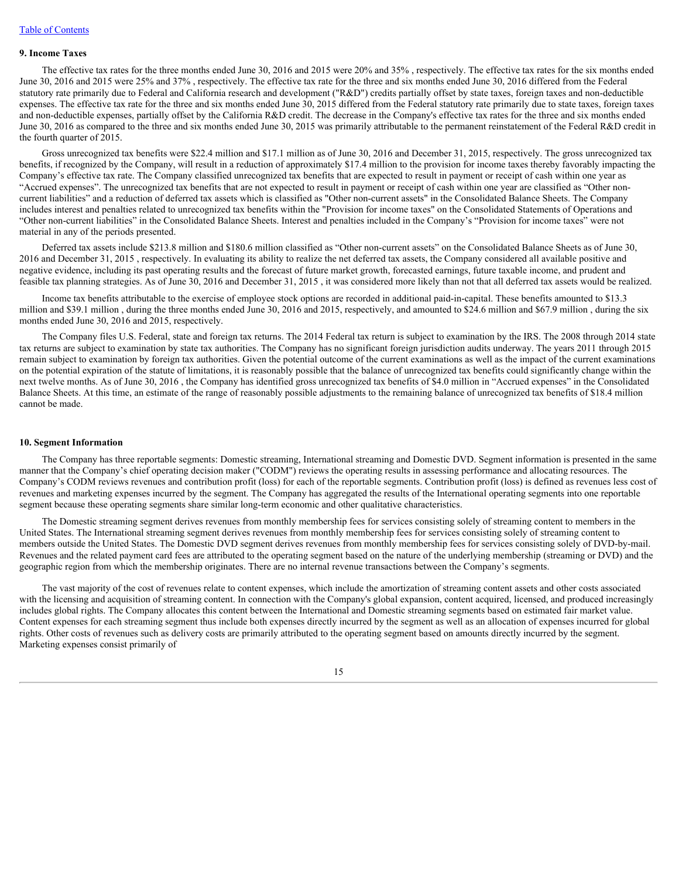## 9. Income Taxes

The effective tax rates for the three months ended June 30, 2016 and 2015 were 20% and 35% , respectively. The effective tax rates for the six months ended June 30, 2016 and 2015 were 25% and 37% , respectively. The effective tax rate for the three and six months ended June 30, 2016 differed from the Federal statutory rate primarily due to Federal and California research and development ("R&D") credits partially offset by state taxes, foreign taxes and non-deductible expenses. The effective tax rate for the three and six months ended June 30, 2015 differed from the Federal statutory rate primarily due to state taxes, foreign taxes and non-deductible expenses, partially offset by the California R&D credit. The decrease in the Company's effective tax rates for the three and six months ended June 30, 2016 as compared to the three and six months ended June 30, 2015 was primarily attributable to the permanent reinstatement of the Federal R&D credit in the fourth quarter of 2015.

Gross unrecognized tax benefits were $22.4 million and $17.1 million as of June 30, 2016 and December 31, 2015, respectively. The gross unrecognized tax benefits, if recognized by the Company, will result in a reduction of approximately $17.4 million to the provision for income taxes thereby favorably impacting the Company's effective tax rate. The Company classified unrecognized tax benefits that are expected to result in payment or receipt of cash within one year as "Accrued expenses". The unrecognized tax benefits that are not expected to result in payment or receipt of cash within one year are classified as "Other non-current liabilities" and a reduction of deferred tax assets which is classified as "Other non-current assets" in the Consolidated Balance Sheets. The Company includes interest and penalties related to unrecognized tax benefits within the "Provision for income taxes" on the Consolidated Statements of Operations and "Other non-current liabilities" in the Consolidated Balance Sheets. Interest and penalties included in the Company's "Provision for income taxes" were not material in any of the periods presented.

Deferred tax assets include $213.8 million and $180.6 million classified as "Other non-current assets" on the Consolidated Balance Sheets as of June 30, 2016 and December 31, 2015 , respectively. In evaluating its ability to realize the net deferred tax assets, the Company considered all available positive and negative evidence, including its past operating results and the forecast of future market growth, forecasted earnings, future taxable income, and prudent and feasible tax planning strategies. As of June 30, 2016 and December 31, 2015 , it was considered more likely than not that all deferred tax assets would be realized.

Income tax benefits attributable to the exercise of employee stock options are recorded in additional paid-in-capital. These benefits amounted to $13.3 million and $39.1 million , during the three months ended June 30, 2016 and 2015, respectively, and amounted to $24.6 million and $67.9 million , during the six months ended June 30, 2016 and 2015, respectively.

The Company files U.S. Federal, state and foreign tax returns. The 2014 Federal tax return is subject to examination by the IRS. The 2008 through 2014 state tax returns are subject to examination by state tax authorities. The Company has no significant foreign jurisdiction audits underway. The years 2011 through 2015 remain subject to examination by foreign tax authorities. Given the potential outcome of the current examinations as well as the impact of the current examinations on the potential expiration of the statute of limitations, it is reasonably possible that the balance of unrecognized tax benefits could significantly change within the next twelve months. As of June 30, 2016 , the Company has identified gross unrecognized tax benefits of $4.0 million in "Accrued expenses" in the Consolidated Balance Sheets. At this time, an estimate of the range of reasonably possible adjustments to the remaining balance of unrecognized tax benefits of $18.4 million cannot be made.

## 10. Segment Information

The Company has three reportable segments: Domestic streaming, International streaming and Domestic DVD. Segment information is presented in the same manner that the Company's chief operating decision maker ("CODM") reviews the operating results in assessing performance and allocating resources. The Company's CODM reviews revenues and contribution profit (loss) for each of the reportable segments. Contribution profit (loss) is defined as revenues less cost of revenues and marketing expenses incurred by the segment. The Company has aggregated the results of the International operating segments into one reportable segment because these operating segments share similar long-term economic and other qualitative characteristics.

The Domestic streaming segment derives revenues from monthly membership fees for services consisting solely of streaming content to members in the United States. The International streaming segment derives revenues from monthly membership fees for services consisting solely of streaming content to members outside the United States. The Domestic DVD segment derives revenues from monthly membership fees for services consisting solely of DVD-by-mail. Revenues and the related payment card fees are attributed to the operating segment based on the nature of the underlying membership (streaming or DVD) and the geographic region from which the membership originates. There are no internal revenue transactions between the Company's segments.

The vast majority of the cost of revenues relate to content expenses, which include the amortization of streaming content assets and other costs associated with the licensing and acquisition of streaming content. In connection with the Company's global expansion, content acquired, licensed, and produced increasingly includes global rights. The Company allocates this content between the International and Domestic streaming segments based on estimated fair market value. Content expenses for each streaming segment thus include both expenses directly incurred by the segment as well as an allocation of expenses incurred for global rights. Other costs of revenues such as delivery costs are primarily attributed to the operating segment based on amounts directly incurred by the segment. Marketing expenses consist primarily of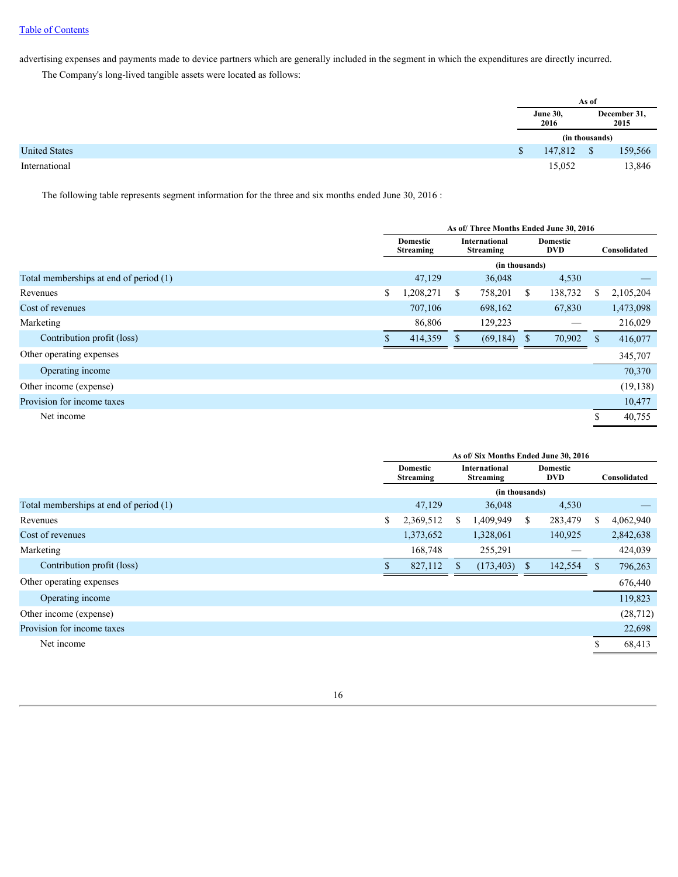advertising expenses and payments made to device partners which are generally included in the segment in which the expenditures are directly incurred.

The Company's long-lived tangible assets were located as follows:

| | As of | |
|---|---|---|
| | June 30, 2016 | December 31, 2015 |
| | (in thousands) | |
| United States | $ 147,812 | $ 159,566 |
| International | 15,052 | 13,846 |

The following table represents segment information for the three and six months ended June 30, 2016 :

| | As of/ Three Months Ended June 30, 2016 | | | |
|---|---|---|---|---|
| | Domestic Streaming | International Streaming | Domestic DVD | Consolidated |
| | (in thousands) | | | |
| Total memberships at end of period (1) | 47,129 | 36,048 | 4,530 | — |
| Revenues | $ 1,208,271 | $ 758,201 | $ 138,732 | $ 2,105,204 |
| Cost of revenues | 707,106 | 698,162 | 67,830 | 1,473,098 |
| Marketing | 86,806 | 129,223 | — | 216,029 |
| Contribution profit (loss) | $ 414,359 | $ (69,184) | $ 70,902 | $ 416,077 |
| Other operating expenses | | | | 345,707 |
| Operating income | | | | 70,370 |
| Other income (expense) | | | | (19,138) |
| Provision for income taxes | | | | 10,477 |
| Net income | | | | $ 40,755 |

| | As of/ Six Months Ended June 30, 2016 | | | |
|---|---|---|---|---|
| | Domestic Streaming | International Streaming | Domestic DVD | Consolidated |
| | (in thousands) | | | |
| Total memberships at end of period (1) | 47,129 | 36,048 | 4,530 | — |
| Revenues | $ 2,369,512 | $ 1,409,949 | $ 283,479 | $ 4,062,940 |
| Cost of revenues | 1,373,652 | 1,328,061 | 140,925 | 2,842,638 |
| Marketing | 168,748 | 255,291 | — | 424,039 |
| Contribution profit (loss) | $ 827,112 | $ (173,403) | $ 142,554 | $ 796,263 |
| Other operating expenses | | | | 676,440 |
| Operating income | | | | 119,823 |
| Other income (expense) | | | | (28,712) |
| Provision for income taxes | | | | 22,698 |
| Net income | | | | $ 68,413 |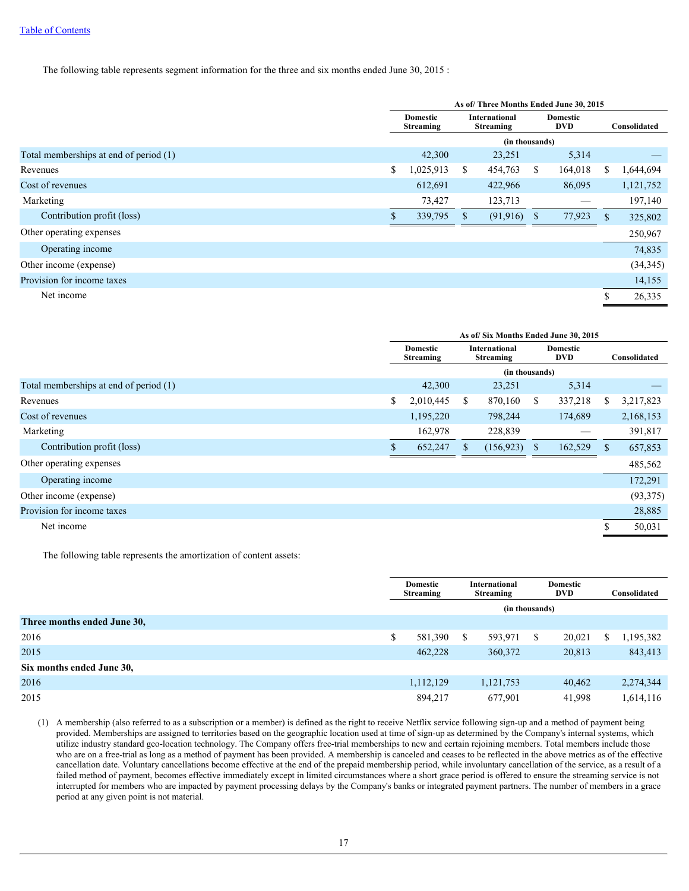The following table represents segment information for the three and six months ended June 30, 2015 :

| | As of/ Three Months Ended June 30, 2015 | | | |
|---|---|---|---|---|
| | Domestic Streaming | International Streaming | Domestic DVD | Consolidated |
| | (in thousands) | | | |
| Total memberships at end of period (1) | 42,300 | 23,251 | 5,314 | — |
| Revenues | $ 1,025,913 | $ 454,763 | $ 164,018 | $ 1,644,694 |
| Cost of revenues | 612,691 | 422,966 | 86,095 | 1,121,752 |
| Marketing | 73,427 | 123,713 | — | 197,140 |
| Contribution profit (loss) | $ 339,795 | $ (91,916) | $ 77,923 | $ 325,802 |
| Other operating expenses | | | | 250,967 |
| Operating income | | | | 74,835 |
| Other income (expense) | | | | (34,345) |
| Provision for income taxes | | | | 14,155 |
| Net income | | | | $ 26,335 |

| | As of/ Six Months Ended June 30, 2015 | | | |
|---|---|---|---|---|
| | Domestic Streaming | International Streaming | Domestic DVD | Consolidated |
| | (in thousands) | | | |
| Total memberships at end of period (1) | 42,300 | 23,251 | 5,314 | — |
| Revenues | $ 2,010,445 | $ 870,160 | $ 337,218 | $ 3,217,823 |
| Cost of revenues | 1,195,220 | 798,244 | 174,689 | 2,168,153 |
| Marketing | 162,978 | 228,839 | — | 391,817 |
| Contribution profit (loss) | $ 652,247 | $ (156,923) | $ 162,529 | $ 657,853 |
| Other operating expenses | | | | 485,562 |
| Operating income | | | | 172,291 |
| Other income (expense) | | | | (93,375) |
| Provision for income taxes | | | | 28,885 |
| Net income | | | | $ 50,031 |

The following table represents the amortization of content assets:

| | Domestic Streaming | International Streaming | Domestic DVD | Consolidated |
|---|---|---|---|---|
| | (in thousands) | | | |
| **Three months ended June 30,** | | | | |
| 2016 | $ 581,390 | $ 593,971 | $ 20,021 | $ 1,195,382 |
| 2015 | 462,228 | 360,372 | 20,813 | 843,413 |
| **Six months ended June 30,** | | | | |
| 2016 | 1,112,129 | 1,121,753 | 40,462 | 2,274,344 |
| 2015 | 894,217 | 677,901 | 41,998 | 1,614,116 |

(1) A membership (also referred to as a subscription or a member) is defined as the right to receive Netflix service following sign-up and a method of payment being provided. Memberships are assigned to territories based on the geographic location used at time of sign-up as determined by the Company's internal systems, which utilize industry standard geo-location technology. The Company offers free-trial memberships to new and certain rejoining members. Total members include those who are on a free-trial as long as a method of payment has been provided. A membership is canceled and ceases to be reflected in the above metrics as of the effective cancellation date. Voluntary cancellations become effective at the end of the prepaid membership period, while involuntary cancellation of the service, as a result of a failed method of payment, becomes effective immediately except in limited circumstances where a short grace period is offered to ensure the streaming service is not interrupted for members who are impacted by payment processing delays by the Company's banks or integrated payment partners. The number of members in a grace period at any given point is not material.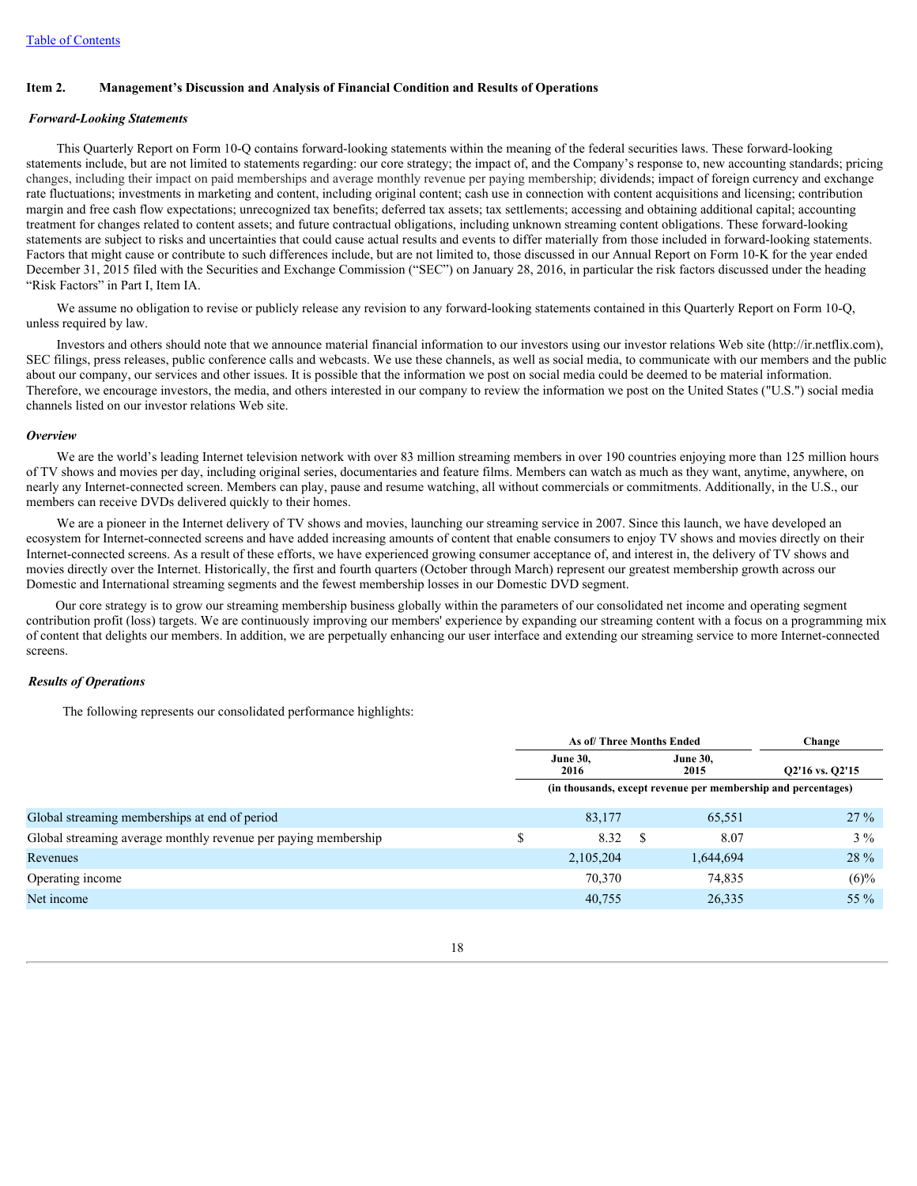[Table of Contents](#)

## Item 2. Management's Discussion and Analysis of Financial Condition and Results of Operations

***Forward-Looking Statements***

This Quarterly Report on Form 10-Q contains forward-looking statements within the meaning of the federal securities laws. These forward-looking statements include, but are not limited to, statements regarding: our core strategy; the impact of, and the Company's response to, new accounting standards; pricing changes, including their impact on paid memberships and average monthly revenue per paying membership; dividends; impact of foreign currency and exchange rate fluctuations; investments in marketing and content, including original content; cash use in connection with content acquisitions and licensing; contribution margin and free cash flow expectations; unrecognized tax benefits; deferred tax assets; tax settlements; accessing and obtaining additional capital; accounting treatment for changes related to content assets; and future contractual obligations, including unknown streaming content obligations. These forward-looking statements are subject to risks and uncertainties that could cause actual results and events to differ materially from those included in forward-looking statements. Factors that might cause or contribute to such differences include, but are not limited to, those discussed in our Annual Report on Form 10-K for the year ended December 31, 2015 filed with the Securities and Exchange Commission ("SEC") on January 28, 2016, in particular the risk factors discussed under the heading "Risk Factors" in Part I, Item IA.

We assume no obligation to revise or publicly release any revision to any forward-looking statements contained in this Quarterly Report on Form 10-Q, unless required by law.

Investors and others should note that we announce material financial information to our investors using our investor relations Web site (http://ir.netflix.com), SEC filings, press releases, public conference calls and webcasts. We use these channels, as well as social media, to communicate with our members and the public about our company, our services and other issues. It is possible that the information we post on social media could be deemed to be material information. Therefore, we encourage investors, the media, and others interested in our company to review the information we post on the United States ("U.S.") social media channels listed on our investor relations Web site.

***Overview***

We are the world's leading Internet television network with over 83 million streaming members in over 190 countries enjoying more than 125 million hours of TV shows and movies per day, including original series, documentaries and feature films. Members can watch as much as they want, anytime, anywhere, on nearly any Internet-connected screen. Members can play, pause and resume watching, all without commercials or commitments. Additionally, in the U.S., our members can receive DVDs delivered quickly to their homes.

We are a pioneer in the Internet delivery of TV shows and movies, launching our streaming service in 2007. Since this launch, we have developed an ecosystem for Internet-connected screens and have added increasing amounts of content that enable consumers to enjoy TV shows and movies directly on their Internet-connected screens. As a result of these efforts, we have experienced growing consumer acceptance of, and interest in, the delivery of TV shows and movies directly over the Internet. Historically, the first and fourth quarters (October through March) represent our greatest membership growth across our Domestic and International streaming segments and the fewest membership losses in our Domestic DVD segment.

Our core strategy is to grow our streaming membership business globally within the parameters of our consolidated net income and operating segment contribution profit (loss) targets. We are continuously improving our members' experience by expanding our streaming content with a focus on a programming mix of content that delights our members. In addition, we are perpetually enhancing our user interface and extending our streaming service to more Internet-connected screens.

***Results of Operations***

The following represents our consolidated performance highlights:

| | As of/ Three Months Ended | | Change |
|---|---|---|---|
| | June 30, 2016 | June 30, 2015 | Q2'16 vs. Q2'15 |
| | (in thousands, except revenue per membership and percentages) | | |
| Global streaming memberships at end of period | 83,177 | 65,551 | 27 % |
| Global streaming average monthly revenue per paying membership | $ 8.32 | $ 8.07 | 3 % |
| Revenues | 2,105,204 | 1,644,694 | 28 % |
| Operating income | 70,370 | 74,835 | (6)% |
| Net income | 40,755 | 26,335 | 55 % |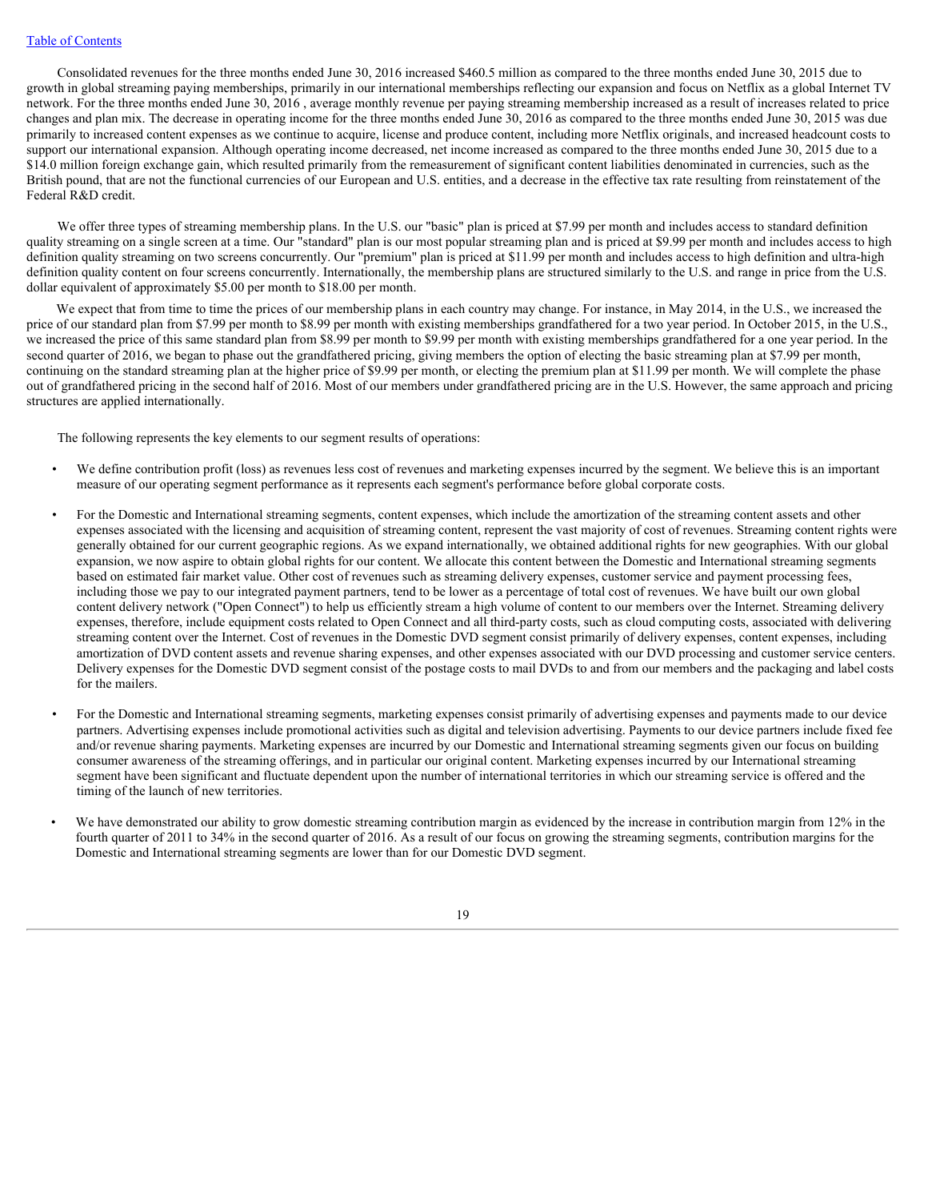Consolidated revenues for the three months ended June 30, 2016 increased $460.5 million as compared to the three months ended June 30, 2015 due to growth in global streaming paying memberships, primarily in our international memberships reflecting our expansion and focus on Netflix as a global Internet TV network. For the three months ended June 30, 2016 , average monthly revenue per paying streaming membership increased as a result of increases related to price changes and plan mix. The decrease in operating income for the three months ended June 30, 2016 as compared to the three months ended June 30, 2015 was due primarily to increased content expenses as we continue to acquire, license and produce content, including more Netflix originals, and increased headcount costs to support our international expansion. Although operating income decreased, net income increased as compared to the three months ended June 30, 2015 due to a $14.0 million foreign exchange gain, which resulted primarily from the remeasurement of significant content liabilities denominated in currencies, such as the British pound, that are not the functional currencies of our European and U.S. entities, and a decrease in the effective tax rate resulting from reinstatement of the Federal R&D credit.

We offer three types of streaming membership plans. In the U.S. our "basic" plan is priced at $7.99 per month and includes access to standard definition quality streaming on a single screen at a time. Our "standard" plan is our most popular streaming plan and is priced at $9.99 per month and includes access to high definition quality streaming on two screens concurrently. Our "premium" plan is priced at $11.99 per month and includes access to high definition and ultra-high definition quality content on four screens concurrently. Internationally, the membership plans are structured similarly to the U.S. and range in price from the U.S. dollar equivalent of approximately $5.00 per month to $18.00 per month.

We expect that from time to time the prices of our membership plans in each country may change. For instance, in May 2014, in the U.S., we increased the price of our standard plan from $7.99 per month to $8.99 per month with existing memberships grandfathered for a two year period. In October 2015, in the U.S., we increased the price of this same standard plan from $8.99 per month to $9.99 per month with existing memberships grandfathered for a one year period. In the second quarter of 2016, we began to phase out the grandfathered pricing, giving members the option of electing the basic streaming plan at $7.99 per month, continuing on the standard streaming plan at the higher price of $9.99 per month, or electing the premium plan at $11.99 per month. We will complete the phase out of grandfathered pricing in the second half of 2016. Most of our members under grandfathered pricing are in the U.S. However, the same approach and pricing structures are applied internationally.

The following represents the key elements to our segment results of operations:

- We define contribution profit (loss) as revenues less cost of revenues and marketing expenses incurred by the segment. We believe this is an important measure of our operating segment performance as it represents each segment's performance before global corporate costs.
- For the Domestic and International streaming segments, content expenses, which include the amortization of the streaming content assets and other expenses associated with the licensing and acquisition of streaming content, represent the vast majority of cost of revenues. Streaming content rights were generally obtained for our current geographic regions. As we expand internationally, we obtained additional rights for new geographies. With our global expansion, we now aspire to obtain global rights for our content. We allocate this content between the Domestic and International streaming segments based on estimated fair market value. Other cost of revenues such as streaming delivery expenses, customer service and payment processing fees, including those we pay to our integrated payment partners, tend to be lower as a percentage of total cost of revenues. We have built our own global content delivery network ("Open Connect") to help us efficiently stream a high volume of content to our members over the Internet. Streaming delivery expenses, therefore, include equipment costs related to Open Connect and all third-party costs, such as cloud computing costs, associated with delivering streaming content over the Internet. Cost of revenues in the Domestic DVD segment consist primarily of delivery expenses, content expenses, including amortization of DVD content assets and revenue sharing expenses, and other expenses associated with our DVD processing and customer service centers. Delivery expenses for the Domestic DVD segment consist of the postage costs to mail DVDs to and from our members and the packaging and label costs for the mailers.
- For the Domestic and International streaming segments, marketing expenses consist primarily of advertising expenses and payments made to our device partners. Advertising expenses include promotional activities such as digital and television advertising. Payments to our device partners include fixed fee and/or revenue sharing payments. Marketing expenses are incurred by our Domestic and International streaming segments given our focus on building consumer awareness of the streaming offerings, and in particular our original content. Marketing expenses incurred by our International streaming segment have been significant and fluctuate dependent upon the number of international territories in which our streaming service is offered and the timing of the launch of new territories.
- We have demonstrated our ability to grow domestic streaming contribution margin as evidenced by the increase in contribution margin from 12% in the fourth quarter of 2011 to 34% in the second quarter of 2016. As a result of our focus on growing the streaming segments, contribution margins for the Domestic and International streaming segments are lower than for our Domestic DVD segment.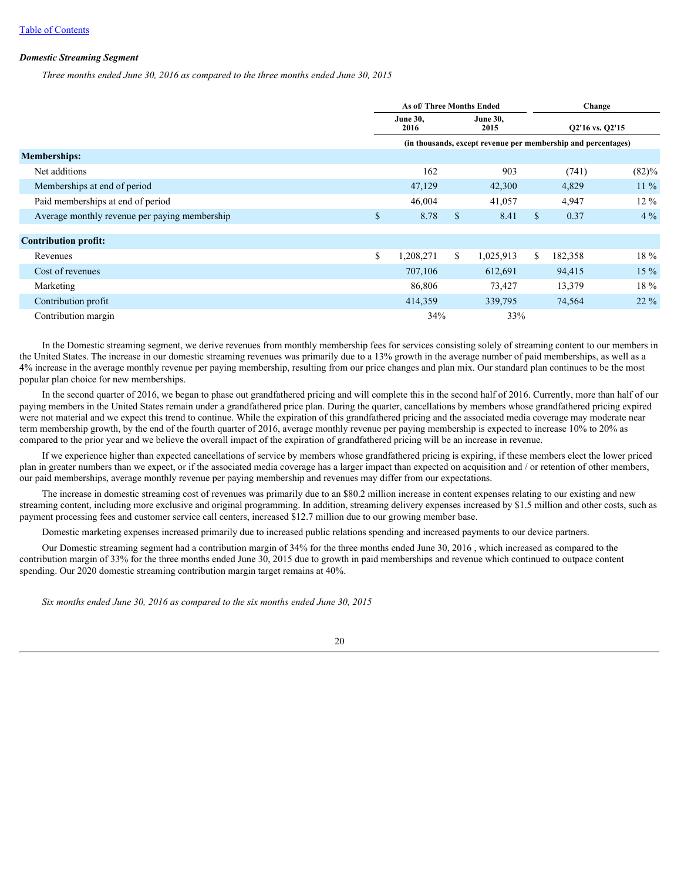*Domestic Streaming Segment*

*Three months ended June 30, 2016 as compared to the three months ended June 30, 2015*

| | As of/ Three Months Ended | | Change | |
|---|---|---|---|---|
| | June 30, 2016 | June 30, 2015 | Q2'16 vs. Q2'15 | |
| | (in thousands, except revenue per membership and percentages) | | | |
| **Memberships:** | | | | |
| Net additions | 162 | 903 | (741) | (82)% |
| Memberships at end of period | 47,129 | 42,300 | 4,829 | 11 % |
| Paid memberships at end of period | 46,004 | 41,057 | 4,947 | 12 % |
| Average monthly revenue per paying membership | $ 8.78 | $ 8.41 | $ 0.37 | 4 % |
| **Contribution profit:** | | | | |
| Revenues | $ 1,208,271 | $ 1,025,913 | $ 182,358 | 18 % |
| Cost of revenues | 707,106 | 612,691 | 94,415 | 15 % |
| Marketing | 86,806 | 73,427 | 13,379 | 18 % |
| Contribution profit | 414,359 | 339,795 | 74,564 | 22 % |
| Contribution margin | 34% | 33% | | |

In the Domestic streaming segment, we derive revenues from monthly membership fees for services consisting solely of streaming content to our members in the United States. The increase in our domestic streaming revenues was primarily due to a 13% growth in the average number of paid memberships, as well as a 4% increase in the average monthly revenue per paying membership, resulting from our price changes and plan mix. Our standard plan continues to be the most popular plan choice for new memberships.

In the second quarter of 2016, we began to phase out grandfathered pricing and will complete this in the second half of 2016. Currently, more than half of our paying members in the United States remain under a grandfathered price plan. During the quarter, cancellations by members whose grandfathered pricing expired were not material and we expect this trend to continue. While the expiration of this grandfathered pricing and the associated media coverage may moderate near term membership growth, by the end of the fourth quarter of 2016, average monthly revenue per paying membership is expected to increase 10% to 20% as compared to the prior year and we believe the overall impact of the expiration of grandfathered pricing will be an increase in revenue.

If we experience higher than expected cancellations of service by members whose grandfathered pricing is expiring, if these members elect the lower priced plan in greater numbers than we expect, or if the associated media coverage has a larger impact than expected on acquisition and / or retention of other members, our paid memberships, average monthly revenue per paying membership and revenues may differ from our expectations.

The increase in domestic streaming cost of revenues was primarily due to an $80.2 million increase in content expenses relating to our existing and new streaming content, including more exclusive and original programming. In addition, streaming delivery expenses increased by $1.5 million and other costs, such as payment processing fees and customer service call centers, increased $12.7 million due to our growing member base.

Domestic marketing expenses increased primarily due to increased public relations spending and increased payments to our device partners.

Our Domestic streaming segment had a contribution margin of 34% for the three months ended June 30, 2016 , which increased as compared to the contribution margin of 33% for the three months ended June 30, 2015 due to growth in paid memberships and revenue which continued to outpace content spending. Our 2020 domestic streaming contribution margin target remains at 40%.

*Six months ended June 30, 2016 as compared to the six months ended June 30, 2015*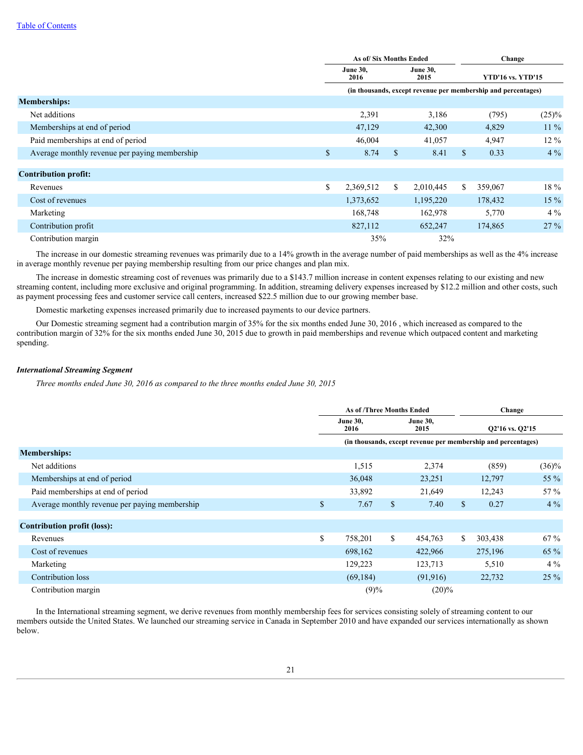| | As of/ Six Months Ended | | Change | |
|---|---|---|---|---|
| | June 30, 2016 | June 30, 2015 | YTD'16 vs. YTD'15 | |
| | (in thousands, except revenue per membership and percentages) | | | |
| **Memberships:** | | | | |
| Net additions | 2,391 | 3,186 | (795) | (25)% |
| Memberships at end of period | 47,129 | 42,300 | 4,829 | 11 % |
| Paid memberships at end of period | 46,004 | 41,057 | 4,947 | 12 % |
| Average monthly revenue per paying membership | $ 8.74 | $ 8.41 | $ 0.33 | 4 % |
| **Contribution profit:** | | | | |
| Revenues | $ 2,369,512 | $ 2,010,445 | $ 359,067 | 18 % |
| Cost of revenues | 1,373,652 | 1,195,220 | 178,432 | 15 % |
| Marketing | 168,748 | 162,978 | 5,770 | 4 % |
| Contribution profit | 827,112 | 652,247 | 174,865 | 27 % |
| Contribution margin | 35% | 32% | | |

The increase in our domestic streaming revenues was primarily due to a 14% growth in the average number of paid memberships as well as the 4% increase in average monthly revenue per paying membership resulting from our price changes and plan mix.

The increase in domestic streaming cost of revenues was primarily due to a $143.7 million increase in content expenses relating to our existing and new streaming content, including more exclusive and original programming. In addition, streaming delivery expenses increased by $12.2 million and other costs, such as payment processing fees and customer service call centers, increased $22.5 million due to our growing member base.

Domestic marketing expenses increased primarily due to increased payments to our device partners.

Our Domestic streaming segment had a contribution margin of 35% for the six months ended June 30, 2016 , which increased as compared to the contribution margin of 32% for the six months ended June 30, 2015 due to growth in paid memberships and revenue which outpaced content and marketing spending.

### *International Streaming Segment*

*Three months ended June 30, 2016 as compared to the three months ended June 30, 2015*

| | As of /Three Months Ended | | Change | |
|---|---|---|---|---|
| | June 30, 2016 | June 30, 2015 | Q2'16 vs. Q2'15 | |
| | (in thousands, except revenue per membership and percentages) | | | |
| **Memberships:** | | | | |
| Net additions | 1,515 | 2,374 | (859) | (36)% |
| Memberships at end of period | 36,048 | 23,251 | 12,797 | 55 % |
| Paid memberships at end of period | 33,892 | 21,649 | 12,243 | 57 % |
| Average monthly revenue per paying membership | $ 7.67 | $ 7.40 | $ 0.27 | 4 % |
| **Contribution profit (loss):** | | | | |
| Revenues | $ 758,201 | $ 454,763 | $ 303,438 | 67 % |
| Cost of revenues | 698,162 | 422,966 | 275,196 | 65 % |
| Marketing | 129,223 | 123,713 | 5,510 | 4 % |
| Contribution loss | (69,184) | (91,916) | 22,732 | 25 % |
| Contribution margin | (9)% | (20)% | | |

In the International streaming segment, we derive revenues from monthly membership fees for services consisting solely of streaming content to our members outside the United States. We launched our streaming service in Canada in September 2010 and have expanded our services internationally as shown below.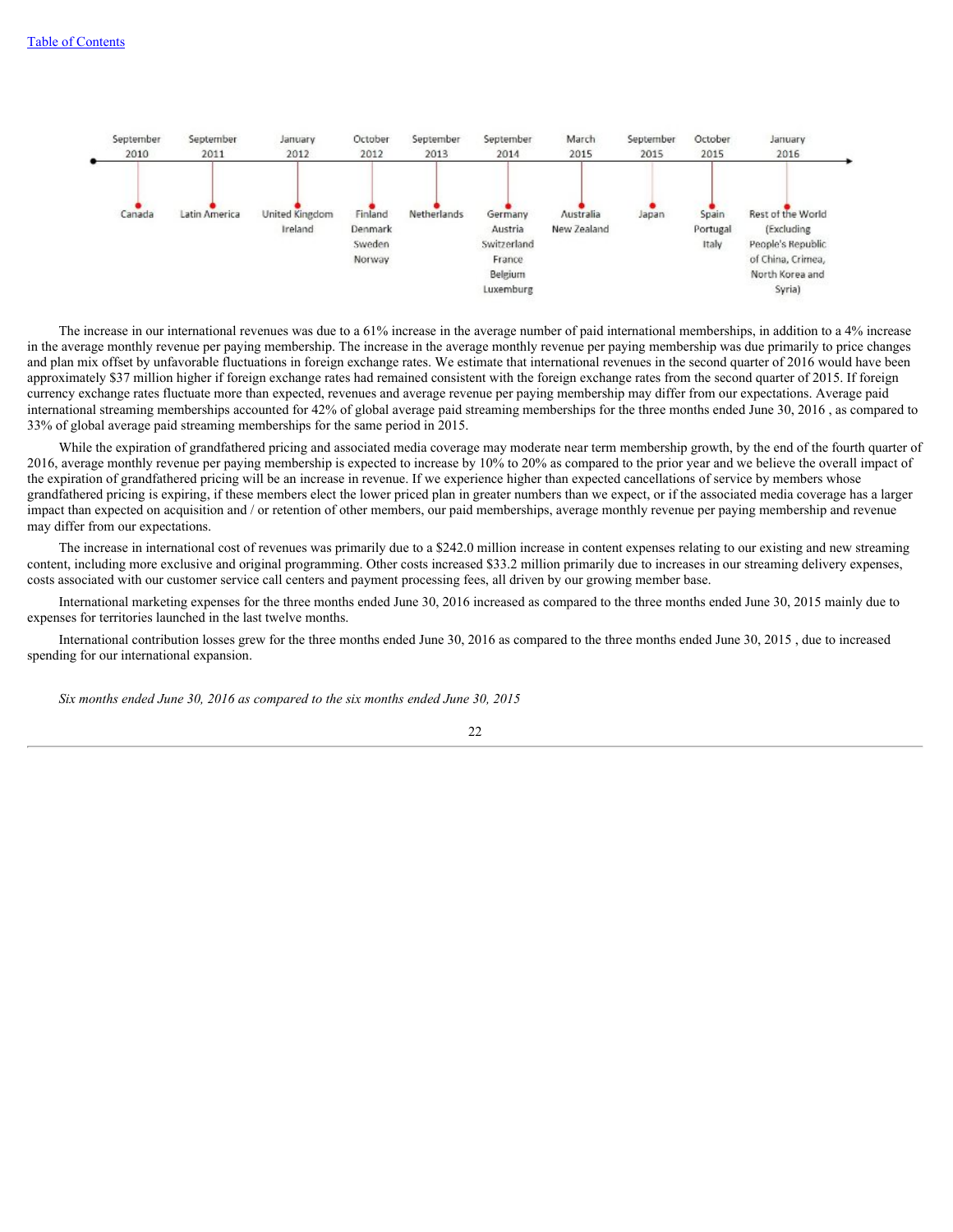| Launch Date | Countries |
| --- | --- |
| September 2010 | Canada |
| September 2011 | Latin America |
| January 2012 | United Kingdom, Ireland |
| October 2012 | Finland, Denmark, Sweden, Norway |
| September 2013 | Netherlands |
| September 2014 | Germany, Austria, Switzerland, France, Belgium, Luxemburg |
| March 2015 | Australia, New Zealand |
| September 2015 | Japan |
| October 2015 | Spain, Portugal, Italy |
| January 2016 | Rest of the World (Excluding People's Republic of China, Crimea, North Korea and Syria) |

The increase in our international revenues was due to a 61% increase in the average number of paid international memberships, in addition to a 4% increase in the average monthly revenue per paying membership. The increase in the average monthly revenue per paying membership was due primarily to price changes and plan mix offset by unfavorable fluctuations in foreign exchange rates. We estimate that international revenues in the second quarter of 2016 would have been approximately $37 million higher if foreign exchange rates had remained consistent with the foreign exchange rates from the second quarter of 2015. If foreign currency exchange rates fluctuate more than expected, revenues and average revenue per paying membership may differ from our expectations. Average paid international streaming memberships accounted for 42% of global average paid streaming memberships for the three months ended June 30, 2016 , as compared to 33% of global average paid streaming memberships for the same period in 2015.

While the expiration of grandfathered pricing and associated media coverage may moderate near term membership growth, by the end of the fourth quarter of 2016, average monthly revenue per paying membership is expected to increase by 10% to 20% as compared to the prior year and we believe the overall impact of the expiration of grandfathered pricing will be an increase in revenue. If we experience higher than expected cancellations of service by members whose grandfathered pricing is expiring, if these members elect the lower priced plan in greater numbers than we expect, or if the associated media coverage has a larger impact than expected on acquisition and / or retention of other members, our paid memberships, average monthly revenue per paying membership and revenue may differ from our expectations.

The increase in international cost of revenues was primarily due to a $242.0 million increase in content expenses relating to our existing and new streaming content, including more exclusive and original programming. Other costs increased $33.2 million primarily due to increases in our streaming delivery expenses, costs associated with our customer service call centers and payment processing fees, all driven by our growing member base.

International marketing expenses for the three months ended June 30, 2016 increased as compared to the three months ended June 30, 2015 mainly due to expenses for territories launched in the last twelve months.

International contribution losses grew for the three months ended June 30, 2016 as compared to the three months ended June 30, 2015 , due to increased spending for our international expansion.

*Six months ended June 30, 2016 as compared to the six months ended June 30, 2015*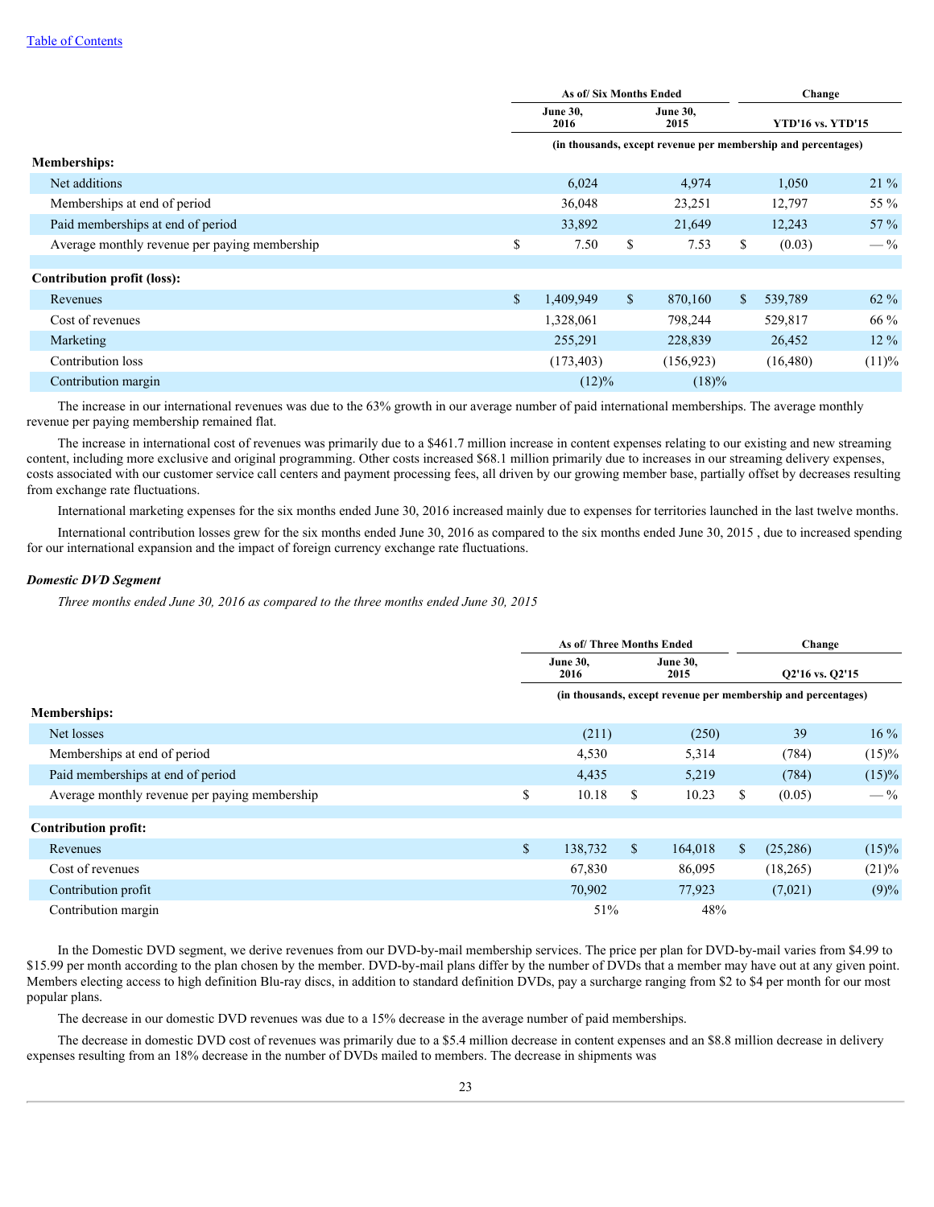| | As of/ Six Months Ended | | Change | |
|---|---|---|---|---|
| | June 30, 2016 | June 30, 2015 | YTD'16 vs. YTD'15 | |
| | (in thousands, except revenue per membership and percentages) | | | |
| **Memberships:** | | | | |
| Net additions | 6,024 | 4,974 | 1,050 | 21 % |
| Memberships at end of period | 36,048 | 23,251 | 12,797 | 55 % |
| Paid memberships at end of period | 33,892 | 21,649 | 12,243 | 57 % |
| Average monthly revenue per paying membership | $ 7.50 | $ 7.53 | $ (0.03) | — % |
| **Contribution profit (loss):** | | | | |
| Revenues | $ 1,409,949 | $ 870,160 | $ 539,789 | 62 % |
| Cost of revenues | 1,328,061 | 798,244 | 529,817 | 66 % |
| Marketing | 255,291 | 228,839 | 26,452 | 12 % |
| Contribution loss | (173,403) | (156,923) | (16,480) | (11)% |
| Contribution margin | (12)% | (18)% | | |

The increase in our international revenues was due to the 63% growth in our average number of paid international memberships. The average monthly revenue per paying membership remained flat.

The increase in international cost of revenues was primarily due to a $461.7 million increase in content expenses relating to our existing and new streaming content, including more exclusive and original programming. Other costs increased $68.1 million primarily due to increases in our streaming delivery expenses, costs associated with our customer service call centers and payment processing fees, all driven by our growing member base, partially offset by decreases resulting from exchange rate fluctuations.

International marketing expenses for the six months ended June 30, 2016 increased mainly due to expenses for territories launched in the last twelve months.

International contribution losses grew for the six months ended June 30, 2016 as compared to the six months ended June 30, 2015 , due to increased spending for our international expansion and the impact of foreign currency exchange rate fluctuations.

***Domestic DVD Segment***

*Three months ended June 30, 2016 as compared to the three months ended June 30, 2015*

| | As of/ Three Months Ended | | Change | |
|---|---|---|---|---|
| | June 30, 2016 | June 30, 2015 | Q2'16 vs. Q2'15 | |
| | (in thousands, except revenue per membership and percentages) | | | |
| **Memberships:** | | | | |
| Net losses | (211) | (250) | 39 | 16 % |
| Memberships at end of period | 4,530 | 5,314 | (784) | (15)% |
| Paid memberships at end of period | 4,435 | 5,219 | (784) | (15)% |
| Average monthly revenue per paying membership | $ 10.18 | $ 10.23 | $ (0.05) | — % |
| **Contribution profit:** | | | | |
| Revenues | $ 138,732 | $ 164,018 | $ (25,286) | (15)% |
| Cost of revenues | 67,830 | 86,095 | (18,265) | (21)% |
| Contribution profit | 70,902 | 77,923 | (7,021) | (9)% |
| Contribution margin | 51% | 48% | | |

In the Domestic DVD segment, we derive revenues from our DVD-by-mail membership services. The price per plan for DVD-by-mail varies from $4.99 to $15.99 per month according to the plan chosen by the member. DVD-by-mail plans differ by the number of DVDs that a member may have out at any given point. Members electing access to high definition Blu-ray discs, in addition to standard definition DVDs, pay a surcharge ranging from $2 to $4 per month for our most popular plans.

The decrease in our domestic DVD revenues was due to a 15% decrease in the average number of paid memberships.

The decrease in domestic DVD cost of revenues was primarily due to a $5.4 million decrease in content expenses and an $8.8 million decrease in delivery expenses resulting from an 18% decrease in the number of DVDs mailed to members. The decrease in shipments was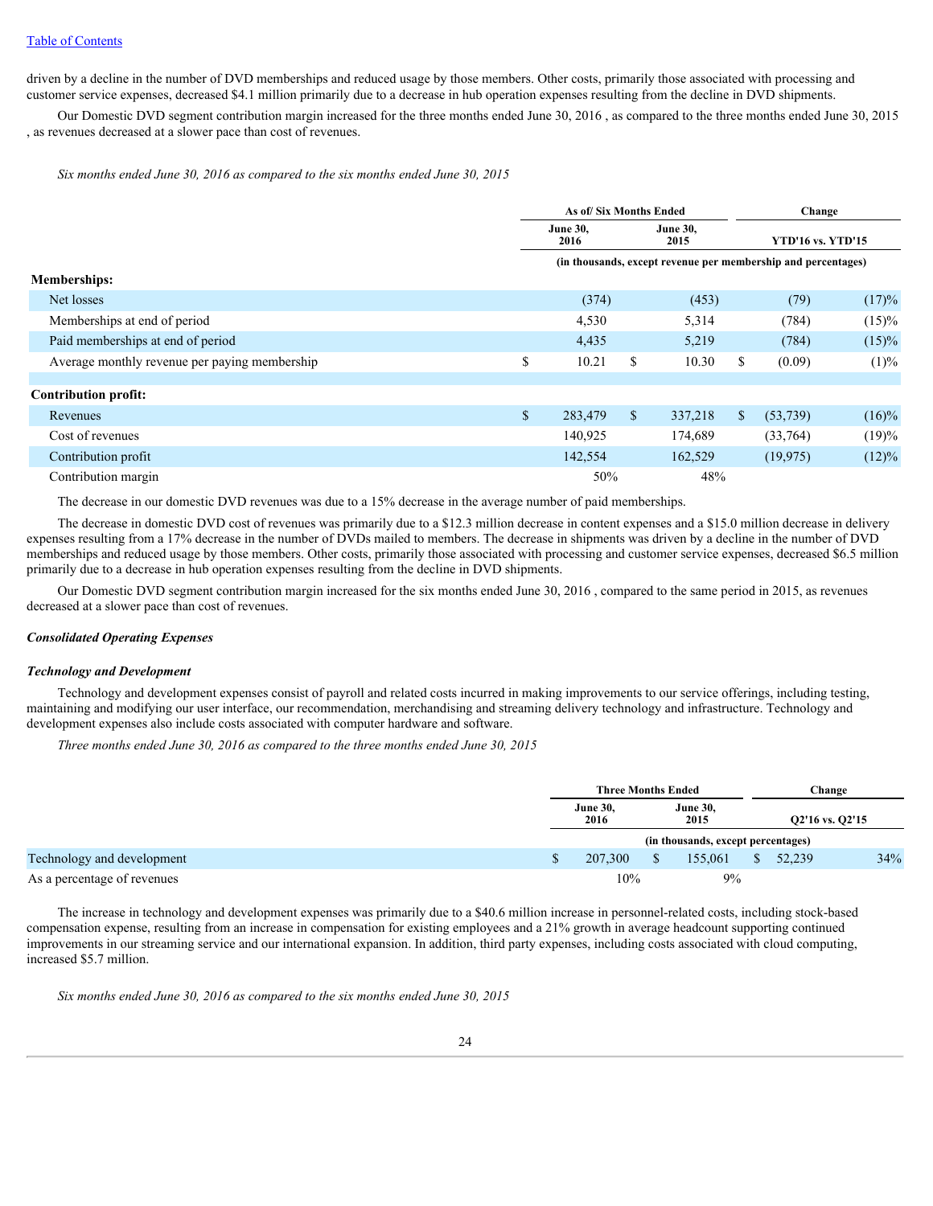driven by a decline in the number of DVD memberships and reduced usage by those members. Other costs, primarily those associated with processing and customer service expenses, decreased $4.1 million primarily due to a decrease in hub operation expenses resulting from the decline in DVD shipments.

Our Domestic DVD segment contribution margin increased for the three months ended June 30, 2016 , as compared to the three months ended June 30, 2015 , as revenues decreased at a slower pace than cost of revenues.

*Six months ended June 30, 2016 as compared to the six months ended June 30, 2015*

| | As of/ Six Months Ended | | Change | |
|---|---|---|---|---|
| | June 30, 2016 | June 30, 2015 | YTD'16 vs. YTD'15 | |
| | (in thousands, except revenue per membership and percentages) | | | |
| **Memberships:** | | | | |
| Net losses | (374) | (453) | (79) | (17)% |
| Memberships at end of period | 4,530 | 5,314 | (784) | (15)% |
| Paid memberships at end of period | 4,435 | 5,219 | (784) | (15)% |
| Average monthly revenue per paying membership | $ 10.21 | $ 10.30 | $ (0.09) | (1)% |
| **Contribution profit:** | | | | |
| Revenues | $ 283,479 | $ 337,218 | $ (53,739) | (16)% |
| Cost of revenues | 140,925 | 174,689 | (33,764) | (19)% |
| Contribution profit | 142,554 | 162,529 | (19,975) | (12)% |
| Contribution margin | 50% | 48% | | |

The decrease in our domestic DVD revenues was due to a 15% decrease in the average number of paid memberships.

The decrease in domestic DVD cost of revenues was primarily due to a $12.3 million decrease in content expenses and a $15.0 million decrease in delivery expenses resulting from a 17% decrease in the number of DVDs mailed to members. The decrease in shipments was driven by a decline in the number of DVD memberships and reduced usage by those members. Other costs, primarily those associated with processing and customer service expenses, decreased $6.5 million primarily due to a decrease in hub operation expenses resulting from the decline in DVD shipments.

Our Domestic DVD segment contribution margin increased for the six months ended June 30, 2016 , compared to the same period in 2015, as revenues decreased at a slower pace than cost of revenues.

***Consolidated Operating Expenses***

***Technology and Development***

Technology and development expenses consist of payroll and related costs incurred in making improvements to our service offerings, including testing, maintaining and modifying our user interface, our recommendation, merchandising and streaming delivery technology and infrastructure. Technology and development expenses also include costs associated with computer hardware and software.

*Three months ended June 30, 2016 as compared to the three months ended June 30, 2015*

| | Three Months Ended | | Change | |
|---|---|---|---|---|
| | June 30, 2016 | June 30, 2015 | Q2'16 vs. Q2'15 | |
| | (in thousands, except percentages) | | | |
| Technology and development | $ 207,300 | $ 155,061 | $ 52,239 | 34% |
| As a percentage of revenues | 10% | 9% | | |

The increase in technology and development expenses was primarily due to a $40.6 million increase in personnel-related costs, including stock-based compensation expense, resulting from an increase in compensation for existing employees and a 21% growth in average headcount supporting continued improvements in our streaming service and our international expansion. In addition, third party expenses, including costs associated with cloud computing, increased $5.7 million.

*Six months ended June 30, 2016 as compared to the six months ended June 30, 2015*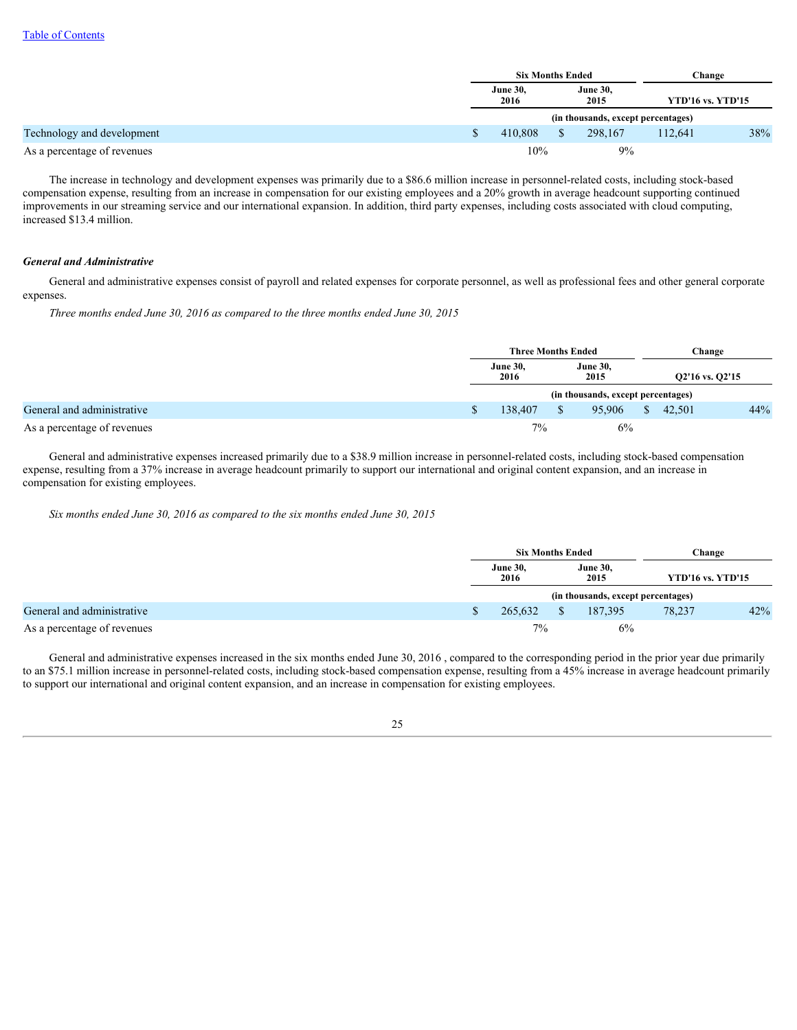[Table of Contents](#)

| | Six Months Ended | | Change | |
|---|---|---|---|---|
| | June 30, 2016 | June 30, 2015 | YTD'16 vs. YTD'15 | |
| | (in thousands, except percentages) | | | |
| Technology and development | $ 410,808 | $ 298,167 | 112,641 | 38% |
| As a percentage of revenues | 10% | 9% | | |

The increase in technology and development expenses was primarily due to a $86.6 million increase in personnel-related costs, including stock-based compensation expense, resulting from an increase in compensation for our existing employees and a 20% growth in average headcount supporting continued improvements in our streaming service and our international expansion. In addition, third party expenses, including costs associated with cloud computing, increased $13.4 million.

### *General and Administrative*

General and administrative expenses consist of payroll and related expenses for corporate personnel, as well as professional fees and other general corporate expenses.

*Three months ended June 30, 2016 as compared to the three months ended June 30, 2015*

| | Three Months Ended | | Change | |
|---|---|---|---|---|
| | June 30, 2016 | June 30, 2015 | Q2'16 vs. Q2'15 | |
| | (in thousands, except percentages) | | | |
| General and administrative | $ 138,407 | $ 95,906 | $ 42,501 | 44% |
| As a percentage of revenues | 7% | 6% | | |

General and administrative expenses increased primarily due to a $38.9 million increase in personnel-related costs, including stock-based compensation expense, resulting from a 37% increase in average headcount primarily to support our international and original content expansion, and an increase in compensation for existing employees.

*Six months ended June 30, 2016 as compared to the six months ended June 30, 2015*

| | Six Months Ended | | Change | |
|---|---|---|---|---|
| | June 30, 2016 | June 30, 2015 | YTD'16 vs. YTD'15 | |
| | (in thousands, except percentages) | | | |
| General and administrative | $ 265,632 | $ 187,395 | 78,237 | 42% |
| As a percentage of revenues | 7% | 6% | | |

General and administrative expenses increased in the six months ended June 30, 2016 , compared to the corresponding period in the prior year due primarily to an $75.1 million increase in personnel-related costs, including stock-based compensation expense, resulting from a 45% increase in average headcount primarily to support our international and original content expansion, and an increase in compensation for existing employees.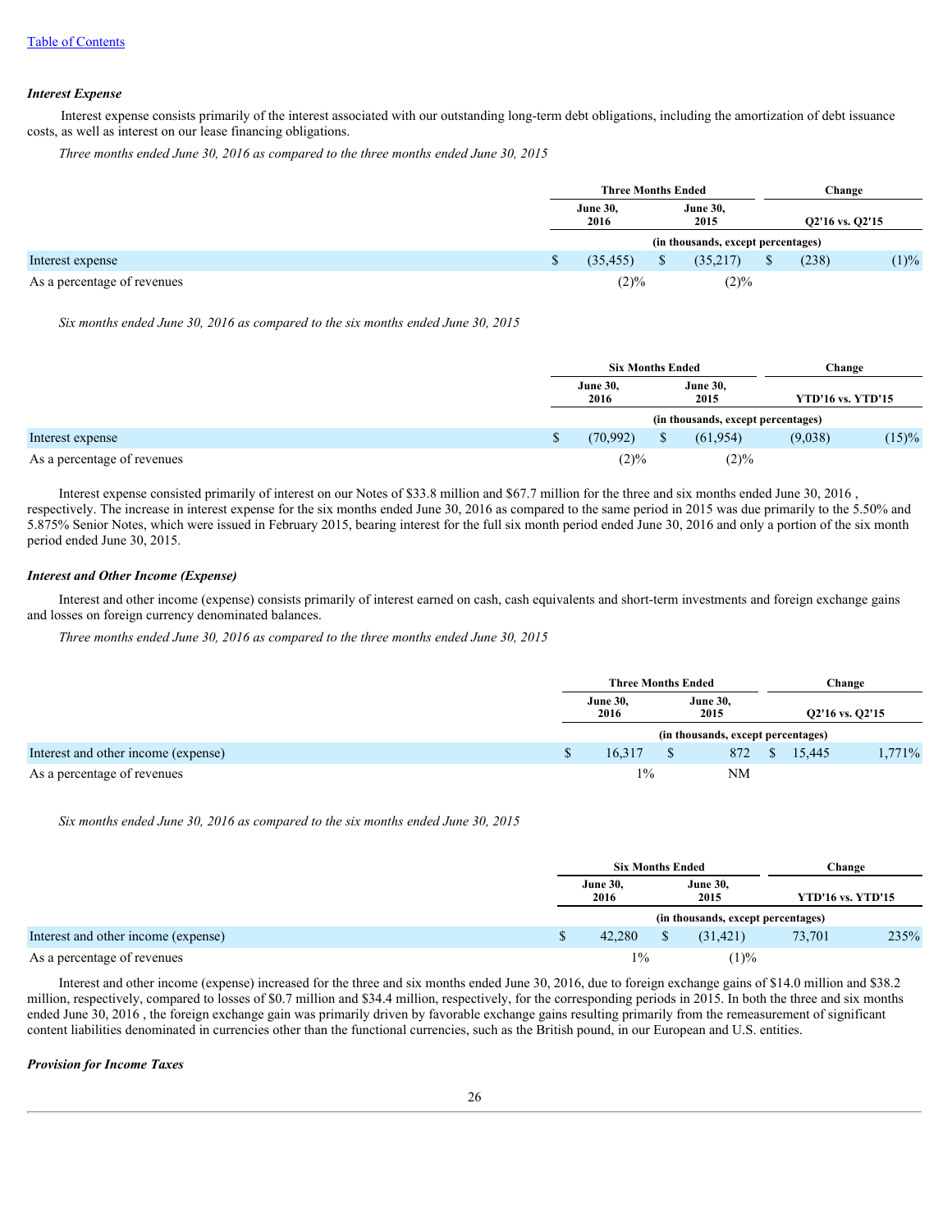### *Interest Expense*

Interest expense consists primarily of the interest associated with our outstanding long-term debt obligations, including the amortization of debt issuance costs, as well as interest on our lease financing obligations.

*Three months ended June 30, 2016 as compared to the three months ended June 30, 2015*

| | Three Months Ended | | Change | |
|---|---|---|---|---|
| | June 30, 2016 | June 30, 2015 | Q2'16 vs. Q2'15 | |
| | (in thousands, except percentages) | | | |
| Interest expense | $ (35,455) | $ (35,217) | $ (238) | (1)% |
| As a percentage of revenues | (2)% | (2)% | | |

*Six months ended June 30, 2016 as compared to the six months ended June 30, 2015*

| | Six Months Ended | | Change | |
|---|---|---|---|---|
| | June 30, 2016 | June 30, 2015 | YTD'16 vs. YTD'15 | |
| | (in thousands, except percentages) | | | |
| Interest expense | $ (70,992) | $ (61,954) | (9,038) | (15)% |
| As a percentage of revenues | (2)% | (2)% | | |

Interest expense consisted primarily of interest on our Notes of $33.8 million and $67.7 million for the three and six months ended June 30, 2016 , respectively. The increase in interest expense for the six months ended June 30, 2016 as compared to the same period in 2015 was due primarily to the 5.50% and 5.875% Senior Notes, which were issued in February 2015, bearing interest for the full six month period ended June 30, 2016 and only a portion of the six month period ended June 30, 2015.

### *Interest and Other Income (Expense)*

Interest and other income (expense) consists primarily of interest earned on cash, cash equivalents and short-term investments and foreign exchange gains and losses on foreign currency denominated balances.

*Three months ended June 30, 2016 as compared to the three months ended June 30, 2015*

| | Three Months Ended | | Change | |
|---|---|---|---|---|
| | June 30, 2016 | June 30, 2015 | Q2'16 vs. Q2'15 | |
| | (in thousands, except percentages) | | | |
| Interest and other income (expense) | $ 16,317 | $ 872 | $ 15,445 | 1,771% |
| As a percentage of revenues | 1% | NM | | |

*Six months ended June 30, 2016 as compared to the six months ended June 30, 2015*

| | Six Months Ended | | Change | |
|---|---|---|---|---|
| | June 30, 2016 | June 30, 2015 | YTD'16 vs. YTD'15 | |
| | (in thousands, except percentages) | | | |
| Interest and other income (expense) | $ 42,280 | $ (31,421) | 73,701 | 235% |
| As a percentage of revenues | 1% | (1)% | | |

Interest and other income (expense) increased for the three and six months ended June 30, 2016, due to foreign exchange gains of $14.0 million and $38.2 million, respectively, compared to losses of $0.7 million and $34.4 million, respectively, for the corresponding periods in 2015. In both the three and six months ended June 30, 2016 , the foreign exchange gain was primarily driven by favorable exchange gains resulting primarily from the remeasurement of significant content liabilities denominated in currencies other than the functional currencies, such as the British pound, in our European and U.S. entities.

### *Provision for Income Taxes*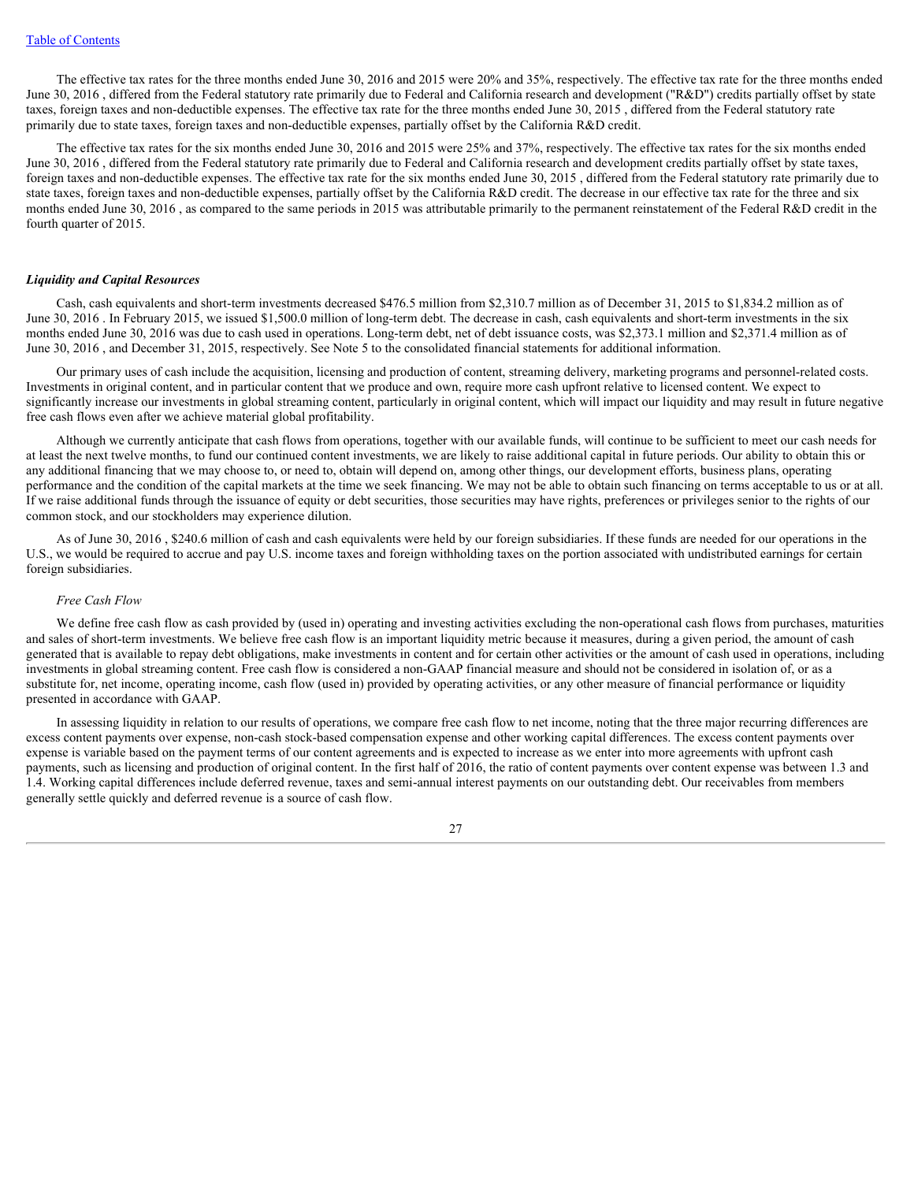The effective tax rates for the three months ended June 30, 2016 and 2015 were 20% and 35%, respectively. The effective tax rate for the three months ended June 30, 2016 , differed from the Federal statutory rate primarily due to Federal and California research and development ("R&D") credits partially offset by state taxes, foreign taxes and non-deductible expenses. The effective tax rate for the three months ended June 30, 2015 , differed from the Federal statutory rate primarily due to state taxes, foreign taxes and non-deductible expenses, partially offset by the California R&D credit.

The effective tax rates for the six months ended June 30, 2016 and 2015 were 25% and 37%, respectively. The effective tax rates for the six months ended June 30, 2016 , differed from the Federal statutory rate primarily due to Federal and California research and development credits partially offset by state taxes, foreign taxes and non-deductible expenses. The effective tax rate for the six months ended June 30, 2015 , differed from the Federal statutory rate primarily due to state taxes, foreign taxes and non-deductible expenses, partially offset by the California R&D credit. The decrease in our effective tax rate for the three and six months ended June 30, 2016 , as compared to the same periods in 2015 was attributable primarily to the permanent reinstatement of the Federal R&D credit in the fourth quarter of 2015.

### *Liquidity and Capital Resources*

Cash, cash equivalents and short-term investments decreased $476.5 million from $2,310.7 million as of December 31, 2015 to $1,834.2 million as of June 30, 2016 . In February 2015, we issued $1,500.0 million of long-term debt. The decrease in cash, cash equivalents and short-term investments in the six months ended June 30, 2016 was due to cash used in operations. Long-term debt, net of debt issuance costs, was $2,373.1 million and $2,371.4 million as of June 30, 2016 , and December 31, 2015, respectively. See Note 5 to the consolidated financial statements for additional information.

Our primary uses of cash include the acquisition, licensing and production of content, streaming delivery, marketing programs and personnel-related costs. Investments in original content, and in particular content that we produce and own, require more cash upfront relative to licensed content. We expect to significantly increase our investments in global streaming content, particularly in original content, which will impact our liquidity and may result in future negative free cash flows even after we achieve material global profitability.

Although we currently anticipate that cash flows from operations, together with our available funds, will continue to be sufficient to meet our cash needs for at least the next twelve months, to fund our continued content investments, we are likely to raise additional capital in future periods. Our ability to obtain this or any additional financing that we may choose to, or need to, obtain will depend on, among other things, our development efforts, business plans, operating performance and the condition of the capital markets at the time we seek financing. We may not be able to obtain such financing on terms acceptable to us or at all. If we raise additional funds through the issuance of equity or debt securities, those securities may have rights, preferences or privileges senior to the rights of our common stock, and our stockholders may experience dilution.

As of June 30, 2016 , $240.6 million of cash and cash equivalents were held by our foreign subsidiaries. If these funds are needed for our operations in the U.S., we would be required to accrue and pay U.S. income taxes and foreign withholding taxes on the portion associated with undistributed earnings for certain foreign subsidiaries.

#### *Free Cash Flow*

We define free cash flow as cash provided by (used in) operating and investing activities excluding the non-operational cash flows from purchases, maturities and sales of short-term investments. We believe free cash flow is an important liquidity metric because it measures, during a given period, the amount of cash generated that is available to repay debt obligations, make investments in content and for certain other activities or the amount of cash used in operations, including investments in global streaming content. Free cash flow is considered a non-GAAP financial measure and should not be considered in isolation of, or as a substitute for, net income, operating income, cash flow (used in) provided by operating activities, or any other measure of financial performance or liquidity presented in accordance with GAAP.

In assessing liquidity in relation to our results of operations, we compare free cash flow to net income, noting that the three major recurring differences are excess content payments over expense, non-cash stock-based compensation expense and other working capital differences. The excess content payments over expense is variable based on the payment terms of our content agreements and is expected to increase as we enter into more agreements with upfront cash payments, such as licensing and production of original content. In the first half of 2016, the ratio of content payments over content expense was between 1.3 and 1.4. Working capital differences include deferred revenue, taxes and semi-annual interest payments on our outstanding debt. Our receivables from members generally settle quickly and deferred revenue is a source of cash flow.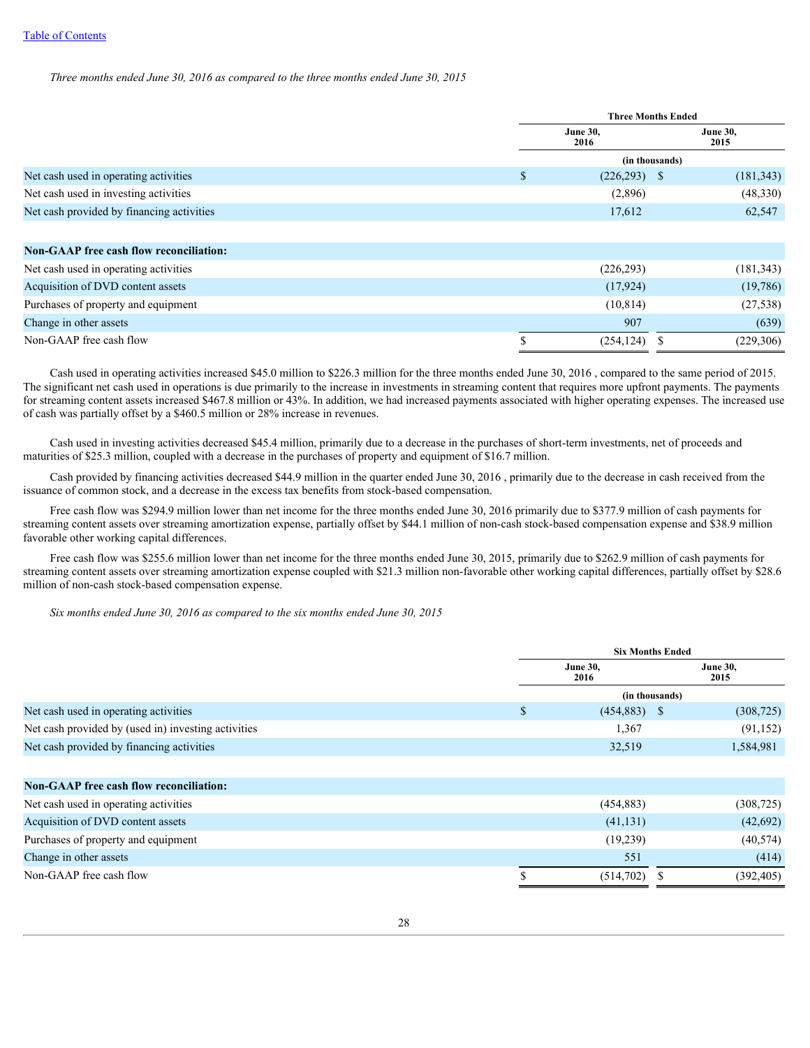*Three months ended June 30, 2016 as compared to the three months ended June 30, 2015*

| | Three Months Ended | |
|---|---|---|
| | June 30, 2016 | June 30, 2015 |
| | (in thousands) | |
| Net cash used in operating activities | $ (226,293) | $ (181,343) |
| Net cash used in investing activities | (2,896) | (48,330) |
| Net cash provided by financing activities | 17,612 | 62,547 |
| | | |
| **Non-GAAP free cash flow reconciliation:** | | |
| Net cash used in operating activities | (226,293) | (181,343) |
| Acquisition of DVD content assets | (17,924) | (19,786) |
| Purchases of property and equipment | (10,814) | (27,538) |
| Change in other assets | 907 | (639) |
| Non-GAAP free cash flow | $ (254,124) | $ (229,306) |

Cash used in operating activities increased $45.0 million to $226.3 million for the three months ended June 30, 2016 , compared to the same period of 2015. The significant net cash used in operations is due primarily to the increase in investments in streaming content that requires more upfront payments. The payments for streaming content assets increased $467.8 million or 43%. In addition, we had increased payments associated with higher operating expenses. The increased use of cash was partially offset by a $460.5 million or 28% increase in revenues.

Cash used in investing activities decreased $45.4 million, primarily due to a decrease in the purchases of short-term investments, net of proceeds and maturities of $25.3 million, coupled with a decrease in the purchases of property and equipment of $16.7 million.

Cash provided by financing activities decreased $44.9 million in the quarter ended June 30, 2016 , primarily due to the decrease in cash received from the issuance of common stock, and a decrease in the excess tax benefits from stock-based compensation.

Free cash flow was $294.9 million lower than net income for the three months ended June 30, 2016 primarily due to $377.9 million of cash payments for streaming content assets over streaming amortization expense, partially offset by $44.1 million of non-cash stock-based compensation expense and $38.9 million favorable other working capital differences.

Free cash flow was $255.6 million lower than net income for the three months ended June 30, 2015, primarily due to $262.9 million of cash payments for streaming content assets over streaming amortization expense coupled with $21.3 million non-favorable other working capital differences, partially offset by $28.6 million of non-cash stock-based compensation expense.

*Six months ended June 30, 2016 as compared to the six months ended June 30, 2015*

| | Six Months Ended | |
|---|---|---|
| | June 30, 2016 | June 30, 2015 |
| | (in thousands) | |
| Net cash used in operating activities | $ (454,883) | $ (308,725) |
| Net cash provided by (used in) investing activities | 1,367 | (91,152) |
| Net cash provided by financing activities | 32,519 | 1,584,981 |
| | | |
| **Non-GAAP free cash flow reconciliation:** | | |
| Net cash used in operating activities | (454,883) | (308,725) |
| Acquisition of DVD content assets | (41,131) | (42,692) |
| Purchases of property and equipment | (19,239) | (40,574) |
| Change in other assets | 551 | (414) |
| Non-GAAP free cash flow | $ (514,702) | $ (392,405) |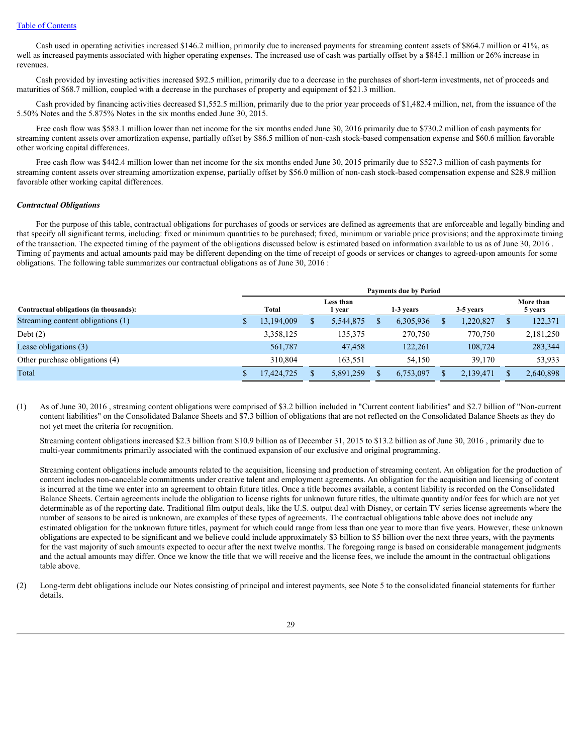Cash used in operating activities increased $146.2 million, primarily due to increased payments for streaming content assets of $864.7 million or 41%, as well as increased payments associated with higher operating expenses. The increased use of cash was partially offset by a $845.1 million or 26% increase in revenues.

Cash provided by investing activities increased $92.5 million, primarily due to a decrease in the purchases of short-term investments, net of proceeds and maturities of $68.7 million, coupled with a decrease in the purchases of property and equipment of $21.3 million.

Cash provided by financing activities decreased $1,552.5 million, primarily due to the prior year proceeds of $1,482.4 million, net, from the issuance of the 5.50% Notes and the 5.875% Notes in the six months ended June 30, 2015.

Free cash flow was $583.1 million lower than net income for the six months ended June 30, 2016 primarily due to $730.2 million of cash payments for streaming content assets over amortization expense, partially offset by $86.5 million of non-cash stock-based compensation expense and $60.6 million favorable other working capital differences.

Free cash flow was $442.4 million lower than net income for the six months ended June 30, 2015 primarily due to $527.3 million of cash payments for streaming content assets over streaming amortization expense, partially offset by $56.0 million of non-cash stock-based compensation expense and $28.9 million favorable other working capital differences.

***Contractual Obligations***

For the purpose of this table, contractual obligations for purchases of goods or services are defined as agreements that are enforceable and legally binding and that specify all significant terms, including: fixed or minimum quantities to be purchased; fixed, minimum or variable price provisions; and the approximate timing of the transaction. The expected timing of the payment of the obligations discussed below is estimated based on information available to us as of June 30, 2016 . Timing of payments and actual amounts paid may be different depending on the time of receipt of goods or services or changes to agreed-upon amounts for some obligations. The following table summarizes our contractual obligations as of June 30, 2016 :

| | Payments due by Period | | | | |
|---|---|---|---|---|---|
| **Contractual obligations (in thousands):** | **Total** | **Less than 1 year** | **1-3 years** | **3-5 years** | **More than 5 years** |
| Streaming content obligations (1) | $ 13,194,009 | $ 5,544,875 | $ 6,305,936 | $ 1,220,827 | $ 122,371 |
| Debt (2) | 3,358,125 | 135,375 | 270,750 | 770,750 | 2,181,250 |
| Lease obligations (3) | 561,787 | 47,458 | 122,261 | 108,724 | 283,344 |
| Other purchase obligations (4) | 310,804 | 163,551 | 54,150 | 39,170 | 53,933 |
| Total | $ 17,424,725 | $ 5,891,259 | $ 6,753,097 | $ 2,139,471 | $ 2,640,898 |

(1) As of June 30, 2016 , streaming content obligations were comprised of $3.2 billion included in "Current content liabilities" and $2.7 billion of "Non-current content liabilities" on the Consolidated Balance Sheets and $7.3 billion of obligations that are not reflected on the Consolidated Balance Sheets as they do not yet meet the criteria for recognition.

Streaming content obligations increased $2.3 billion from $10.9 billion as of December 31, 2015 to $13.2 billion as of June 30, 2016 , primarily due to multi-year commitments primarily associated with the continued expansion of our exclusive and original programming.

Streaming content obligations include amounts related to the acquisition, licensing and production of streaming content. An obligation for the production of content includes non-cancelable commitments under creative talent and employment agreements. An obligation for the acquisition and licensing of content is incurred at the time we enter into an agreement to obtain future titles. Once a title becomes available, a content liability is recorded on the Consolidated Balance Sheets. Certain agreements include the obligation to license rights for unknown future titles, the ultimate quantity and/or fees for which are not yet determinable as of the reporting date. Traditional film output deals, like the U.S. output deal with Disney, or certain TV series license agreements where the number of seasons to be aired is unknown, are examples of these types of agreements. The contractual obligations table above does not include any estimated obligation for the unknown future titles, payment for which could range from less than one year to more than five years. However, these unknown obligations are expected to be significant and we believe could include approximately $3 billion to $5 billion over the next three years, with the payments for the vast majority of such amounts expected to occur after the next twelve months. The foregoing range is based on considerable management judgments and the actual amounts may differ. Once we know the title that we will receive and the license fees, we include the amount in the contractual obligations table above.

(2) Long-term debt obligations include our Notes consisting of principal and interest payments, see Note 5 to the consolidated financial statements for further details.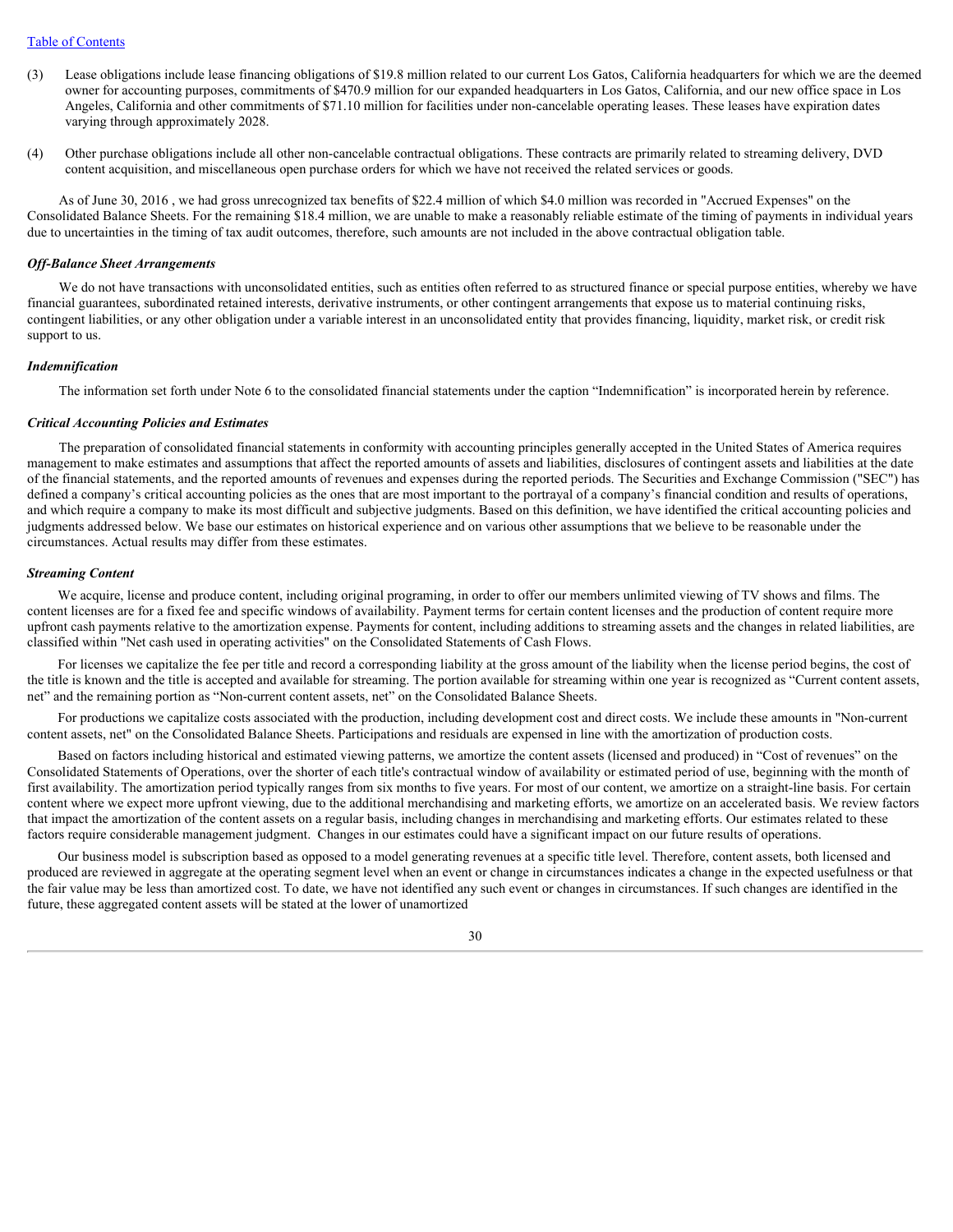(3) Lease obligations include lease financing obligations of $19.8 million related to our current Los Gatos, California headquarters for which we are the deemed owner for accounting purposes, commitments of $470.9 million for our expanded headquarters in Los Gatos, California, and our new office space in Los Angeles, California and other commitments of $71.10 million for facilities under non-cancelable operating leases. These leases have expiration dates varying through approximately 2028.

(4) Other purchase obligations include all other non-cancelable contractual obligations. These contracts are primarily related to streaming delivery, DVD content acquisition, and miscellaneous open purchase orders for which we have not received the related services or goods.

As of June 30, 2016 , we had gross unrecognized tax benefits of $22.4 million of which $4.0 million was recorded in "Accrued Expenses" on the Consolidated Balance Sheets. For the remaining $18.4 million, we are unable to make a reasonably reliable estimate of the timing of payments in individual years due to uncertainties in the timing of tax audit outcomes, therefore, such amounts are not included in the above contractual obligation table.

***Off-Balance Sheet Arrangements***

We do not have transactions with unconsolidated entities, such as entities often referred to as structured finance or special purpose entities, whereby we have financial guarantees, subordinated retained interests, derivative instruments, or other contingent arrangements that expose us to material continuing risks, contingent liabilities, or any other obligation under a variable interest in an unconsolidated entity that provides financing, liquidity, market risk, or credit risk support to us.

***Indemnification***

The information set forth under Note 6 to the consolidated financial statements under the caption “Indemnification” is incorporated herein by reference.

***Critical Accounting Policies and Estimates***

The preparation of consolidated financial statements in conformity with accounting principles generally accepted in the United States of America requires management to make estimates and assumptions that affect the reported amounts of assets and liabilities, disclosures of contingent assets and liabilities at the date of the financial statements, and the reported amounts of revenues and expenses during the reported periods. The Securities and Exchange Commission ("SEC") has defined a company’s critical accounting policies as the ones that are most important to the portrayal of a company’s financial condition and results of operations, and which require a company to make its most difficult and subjective judgments. Based on this definition, we have identified the critical accounting policies and judgments addressed below. We base our estimates on historical experience and on various other assumptions that we believe to be reasonable under the circumstances. Actual results may differ from these estimates.

***Streaming Content***

We acquire, license and produce content, including original programing, in order to offer our members unlimited viewing of TV shows and films. The content licenses are for a fixed fee and specific windows of availability. Payment terms for certain content licenses and the production of content require more upfront cash payments relative to the amortization expense. Payments for content, including additions to streaming assets and the changes in related liabilities, are classified within "Net cash used in operating activities" on the Consolidated Statements of Cash Flows.

For licenses we capitalize the fee per title and record a corresponding liability at the gross amount of the liability when the license period begins, the cost of the title is known and the title is accepted and available for streaming. The portion available for streaming within one year is recognized as “Current content assets, net” and the remaining portion as “Non-current content assets, net” on the Consolidated Balance Sheets.

For productions we capitalize costs associated with the production, including development cost and direct costs. We include these amounts in "Non-current content assets, net" on the Consolidated Balance Sheets. Participations and residuals are expensed in line with the amortization of production costs.

Based on factors including historical and estimated viewing patterns, we amortize the content assets (licensed and produced) in “Cost of revenues” on the Consolidated Statements of Operations, over the shorter of each title's contractual window of availability or estimated period of use, beginning with the month of first availability. The amortization period typically ranges from six months to five years. For most of our content, we amortize on a straight-line basis. For certain content where we expect more upfront viewing, due to the additional merchandising and marketing efforts, we amortize on an accelerated basis. We review factors that impact the amortization of the content assets on a regular basis, including changes in merchandising and marketing efforts. Our estimates related to these factors require considerable management judgment. Changes in our estimates could have a significant impact on our future results of operations.

Our business model is subscription based as opposed to a model generating revenues at a specific title level. Therefore, content assets, both licensed and produced are reviewed in aggregate at the operating segment level when an event or change in circumstances indicates a change in the expected usefulness or that the fair value may be less than amortized cost. To date, we have not identified any such event or changes in circumstances. If such changes are identified in the future, these aggregated content assets will be stated at the lower of unamortized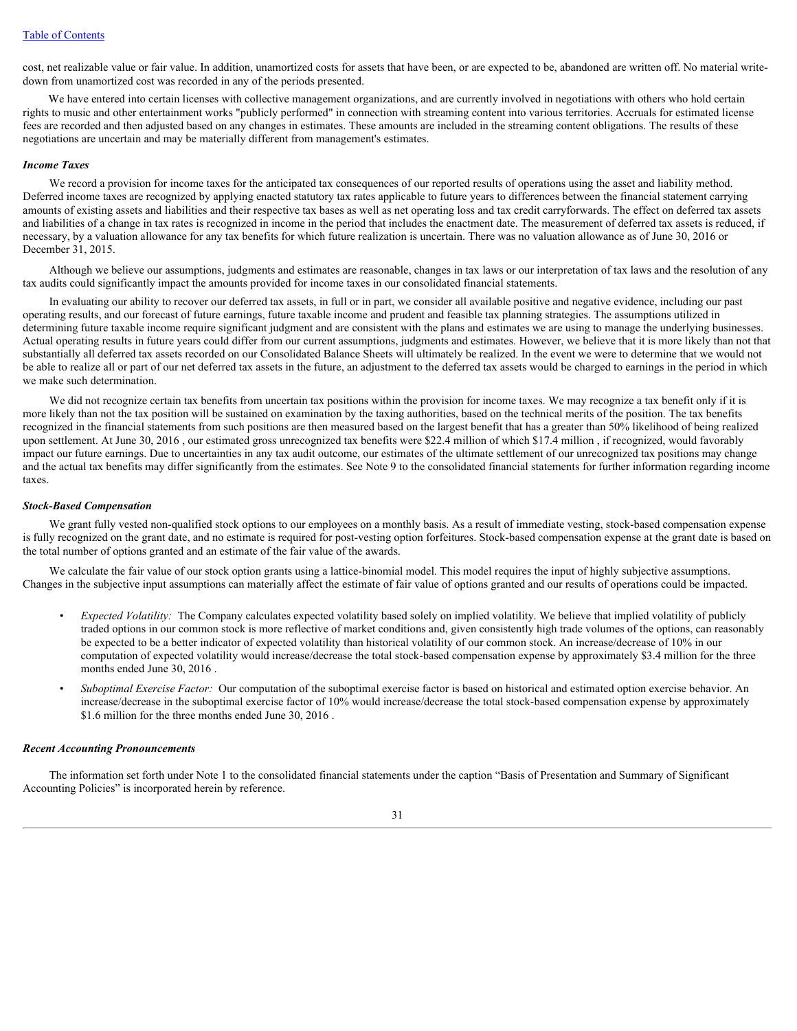cost, net realizable value or fair value. In addition, unamortized costs for assets that have been, or are expected to be, abandoned are written off. No material write-down from unamortized cost was recorded in any of the periods presented.

We have entered into certain licenses with collective management organizations, and are currently involved in negotiations with others who hold certain rights to music and other entertainment works "publicly performed" in connection with streaming content into various territories. Accruals for estimated license fees are recorded and then adjusted based on any changes in estimates. These amounts are included in the streaming content obligations. The results of these negotiations are uncertain and may be materially different from management's estimates.

### *Income Taxes*

We record a provision for income taxes for the anticipated tax consequences of our reported results of operations using the asset and liability method. Deferred income taxes are recognized by applying enacted statutory tax rates applicable to future years to differences between the financial statement carrying amounts of existing assets and liabilities and their respective tax bases as well as net operating loss and tax credit carryforwards. The effect on deferred tax assets and liabilities of a change in tax rates is recognized in income in the period that includes the enactment date. The measurement of deferred tax assets is reduced, if necessary, by a valuation allowance for any tax benefits for which future realization is uncertain. There was no valuation allowance as of June 30, 2016 or December 31, 2015.

Although we believe our assumptions, judgments and estimates are reasonable, changes in tax laws or our interpretation of tax laws and the resolution of any tax audits could significantly impact the amounts provided for income taxes in our consolidated financial statements.

In evaluating our ability to recover our deferred tax assets, in full or in part, we consider all available positive and negative evidence, including our past operating results, and our forecast of future earnings, future taxable income and prudent and feasible tax planning strategies. The assumptions utilized in determining future taxable income require significant judgment and are consistent with the plans and estimates we are using to manage the underlying businesses. Actual operating results in future years could differ from our current assumptions, judgments and estimates. However, we believe that it is more likely than not that substantially all deferred tax assets recorded on our Consolidated Balance Sheets will ultimately be realized. In the event we were to determine that we would not be able to realize all or part of our net deferred tax assets in the future, an adjustment to the deferred tax assets would be charged to earnings in the period in which we make such determination.

We did not recognize certain tax benefits from uncertain tax positions within the provision for income taxes. We may recognize a tax benefit only if it is more likely than not the tax position will be sustained on examination by the taxing authorities, based on the technical merits of the position. The tax benefits recognized in the financial statements from such positions are then measured based on the largest benefit that has a greater than 50% likelihood of being realized upon settlement. At June 30, 2016 , our estimated gross unrecognized tax benefits were $22.4 million of which $17.4 million , if recognized, would favorably impact our future earnings. Due to uncertainties in any tax audit outcome, our estimates of the ultimate settlement of our unrecognized tax positions may change and the actual tax benefits may differ significantly from the estimates. See Note 9 to the consolidated financial statements for further information regarding income taxes.

### *Stock-Based Compensation*

We grant fully vested non-qualified stock options to our employees on a monthly basis. As a result of immediate vesting, stock-based compensation expense is fully recognized on the grant date, and no estimate is required for post-vesting option forfeitures. Stock-based compensation expense at the grant date is based on the total number of options granted and an estimate of the fair value of the awards.

We calculate the fair value of our stock option grants using a lattice-binomial model. This model requires the input of highly subjective assumptions. Changes in the subjective input assumptions can materially affect the estimate of fair value of options granted and our results of operations could be impacted.

- *Expected Volatility:* The Company calculates expected volatility based solely on implied volatility. We believe that implied volatility of publicly traded options in our common stock is more reflective of market conditions and, given consistently high trade volumes of the options, can reasonably be expected to be a better indicator of expected volatility than historical volatility of our common stock. An increase/decrease of 10% in our computation of expected volatility would increase/decrease the total stock-based compensation expense by approximately $3.4 million for the three months ended June 30, 2016 .
- *Suboptimal Exercise Factor:* Our computation of the suboptimal exercise factor is based on historical and estimated option exercise behavior. An increase/decrease in the suboptimal exercise factor of 10% would increase/decrease the total stock-based compensation expense by approximately $1.6 million for the three months ended June 30, 2016 .

### *Recent Accounting Pronouncements*

The information set forth under Note 1 to the consolidated financial statements under the caption "Basis of Presentation and Summary of Significant Accounting Policies" is incorporated herein by reference.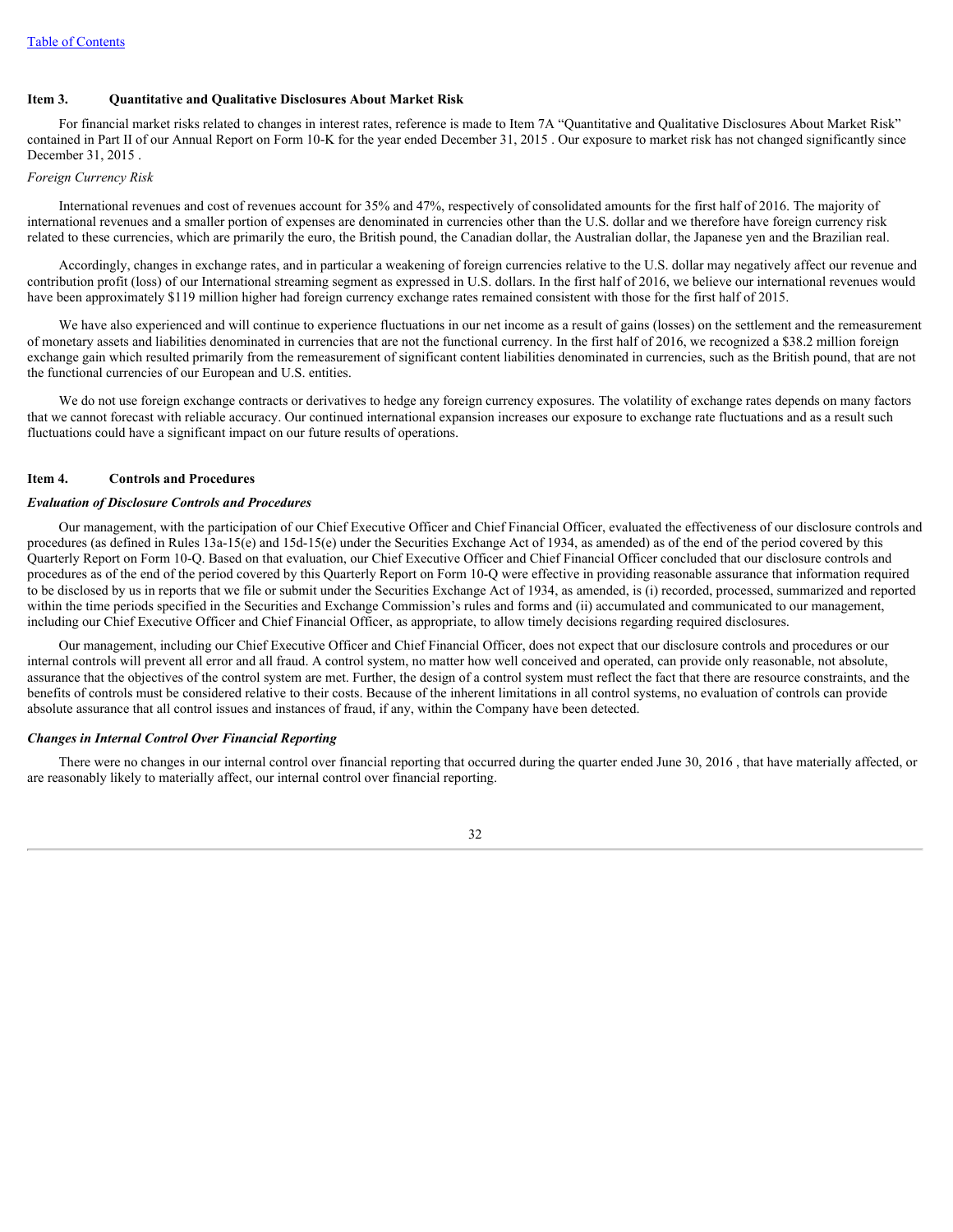## Item 3. Quantitative and Qualitative Disclosures About Market Risk

For financial market risks related to changes in interest rates, reference is made to Item 7A "Quantitative and Qualitative Disclosures About Market Risk" contained in Part II of our Annual Report on Form 10-K for the year ended December 31, 2015 . Our exposure to market risk has not changed significantly since December 31, 2015 .

*Foreign Currency Risk*

International revenues and cost of revenues account for 35% and 47%, respectively of consolidated amounts for the first half of 2016. The majority of international revenues and a smaller portion of expenses are denominated in currencies other than the U.S. dollar and we therefore have foreign currency risk related to these currencies, which are primarily the euro, the British pound, the Canadian dollar, the Australian dollar, the Japanese yen and the Brazilian real.

Accordingly, changes in exchange rates, and in particular a weakening of foreign currencies relative to the U.S. dollar may negatively affect our revenue and contribution profit (loss) of our International streaming segment as expressed in U.S. dollars. In the first half of 2016, we believe our international revenues would have been approximately $119 million higher had foreign currency exchange rates remained consistent with those for the first half of 2015.

We have also experienced and will continue to experience fluctuations in our net income as a result of gains (losses) on the settlement and the remeasurement of monetary assets and liabilities denominated in currencies that are not the functional currency. In the first half of 2016, we recognized a $38.2 million foreign exchange gain which resulted primarily from the remeasurement of significant content liabilities denominated in currencies, such as the British pound, that are not the functional currencies of our European and U.S. entities.

We do not use foreign exchange contracts or derivatives to hedge any foreign currency exposures. The volatility of exchange rates depends on many factors that we cannot forecast with reliable accuracy. Our continued international expansion increases our exposure to exchange rate fluctuations and as a result such fluctuations could have a significant impact on our future results of operations.

## Item 4. Controls and Procedures

***Evaluation of Disclosure Controls and Procedures***

Our management, with the participation of our Chief Executive Officer and Chief Financial Officer, evaluated the effectiveness of our disclosure controls and procedures (as defined in Rules 13a-15(e) and 15d-15(e) under the Securities Exchange Act of 1934, as amended) as of the end of the period covered by this Quarterly Report on Form 10-Q. Based on that evaluation, our Chief Executive Officer and Chief Financial Officer concluded that our disclosure controls and procedures as of the end of the period covered by this Quarterly Report on Form 10-Q were effective in providing reasonable assurance that information required to be disclosed by us in reports that we file or submit under the Securities Exchange Act of 1934, as amended, is (i) recorded, processed, summarized and reported within the time periods specified in the Securities and Exchange Commission's rules and forms and (ii) accumulated and communicated to our management, including our Chief Executive Officer and Chief Financial Officer, as appropriate, to allow timely decisions regarding required disclosures.

Our management, including our Chief Executive Officer and Chief Financial Officer, does not expect that our disclosure controls and procedures or our internal controls will prevent all error and all fraud. A control system, no matter how well conceived and operated, can provide only reasonable, not absolute, assurance that the objectives of the control system are met. Further, the design of a control system must reflect the fact that there are resource constraints, and the benefits of controls must be considered relative to their costs. Because of the inherent limitations in all control systems, no evaluation of controls can provide absolute assurance that all control issues and instances of fraud, if any, within the Company have been detected.

***Changes in Internal Control Over Financial Reporting***

There were no changes in our internal control over financial reporting that occurred during the quarter ended June 30, 2016 , that have materially affected, or are reasonably likely to materially affect, our internal control over financial reporting.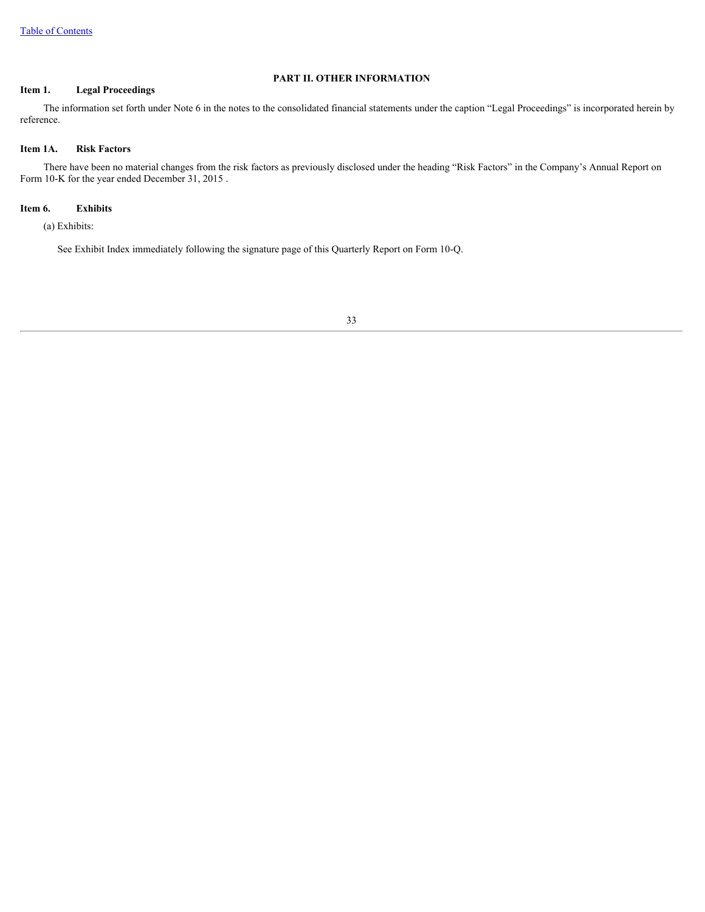## PART II. OTHER INFORMATION

### Item 1. Legal Proceedings

The information set forth under Note 6 in the notes to the consolidated financial statements under the caption "Legal Proceedings" is incorporated herein by reference.

### Item 1A. Risk Factors

There have been no material changes from the risk factors as previously disclosed under the heading "Risk Factors" in the Company's Annual Report on Form 10-K for the year ended December 31, 2015 .

### Item 6. Exhibits

(a) Exhibits:

See Exhibit Index immediately following the signature page of this Quarterly Report on Form 10-Q.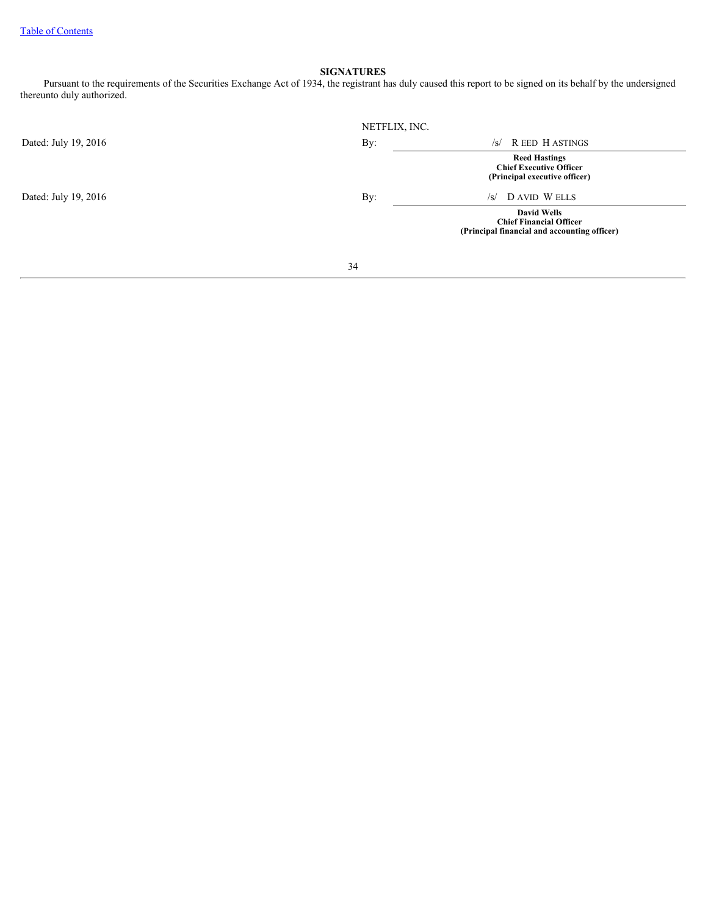## SIGNATURES

Pursuant to the requirements of the Securities Exchange Act of 1934, the registrant has duly caused this report to be signed on its behalf by the undersigned thereunto duly authorized.

NETFLIX, INC.

Dated: July 19, 2016

By: /s/ REED HASTINGS

**Reed Hastings**
**Chief Executive Officer**
**(Principal executive officer)**

Dated: July 19, 2016

By: /s/ DAVID WELLS

**David Wells**
**Chief Financial Officer**
**(Principal financial and accounting officer)**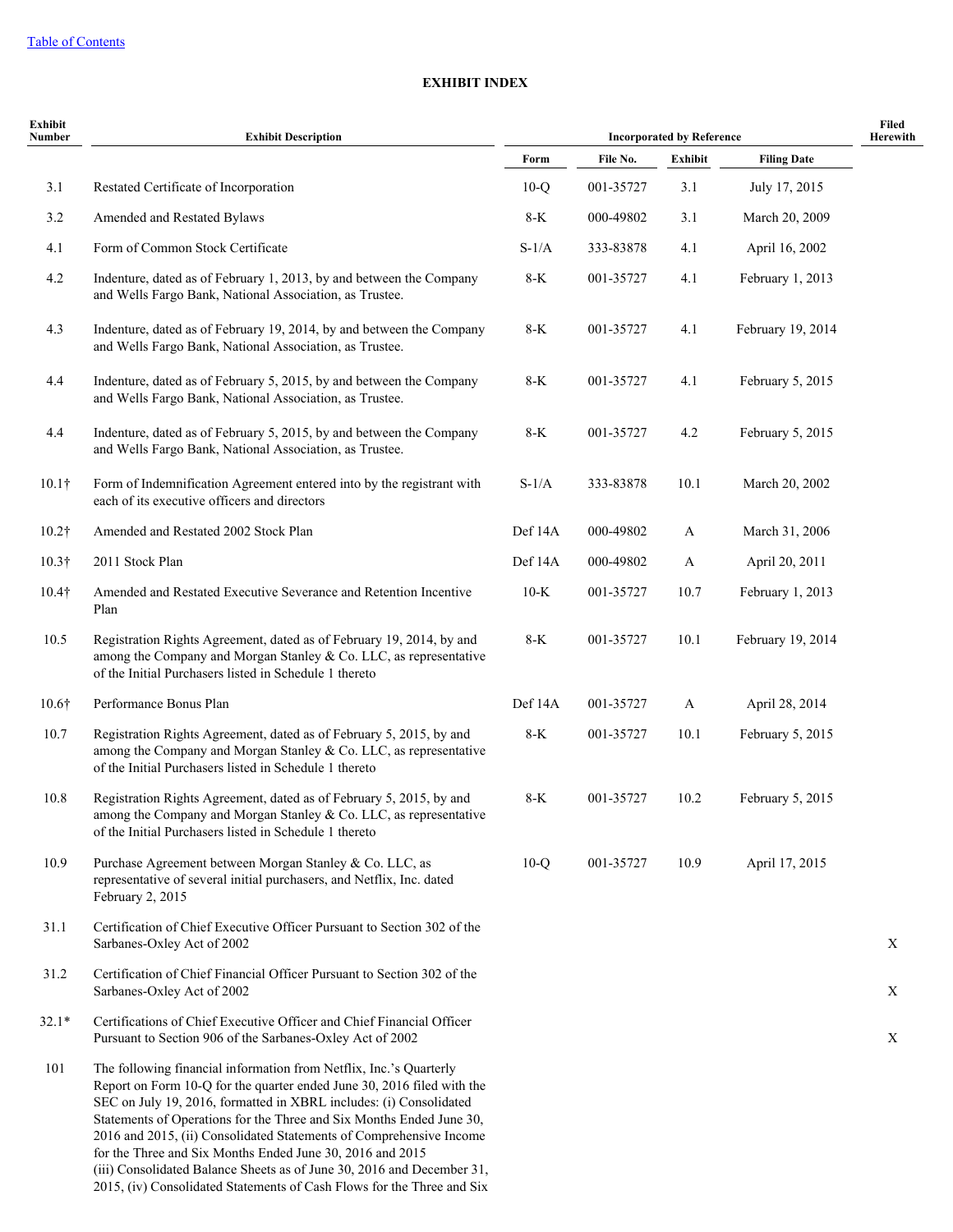[Table of Contents](#)

## EXHIBIT INDEX

| Exhibit Number | Exhibit Description | Incorporated by Reference | | | | Filed Herewith |
|---|---|---|---|---|---|---|
| | | Form | File No. | Exhibit | Filing Date | |
| 3.1 | Restated Certificate of Incorporation | 10-Q | 001-35727 | 3.1 | July 17, 2015 | |
| 3.2 | Amended and Restated Bylaws | 8-K | 000-49802 | 3.1 | March 20, 2009 | |
| 4.1 | Form of Common Stock Certificate | S-1/A | 333-83878 | 4.1 | April 16, 2002 | |
| 4.2 | Indenture, dated as of February 1, 2013, by and between the Company and Wells Fargo Bank, National Association, as Trustee. | 8-K | 001-35727 | 4.1 | February 1, 2013 | |
| 4.3 | Indenture, dated as of February 19, 2014, by and between the Company and Wells Fargo Bank, National Association, as Trustee. | 8-K | 001-35727 | 4.1 | February 19, 2014 | |
| 4.4 | Indenture, dated as of February 5, 2015, by and between the Company and Wells Fargo Bank, National Association, as Trustee. | 8-K | 001-35727 | 4.1 | February 5, 2015 | |
| 4.4 | Indenture, dated as of February 5, 2015, by and between the Company and Wells Fargo Bank, National Association, as Trustee. | 8-K | 001-35727 | 4.2 | February 5, 2015 | |
| 10.1† | Form of Indemnification Agreement entered into by the registrant with each of its executive officers and directors | S-1/A | 333-83878 | 10.1 | March 20, 2002 | |
| 10.2† | Amended and Restated 2002 Stock Plan | Def 14A | 000-49802 | A | March 31, 2006 | |
| 10.3† | 2011 Stock Plan | Def 14A | 000-49802 | A | April 20, 2011 | |
| 10.4† | Amended and Restated Executive Severance and Retention Incentive Plan | 10-K | 001-35727 | 10.7 | February 1, 2013 | |
| 10.5 | Registration Rights Agreement, dated as of February 19, 2014, by and among the Company and Morgan Stanley & Co. LLC, as representative of the Initial Purchasers listed in Schedule 1 thereto | 8-K | 001-35727 | 10.1 | February 19, 2014 | |
| 10.6† | Performance Bonus Plan | Def 14A | 001-35727 | A | April 28, 2014 | |
| 10.7 | Registration Rights Agreement, dated as of February 5, 2015, by and among the Company and Morgan Stanley & Co. LLC, as representative of the Initial Purchasers listed in Schedule 1 thereto | 8-K | 001-35727 | 10.1 | February 5, 2015 | |
| 10.8 | Registration Rights Agreement, dated as of February 5, 2015, by and among the Company and Morgan Stanley & Co. LLC, as representative of the Initial Purchasers listed in Schedule 1 thereto | 8-K | 001-35727 | 10.2 | February 5, 2015 | |
| 10.9 | Purchase Agreement between Morgan Stanley & Co. LLC, as representative of several initial purchasers, and Netflix, Inc. dated February 2, 2015 | 10-Q | 001-35727 | 10.9 | April 17, 2015 | |
| 31.1 | Certification of Chief Executive Officer Pursuant to Section 302 of the Sarbanes-Oxley Act of 2002 | | | | | X |
| 31.2 | Certification of Chief Financial Officer Pursuant to Section 302 of the Sarbanes-Oxley Act of 2002 | | | | | X |
| 32.1* | Certifications of Chief Executive Officer and Chief Financial Officer Pursuant to Section 906 of the Sarbanes-Oxley Act of 2002 | | | | | X |
| 101 | The following financial information from Netflix, Inc.'s Quarterly Report on Form 10-Q for the quarter ended June 30, 2016 filed with the SEC on July 19, 2016, formatted in XBRL includes: (i) Consolidated Statements of Operations for the Three and Six Months Ended June 30, 2016 and 2015, (ii) Consolidated Statements of Comprehensive Income for the Three and Six Months Ended June 30, 2016 and 2015 (iii) Consolidated Balance Sheets as of June 30, 2016 and December 31, 2015, (iv) Consolidated Statements of Cash Flows for the Three and Six | | | | | |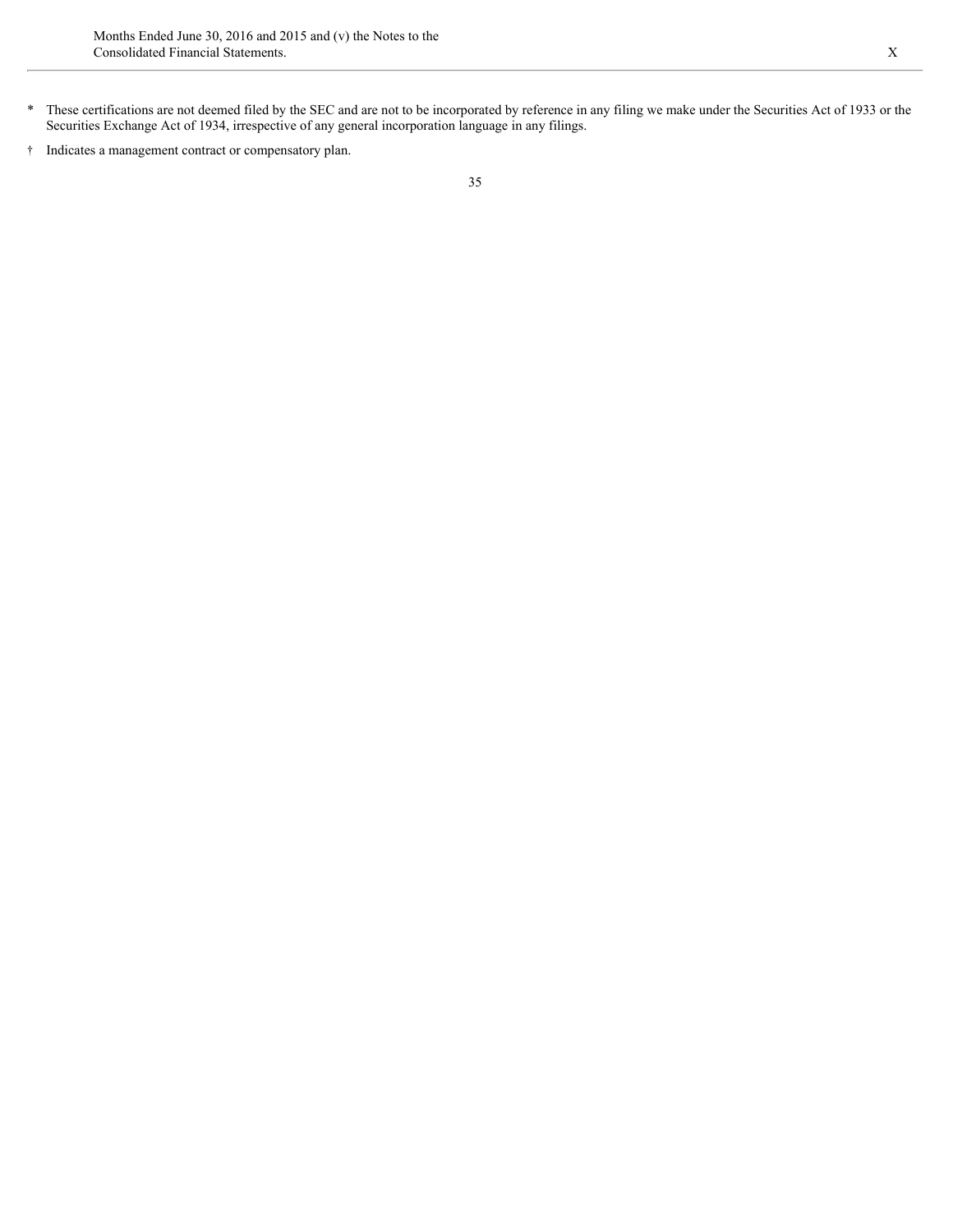| | | |
|---|---|---|
| | Months Ended June 30, 2016 and 2015 and (v) the Notes to the Consolidated Financial Statements. | X |

\* These certifications are not deemed filed by the SEC and are not to be incorporated by reference in any filing we make under the Securities Act of 1933 or the Securities Exchange Act of 1934, irrespective of any general incorporation language in any filings.

† Indicates a management contract or compensatory plan.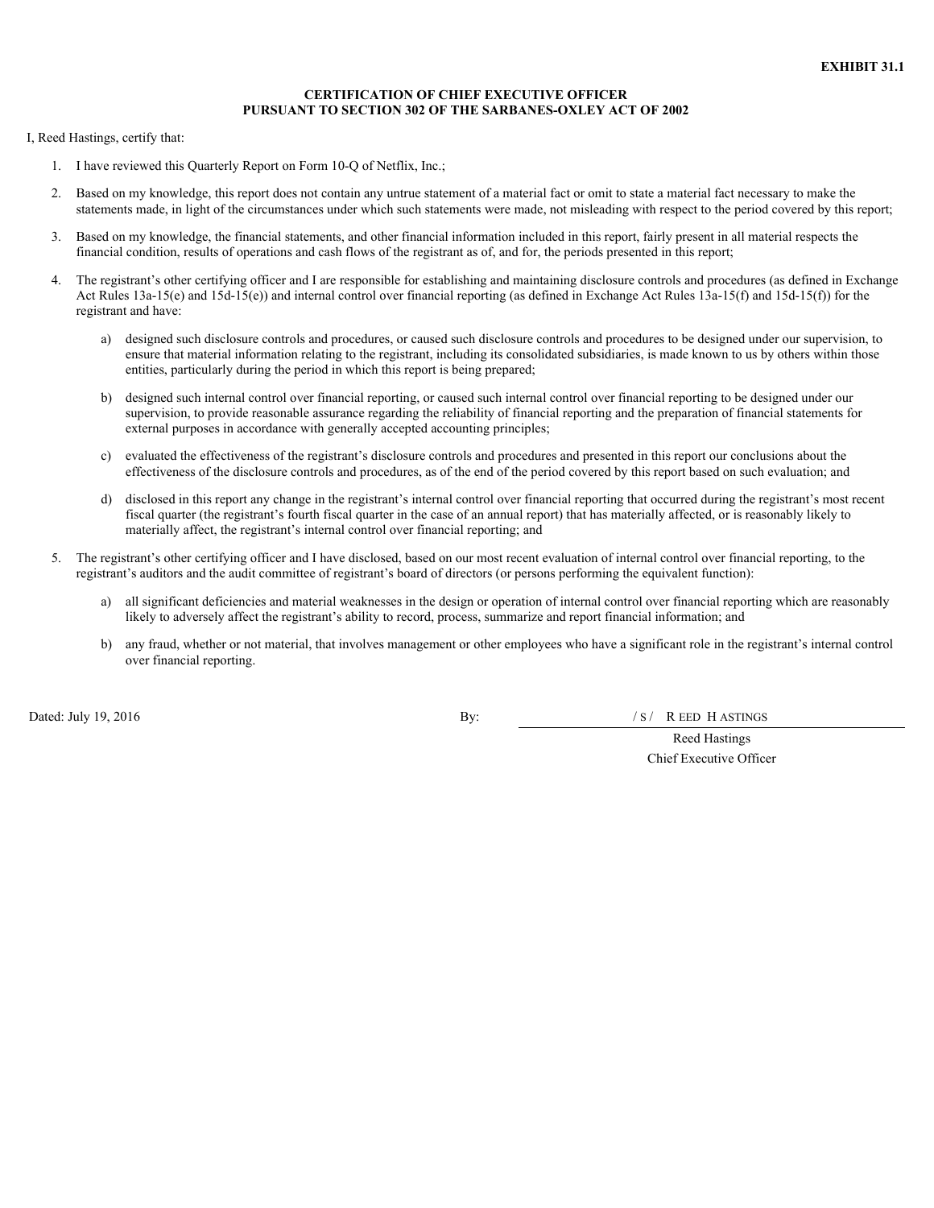**EXHIBIT 31.1**

**CERTIFICATION OF CHIEF EXECUTIVE OFFICER**
**PURSUANT TO SECTION 302 OF THE SARBANES-OXLEY ACT OF 2002**

I, Reed Hastings, certify that:

1. I have reviewed this Quarterly Report on Form 10-Q of Netflix, Inc.;
2. Based on my knowledge, this report does not contain any untrue statement of a material fact or omit to state a material fact necessary to make the statements made, in light of the circumstances under which such statements were made, not misleading with respect to the period covered by this report;
3. Based on my knowledge, the financial statements, and other financial information included in this report, fairly present in all material respects the financial condition, results of operations and cash flows of the registrant as of, and for, the periods presented in this report;
4. The registrant's other certifying officer and I are responsible for establishing and maintaining disclosure controls and procedures (as defined in Exchange Act Rules 13a-15(e) and 15d-15(e)) and internal control over financial reporting (as defined in Exchange Act Rules 13a-15(f) and 15d-15(f)) for the registrant and have:
   a) designed such disclosure controls and procedures, or caused such disclosure controls and procedures to be designed under our supervision, to ensure that material information relating to the registrant, including its consolidated subsidiaries, is made known to us by others within those entities, particularly during the period in which this report is being prepared;
   b) designed such internal control over financial reporting, or caused such internal control over financial reporting to be designed under our supervision, to provide reasonable assurance regarding the reliability of financial reporting and the preparation of financial statements for external purposes in accordance with generally accepted accounting principles;
   c) evaluated the effectiveness of the registrant's disclosure controls and procedures and presented in this report our conclusions about the effectiveness of the disclosure controls and procedures, as of the end of the period covered by this report based on such evaluation; and
   d) disclosed in this report any change in the registrant's internal control over financial reporting that occurred during the registrant's most recent fiscal quarter (the registrant's fourth fiscal quarter in the case of an annual report) that has materially affected, or is reasonably likely to materially affect, the registrant's internal control over financial reporting; and
5. The registrant's other certifying officer and I have disclosed, based on our most recent evaluation of internal control over financial reporting, to the registrant's auditors and the audit committee of registrant's board of directors (or persons performing the equivalent function):
   a) all significant deficiencies and material weaknesses in the design or operation of internal control over financial reporting which are reasonably likely to adversely affect the registrant's ability to record, process, summarize and report financial information; and
   b) any fraud, whether or not material, that involves management or other employees who have a significant role in the registrant's internal control over financial reporting.

Dated: July 19, 2016

By: /S/ REED HASTINGS

Reed Hastings
Chief Executive Officer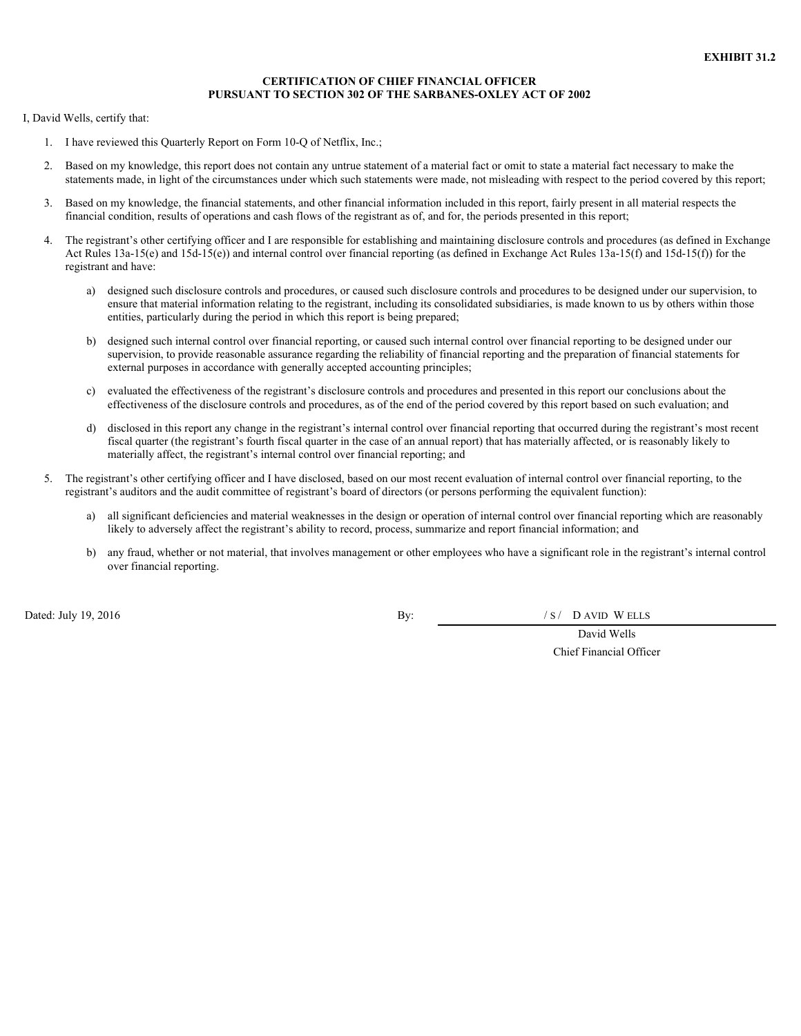**EXHIBIT 31.2**

**CERTIFICATION OF CHIEF FINANCIAL OFFICER**
**PURSUANT TO SECTION 302 OF THE SARBANES-OXLEY ACT OF 2002**

I, David Wells, certify that:

1. I have reviewed this Quarterly Report on Form 10-Q of Netflix, Inc.;
2. Based on my knowledge, this report does not contain any untrue statement of a material fact or omit to state a material fact necessary to make the statements made, in light of the circumstances under which such statements were made, not misleading with respect to the period covered by this report;
3. Based on my knowledge, the financial statements, and other financial information included in this report, fairly present in all material respects the financial condition, results of operations and cash flows of the registrant as of, and for, the periods presented in this report;
4. The registrant's other certifying officer and I are responsible for establishing and maintaining disclosure controls and procedures (as defined in Exchange Act Rules 13a-15(e) and 15d-15(e)) and internal control over financial reporting (as defined in Exchange Act Rules 13a-15(f) and 15d-15(f)) for the registrant and have:
   a) designed such disclosure controls and procedures, or caused such disclosure controls and procedures to be designed under our supervision, to ensure that material information relating to the registrant, including its consolidated subsidiaries, is made known to us by others within those entities, particularly during the period in which this report is being prepared;
   b) designed such internal control over financial reporting, or caused such internal control over financial reporting to be designed under our supervision, to provide reasonable assurance regarding the reliability of financial reporting and the preparation of financial statements for external purposes in accordance with generally accepted accounting principles;
   c) evaluated the effectiveness of the registrant's disclosure controls and procedures and presented in this report our conclusions about the effectiveness of the disclosure controls and procedures, as of the end of the period covered by this report based on such evaluation; and
   d) disclosed in this report any change in the registrant's internal control over financial reporting that occurred during the registrant's most recent fiscal quarter (the registrant's fourth fiscal quarter in the case of an annual report) that has materially affected, or is reasonably likely to materially affect, the registrant's internal control over financial reporting; and
5. The registrant's other certifying officer and I have disclosed, based on our most recent evaluation of internal control over financial reporting, to the registrant's auditors and the audit committee of registrant's board of directors (or persons performing the equivalent function):
   a) all significant deficiencies and material weaknesses in the design or operation of internal control over financial reporting which are reasonably likely to adversely affect the registrant's ability to record, process, summarize and report financial information; and
   b) any fraud, whether or not material, that involves management or other employees who have a significant role in the registrant's internal control over financial reporting.

Dated: July 19, 2016

By: /s/ David Wells

David Wells
Chief Financial Officer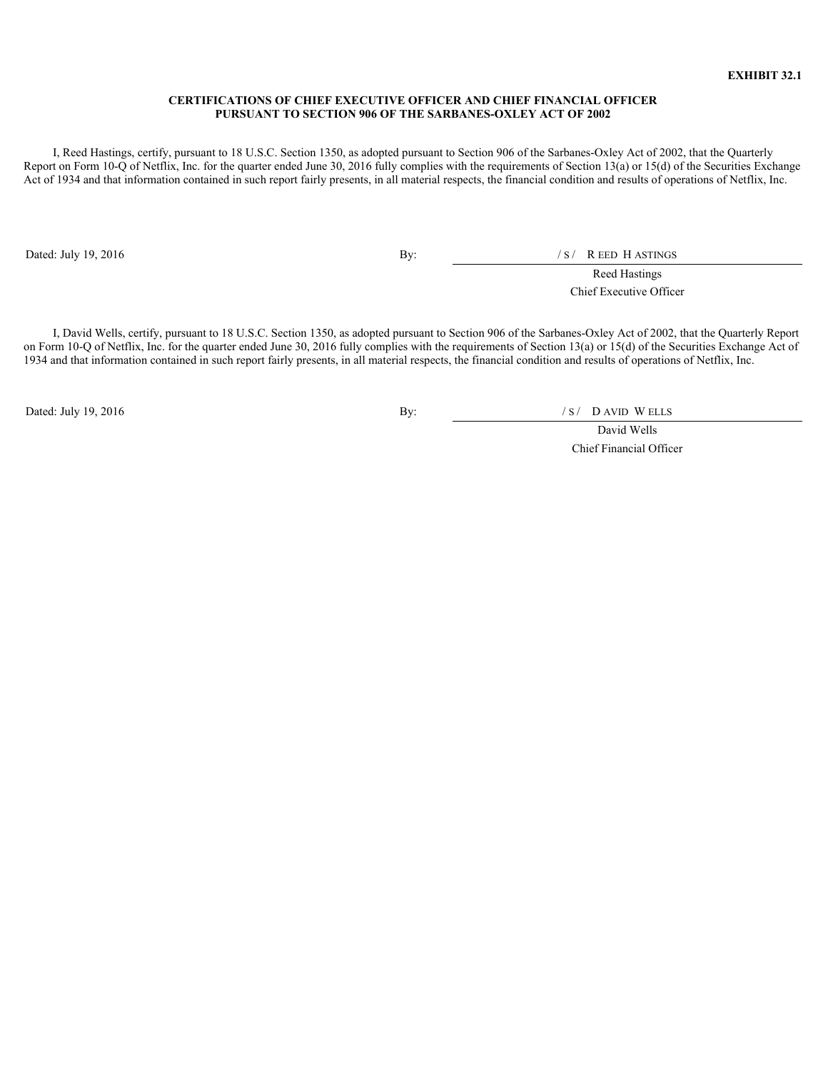**EXHIBIT 32.1**

**CERTIFICATIONS OF CHIEF EXECUTIVE OFFICER AND CHIEF FINANCIAL OFFICER PURSUANT TO SECTION 906 OF THE SARBANES-OXLEY ACT OF 2002**

I, Reed Hastings, certify, pursuant to 18 U.S.C. Section 1350, as adopted pursuant to Section 906 of the Sarbanes-Oxley Act of 2002, that the Quarterly Report on Form 10-Q of Netflix, Inc. for the quarter ended June 30, 2016 fully complies with the requirements of Section 13(a) or 15(d) of the Securities Exchange Act of 1934 and that information contained in such report fairly presents, in all material respects, the financial condition and results of operations of Netflix, Inc.

Dated: July 19, 2016

By: /S/ REED HASTINGS

Reed Hastings

Chief Executive Officer

I, David Wells, certify, pursuant to 18 U.S.C. Section 1350, as adopted pursuant to Section 906 of the Sarbanes-Oxley Act of 2002, that the Quarterly Report on Form 10-Q of Netflix, Inc. for the quarter ended June 30, 2016 fully complies with the requirements of Section 13(a) or 15(d) of the Securities Exchange Act of 1934 and that information contained in such report fairly presents, in all material respects, the financial condition and results of operations of Netflix, Inc.

Dated: July 19, 2016

By: /S/ DAVID WELLS

David Wells

Chief Financial Officer